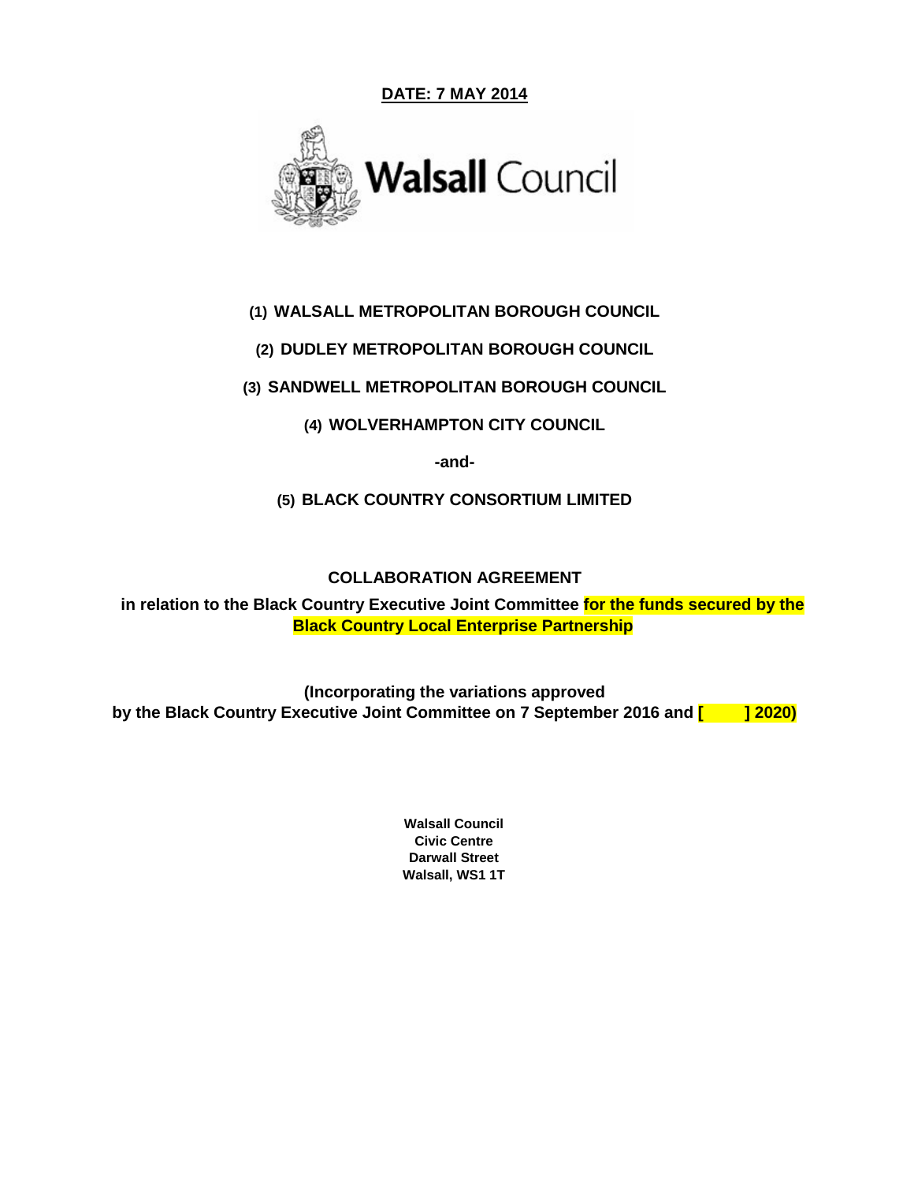**DATE: 7 MAY 2014**

Walsall Council

**(1) WALSALL METROPOLITAN BOROUGH COUNCIL**

**(2) DUDLEY METROPOLITAN BOROUGH COUNCIL**

**(3) SANDWELL METROPOLITAN BOROUGH COUNCIL**

**(4) WOLVERHAMPTON CITY COUNCIL**

**-and-**

**(5) BLACK COUNTRY CONSORTIUM LIMITED**

**COLLABORATION AGREEMENT**

**in relation to the Black Country Executive Joint Committee for the funds secured by the Black Country Local Enterprise Partnership**

**(Incorporating the variations approved by the Black Country Executive Joint Committee on 7 September 2016 and [        ] 2020)**

**Walsall Council**
**Civic Centre**
**Darwall Street**
**Walsall, WS1 1T**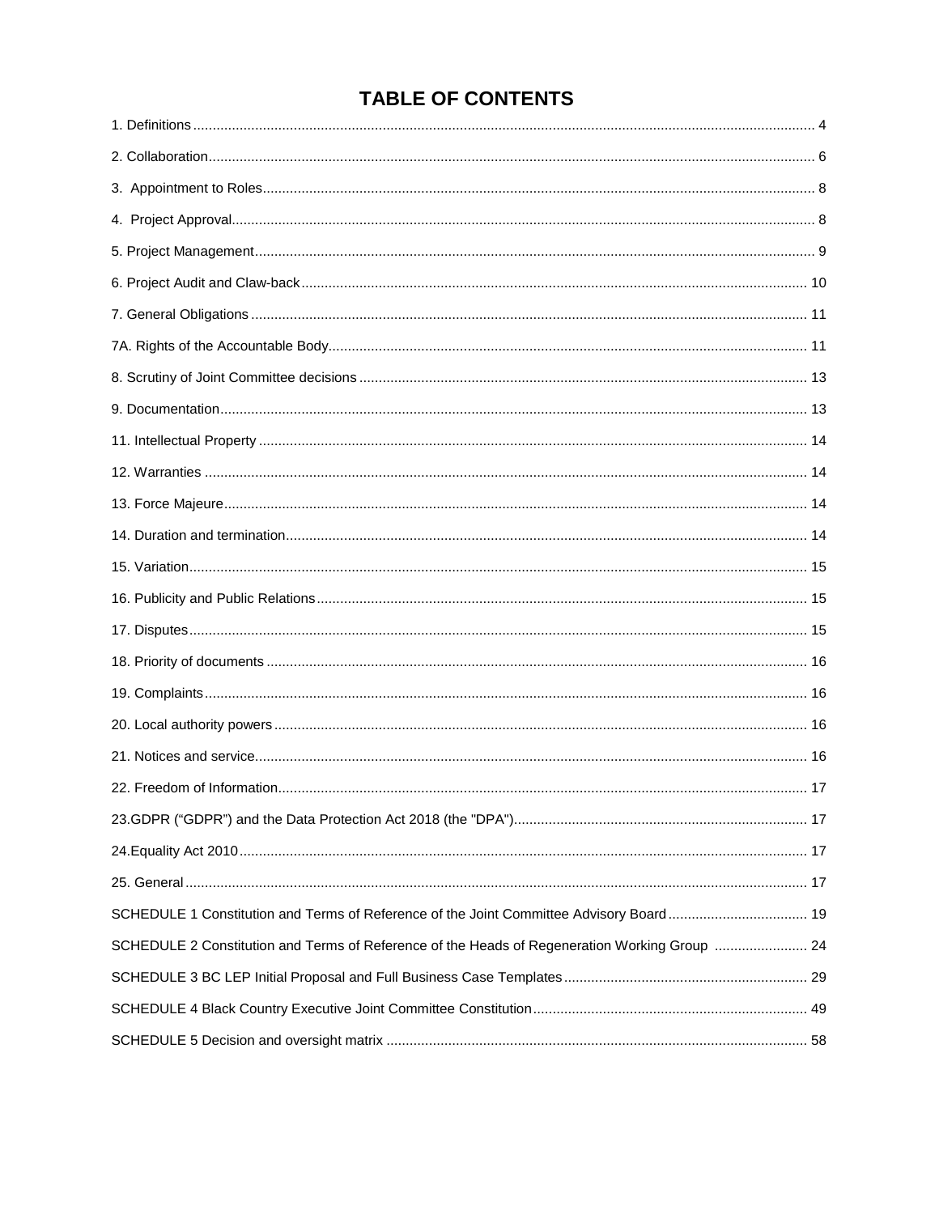# TABLE OF CONTENTS

1. Definitions ... 4
2. Collaboration ... 6
3. Appointment to Roles ... 8
4. Project Approval ... 8
5. Project Management ... 9
6. Project Audit and Claw-back ... 10
7. General Obligations ... 11
7A. Rights of the Accountable Body ... 11
8. Scrutiny of Joint Committee decisions ... 13
9. Documentation ... 13
11. Intellectual Property ... 14
12. Warranties ... 14
13. Force Majeure ... 14
14. Duration and termination ... 14
15. Variation ... 15
16. Publicity and Public Relations ... 15
17. Disputes ... 15
18. Priority of documents ... 16
19. Complaints ... 16
20. Local authority powers ... 16
21. Notices and service ... 16
22. Freedom of Information ... 17
23.GDPR ("GDPR") and the Data Protection Act 2018 (the "DPA") ... 17
24.Equality Act 2010 ... 17
25. General ... 17
SCHEDULE 1 Constitution and Terms of Reference of the Joint Committee Advisory Board ... 19
SCHEDULE 2 Constitution and Terms of Reference of the Heads of Regeneration Working Group ... 24
SCHEDULE 3 BC LEP Initial Proposal and Full Business Case Templates ... 29
SCHEDULE 4 Black Country Executive Joint Committee Constitution ... 49
SCHEDULE 5 Decision and oversight matrix ... 58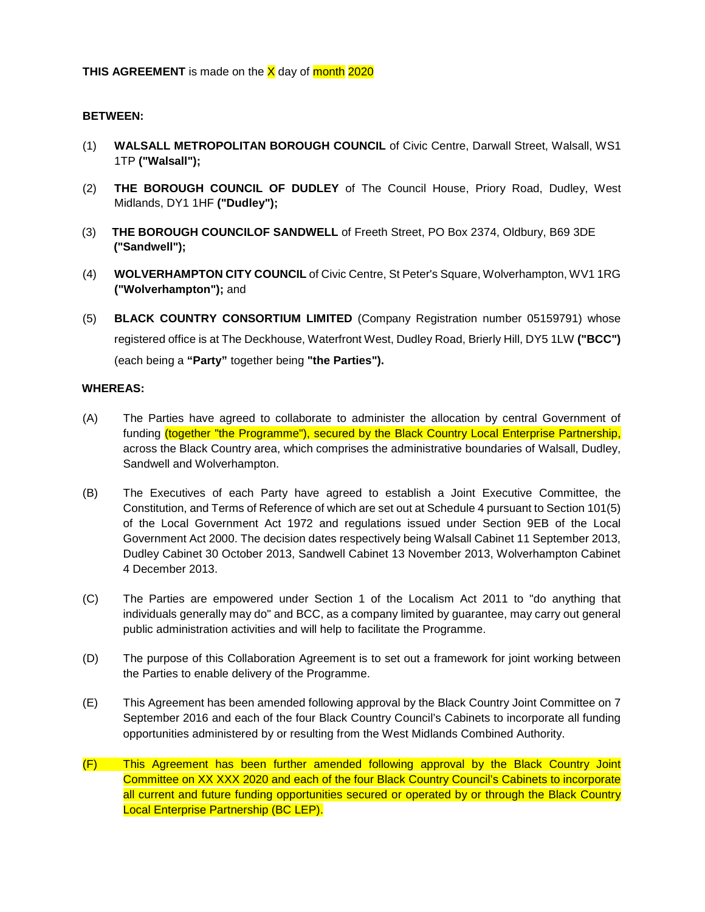**THIS AGREEMENT** is made on the X day of month 2020

**BETWEEN:**

(1) **WALSALL METROPOLITAN BOROUGH COUNCIL** of Civic Centre, Darwall Street, Walsall, WS1 1TP **("Walsall");**

(2) **THE BOROUGH COUNCIL OF DUDLEY** of The Council House, Priory Road, Dudley, West Midlands, DY1 1HF **("Dudley");**

(3) **THE BOROUGH COUNCILOF SANDWELL** of Freeth Street, PO Box 2374, Oldbury, B69 3DE **("Sandwell");**

(4) **WOLVERHAMPTON CITY COUNCIL** of Civic Centre, St Peter's Square, Wolverhampton, WV1 1RG **("Wolverhampton");** and

(5) **BLACK COUNTRY CONSORTIUM LIMITED** (Company Registration number 05159791) whose registered office is at The Deckhouse, Waterfront West, Dudley Road, Brierly Hill, DY5 1LW **("BCC")** (each being a **"Party"** together being **"the Parties").**

**WHEREAS:**

(A) The Parties have agreed to collaborate to administer the allocation by central Government of funding (together "the Programme"), secured by the Black Country Local Enterprise Partnership, across the Black Country area, which comprises the administrative boundaries of Walsall, Dudley, Sandwell and Wolverhampton.

(B) The Executives of each Party have agreed to establish a Joint Executive Committee, the Constitution, and Terms of Reference of which are set out at Schedule 4 pursuant to Section 101(5) of the Local Government Act 1972 and regulations issued under Section 9EB of the Local Government Act 2000. The decision dates respectively being Walsall Cabinet 11 September 2013, Dudley Cabinet 30 October 2013, Sandwell Cabinet 13 November 2013, Wolverhampton Cabinet 4 December 2013.

(C) The Parties are empowered under Section 1 of the Localism Act 2011 to "do anything that individuals generally may do" and BCC, as a company limited by guarantee, may carry out general public administration activities and will help to facilitate the Programme.

(D) The purpose of this Collaboration Agreement is to set out a framework for joint working between the Parties to enable delivery of the Programme.

(E) This Agreement has been amended following approval by the Black Country Joint Committee on 7 September 2016 and each of the four Black Country Council's Cabinets to incorporate all funding opportunities administered by or resulting from the West Midlands Combined Authority.

(F) This Agreement has been further amended following approval by the Black Country Joint Committee on XX XXX 2020 and each of the four Black Country Council's Cabinets to incorporate all current and future funding opportunities secured or operated by or through the Black Country Local Enterprise Partnership (BC LEP).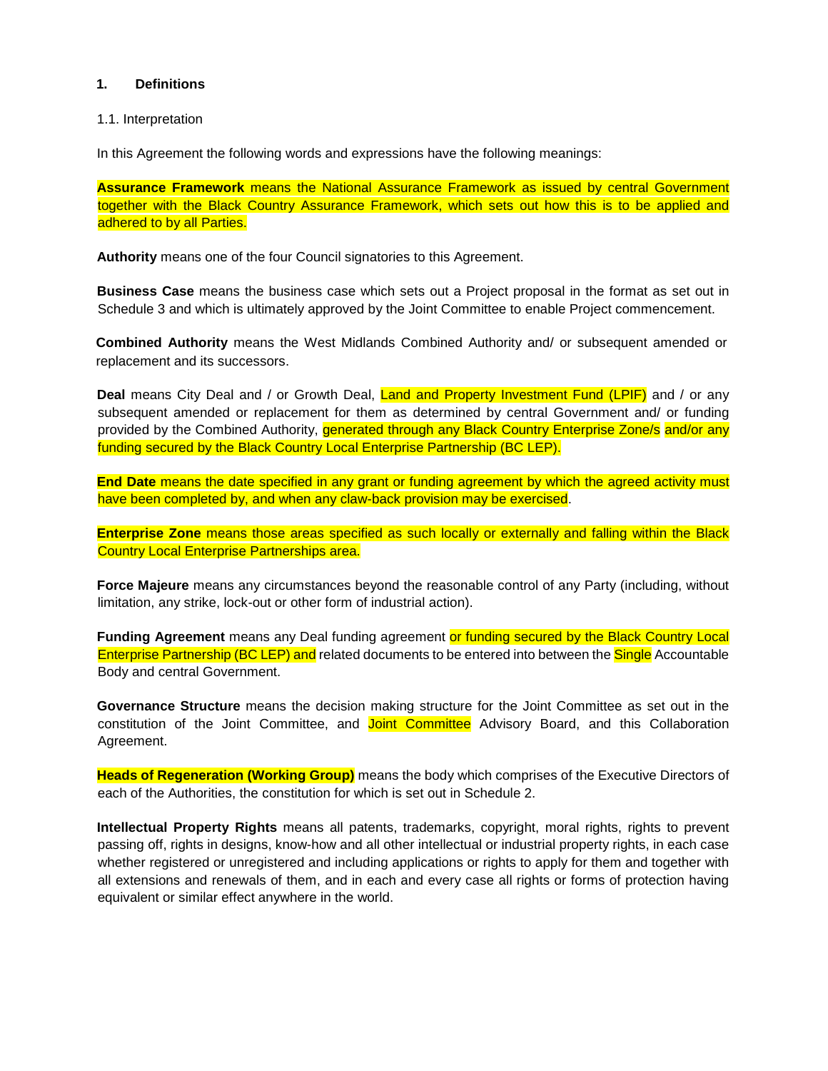**1. Definitions**

1.1. Interpretation

In this Agreement the following words and expressions have the following meanings:

**Assurance Framework** means the National Assurance Framework as issued by central Government together with the Black Country Assurance Framework, which sets out how this is to be applied and adhered to by all Parties.

**Authority** means one of the four Council signatories to this Agreement.

**Business Case** means the business case which sets out a Project proposal in the format as set out in Schedule 3 and which is ultimately approved by the Joint Committee to enable Project commencement.

**Combined Authority** means the West Midlands Combined Authority and/ or subsequent amended or replacement and its successors.

**Deal** means City Deal and / or Growth Deal, Land and Property Investment Fund (LPIF) and / or any subsequent amended or replacement for them as determined by central Government and/ or funding provided by the Combined Authority, generated through any Black Country Enterprise Zone/s and/or any funding secured by the Black Country Local Enterprise Partnership (BC LEP).

**End Date** means the date specified in any grant or funding agreement by which the agreed activity must have been completed by, and when any claw-back provision may be exercised.

**Enterprise Zone** means those areas specified as such locally or externally and falling within the Black Country Local Enterprise Partnerships area.

**Force Majeure** means any circumstances beyond the reasonable control of any Party (including, without limitation, any strike, lock-out or other form of industrial action).

**Funding Agreement** means any Deal funding agreement or funding secured by the Black Country Local Enterprise Partnership (BC LEP) and related documents to be entered into between the Single Accountable Body and central Government.

**Governance Structure** means the decision making structure for the Joint Committee as set out in the constitution of the Joint Committee, and Joint Committee Advisory Board, and this Collaboration Agreement.

**Heads of Regeneration (Working Group)** means the body which comprises of the Executive Directors of each of the Authorities, the constitution for which is set out in Schedule 2.

**Intellectual Property Rights** means all patents, trademarks, copyright, moral rights, rights to prevent passing off, rights in designs, know-how and all other intellectual or industrial property rights, in each case whether registered or unregistered and including applications or rights to apply for them and together with all extensions and renewals of them, and in each and every case all rights or forms of protection having equivalent or similar effect anywhere in the world.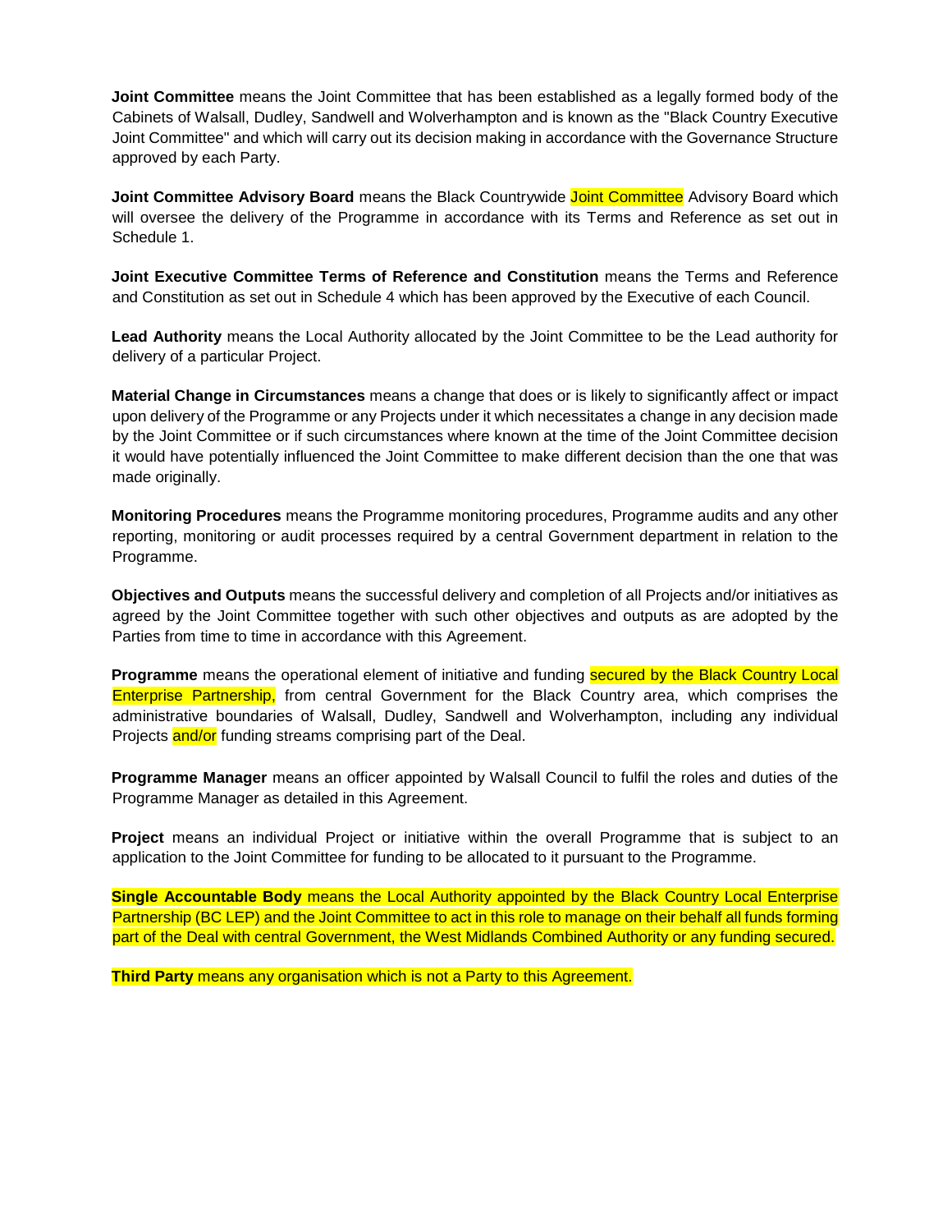**Joint Committee** means the Joint Committee that has been established as a legally formed body of the Cabinets of Walsall, Dudley, Sandwell and Wolverhampton and is known as the "Black Country Executive Joint Committee" and which will carry out its decision making in accordance with the Governance Structure approved by each Party.

**Joint Committee Advisory Board** means the Black Countrywide Joint Committee Advisory Board which will oversee the delivery of the Programme in accordance with its Terms and Reference as set out in Schedule 1.

**Joint Executive Committee Terms of Reference and Constitution** means the Terms and Reference and Constitution as set out in Schedule 4 which has been approved by the Executive of each Council.

**Lead Authority** means the Local Authority allocated by the Joint Committee to be the Lead authority for delivery of a particular Project.

**Material Change in Circumstances** means a change that does or is likely to significantly affect or impact upon delivery of the Programme or any Projects under it which necessitates a change in any decision made by the Joint Committee or if such circumstances where known at the time of the Joint Committee decision it would have potentially influenced the Joint Committee to make different decision than the one that was made originally.

**Monitoring Procedures** means the Programme monitoring procedures, Programme audits and any other reporting, monitoring or audit processes required by a central Government department in relation to the Programme.

**Objectives and Outputs** means the successful delivery and completion of all Projects and/or initiatives as agreed by the Joint Committee together with such other objectives and outputs as are adopted by the Parties from time to time in accordance with this Agreement.

**Programme** means the operational element of initiative and funding secured by the Black Country Local Enterprise Partnership, from central Government for the Black Country area, which comprises the administrative boundaries of Walsall, Dudley, Sandwell and Wolverhampton, including any individual Projects and/or funding streams comprising part of the Deal.

**Programme Manager** means an officer appointed by Walsall Council to fulfil the roles and duties of the Programme Manager as detailed in this Agreement.

**Project** means an individual Project or initiative within the overall Programme that is subject to an application to the Joint Committee for funding to be allocated to it pursuant to the Programme.

**Single Accountable Body** means the Local Authority appointed by the Black Country Local Enterprise Partnership (BC LEP) and the Joint Committee to act in this role to manage on their behalf all funds forming part of the Deal with central Government, the West Midlands Combined Authority or any funding secured.

**Third Party** means any organisation which is not a Party to this Agreement.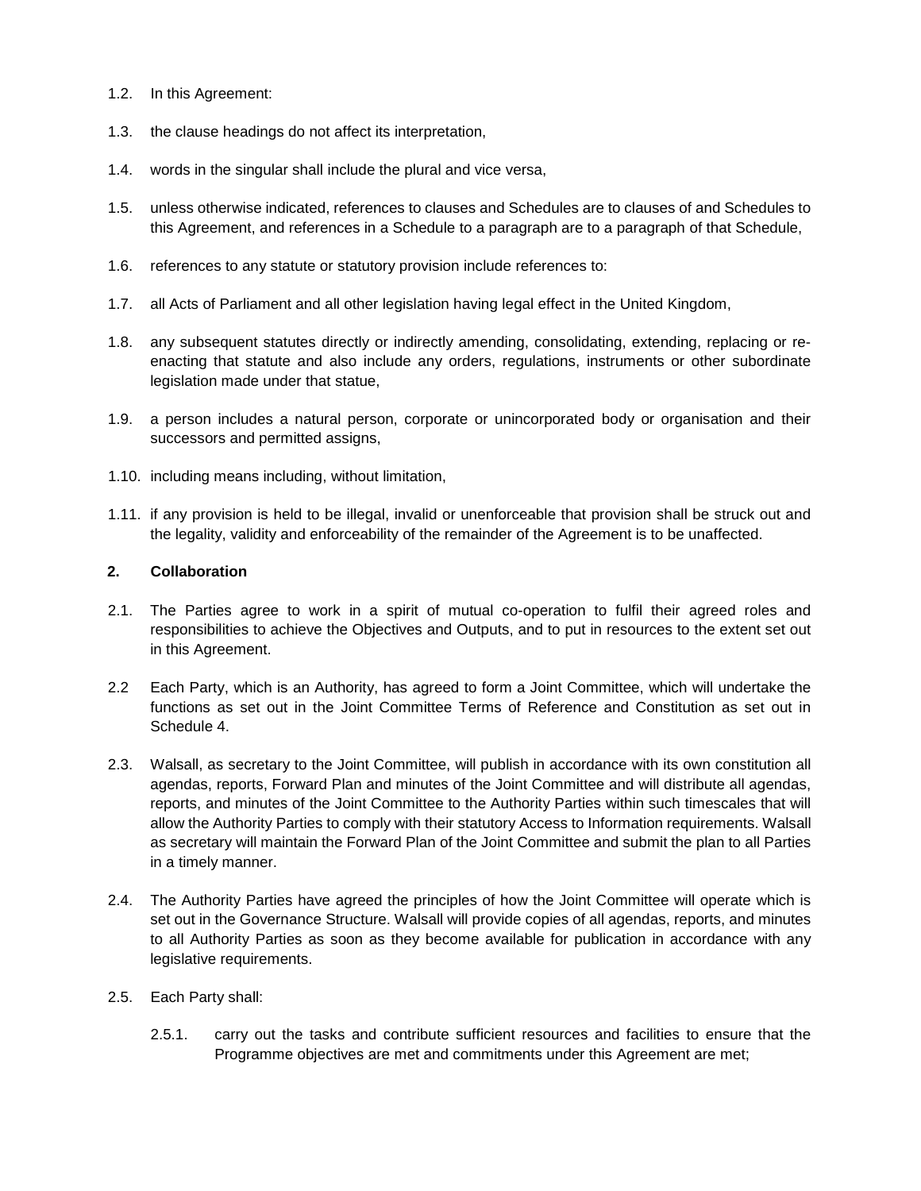1.2. In this Agreement:

1.3. the clause headings do not affect its interpretation,

1.4. words in the singular shall include the plural and vice versa,

1.5. unless otherwise indicated, references to clauses and Schedules are to clauses of and Schedules to this Agreement, and references in a Schedule to a paragraph are to a paragraph of that Schedule,

1.6. references to any statute or statutory provision include references to:

1.7. all Acts of Parliament and all other legislation having legal effect in the United Kingdom,

1.8. any subsequent statutes directly or indirectly amending, consolidating, extending, replacing or re-enacting that statute and also include any orders, regulations, instruments or other subordinate legislation made under that statue,

1.9. a person includes a natural person, corporate or unincorporated body or organisation and their successors and permitted assigns,

1.10. including means including, without limitation,

1.11. if any provision is held to be illegal, invalid or unenforceable that provision shall be struck out and the legality, validity and enforceability of the remainder of the Agreement is to be unaffected.

## 2. Collaboration

2.1. The Parties agree to work in a spirit of mutual co-operation to fulfil their agreed roles and responsibilities to achieve the Objectives and Outputs, and to put in resources to the extent set out in this Agreement.

2.2 Each Party, which is an Authority, has agreed to form a Joint Committee, which will undertake the functions as set out in the Joint Committee Terms of Reference and Constitution as set out in Schedule 4.

2.3. Walsall, as secretary to the Joint Committee, will publish in accordance with its own constitution all agendas, reports, Forward Plan and minutes of the Joint Committee and will distribute all agendas, reports, and minutes of the Joint Committee to the Authority Parties within such timescales that will allow the Authority Parties to comply with their statutory Access to Information requirements. Walsall as secretary will maintain the Forward Plan of the Joint Committee and submit the plan to all Parties in a timely manner.

2.4. The Authority Parties have agreed the principles of how the Joint Committee will operate which is set out in the Governance Structure. Walsall will provide copies of all agendas, reports, and minutes to all Authority Parties as soon as they become available for publication in accordance with any legislative requirements.

2.5. Each Party shall:

2.5.1. carry out the tasks and contribute sufficient resources and facilities to ensure that the Programme objectives are met and commitments under this Agreement are met;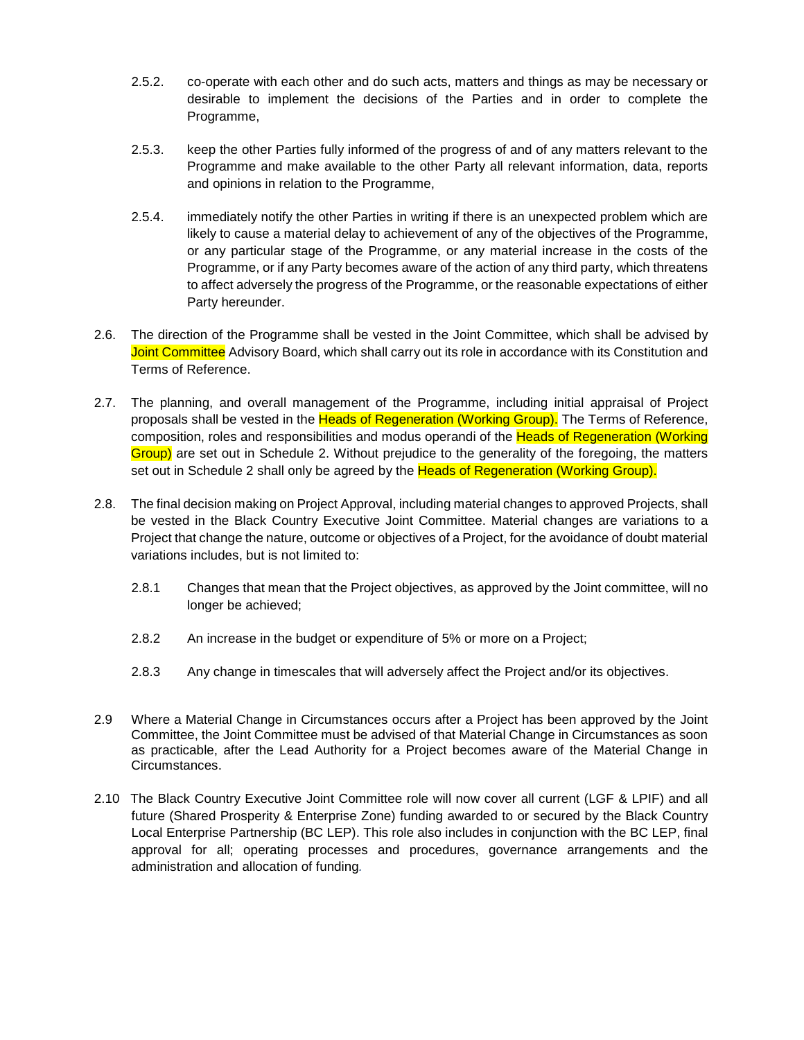2.5.2. co-operate with each other and do such acts, matters and things as may be necessary or desirable to implement the decisions of the Parties and in order to complete the Programme,

2.5.3. keep the other Parties fully informed of the progress of and of any matters relevant to the Programme and make available to the other Party all relevant information, data, reports and opinions in relation to the Programme,

2.5.4. immediately notify the other Parties in writing if there is an unexpected problem which are likely to cause a material delay to achievement of any of the objectives of the Programme, or any particular stage of the Programme, or any material increase in the costs of the Programme, or if any Party becomes aware of the action of any third party, which threatens to affect adversely the progress of the Programme, or the reasonable expectations of either Party hereunder.

2.6. The direction of the Programme shall be vested in the Joint Committee, which shall be advised by Joint Committee Advisory Board, which shall carry out its role in accordance with its Constitution and Terms of Reference.

2.7. The planning, and overall management of the Programme, including initial appraisal of Project proposals shall be vested in the Heads of Regeneration (Working Group). The Terms of Reference, composition, roles and responsibilities and modus operandi of the Heads of Regeneration (Working Group) are set out in Schedule 2. Without prejudice to the generality of the foregoing, the matters set out in Schedule 2 shall only be agreed by the Heads of Regeneration (Working Group).

2.8. The final decision making on Project Approval, including material changes to approved Projects, shall be vested in the Black Country Executive Joint Committee. Material changes are variations to a Project that change the nature, outcome or objectives of a Project, for the avoidance of doubt material variations includes, but is not limited to:

2.8.1 Changes that mean that the Project objectives, as approved by the Joint committee, will no longer be achieved;

2.8.2 An increase in the budget or expenditure of 5% or more on a Project;

2.8.3 Any change in timescales that will adversely affect the Project and/or its objectives.

2.9 Where a Material Change in Circumstances occurs after a Project has been approved by the Joint Committee, the Joint Committee must be advised of that Material Change in Circumstances as soon as practicable, after the Lead Authority for a Project becomes aware of the Material Change in Circumstances.

2.10 The Black Country Executive Joint Committee role will now cover all current (LGF & LPIF) and all future (Shared Prosperity & Enterprise Zone) funding awarded to or secured by the Black Country Local Enterprise Partnership (BC LEP). This role also includes in conjunction with the BC LEP, final approval for all; operating processes and procedures, governance arrangements and the administration and allocation of funding.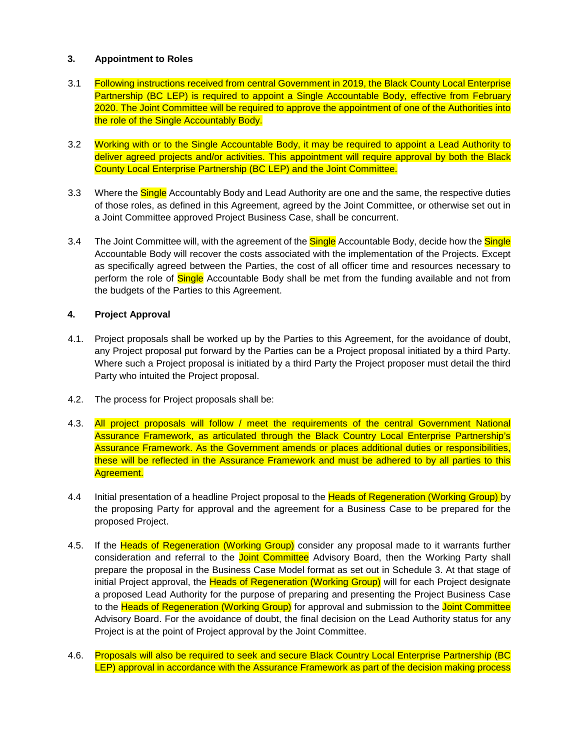**3. Appointment to Roles**

3.1 Following instructions received from central Government in 2019, the Black County Local Enterprise Partnership (BC LEP) is required to appoint a Single Accountable Body, effective from February 2020. The Joint Committee will be required to approve the appointment of one of the Authorities into the role of the Single Accountably Body.

3.2 Working with or to the Single Accountable Body, it may be required to appoint a Lead Authority to deliver agreed projects and/or activities. This appointment will require approval by both the Black County Local Enterprise Partnership (BC LEP) and the Joint Committee.

3.3 Where the Single Accountably Body and Lead Authority are one and the same, the respective duties of those roles, as defined in this Agreement, agreed by the Joint Committee, or otherwise set out in a Joint Committee approved Project Business Case, shall be concurrent.

3.4 The Joint Committee will, with the agreement of the Single Accountable Body, decide how the Single Accountable Body will recover the costs associated with the implementation of the Projects. Except as specifically agreed between the Parties, the cost of all officer time and resources necessary to perform the role of Single Accountable Body shall be met from the funding available and not from the budgets of the Parties to this Agreement.

**4. Project Approval**

4.1. Project proposals shall be worked up by the Parties to this Agreement, for the avoidance of doubt, any Project proposal put forward by the Parties can be a Project proposal initiated by a third Party. Where such a Project proposal is initiated by a third Party the Project proposer must detail the third Party who intuited the Project proposal.

4.2. The process for Project proposals shall be:

4.3. All project proposals will follow / meet the requirements of the central Government National Assurance Framework, as articulated through the Black Country Local Enterprise Partnership's Assurance Framework. As the Government amends or places additional duties or responsibilities, these will be reflected in the Assurance Framework and must be adhered to by all parties to this Agreement.

4.4 Initial presentation of a headline Project proposal to the Heads of Regeneration (Working Group) by the proposing Party for approval and the agreement for a Business Case to be prepared for the proposed Project.

4.5. If the Heads of Regeneration (Working Group) consider any proposal made to it warrants further consideration and referral to the Joint Committee Advisory Board, then the Working Party shall prepare the proposal in the Business Case Model format as set out in Schedule 3. At that stage of initial Project approval, the Heads of Regeneration (Working Group) will for each Project designate a proposed Lead Authority for the purpose of preparing and presenting the Project Business Case to the Heads of Regeneration (Working Group) for approval and submission to the Joint Committee Advisory Board. For the avoidance of doubt, the final decision on the Lead Authority status for any Project is at the point of Project approval by the Joint Committee.

4.6. Proposals will also be required to seek and secure Black Country Local Enterprise Partnership (BC LEP) approval in accordance with the Assurance Framework as part of the decision making process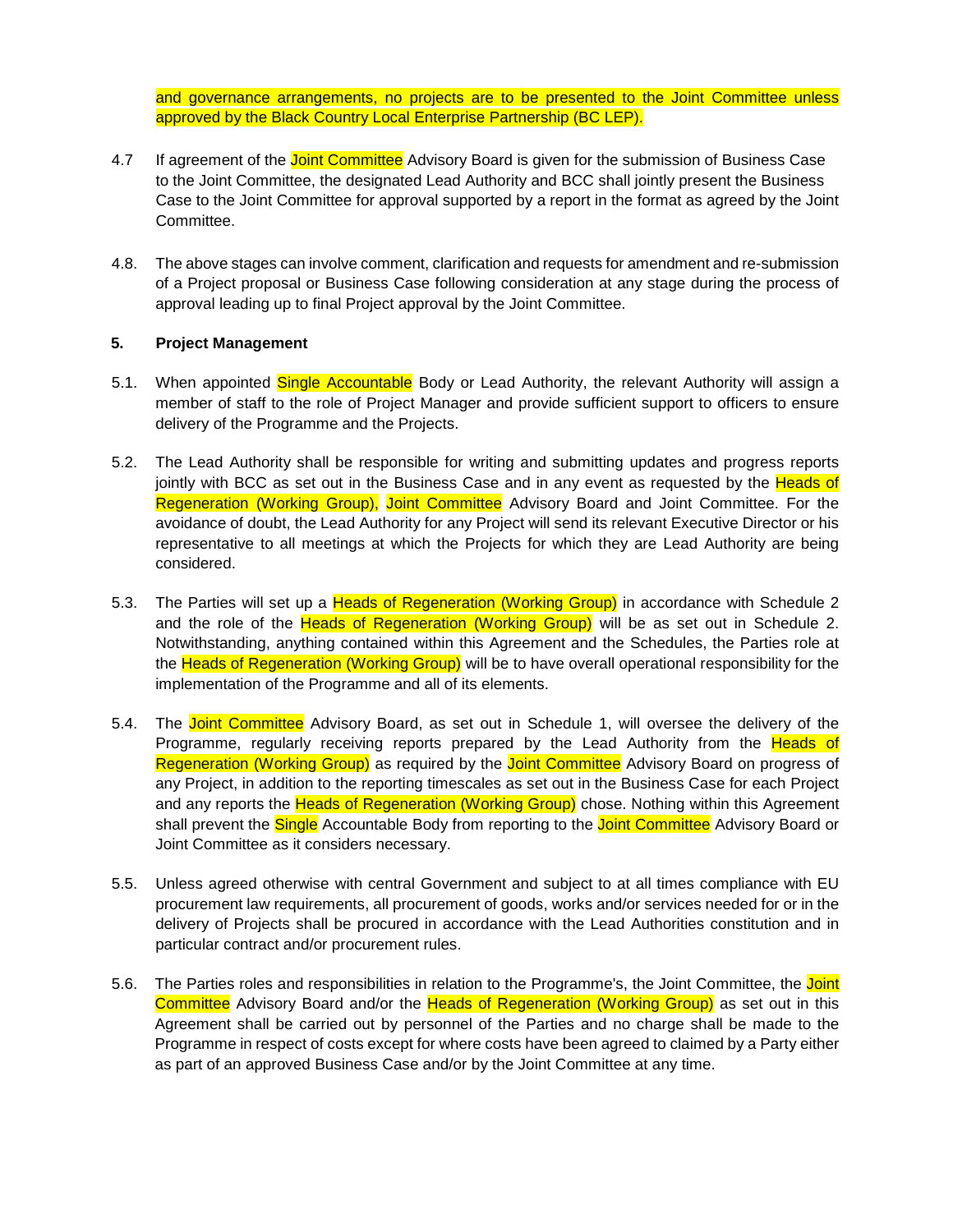and governance arrangements, no projects are to be presented to the Joint Committee unless approved by the Black Country Local Enterprise Partnership (BC LEP).

4.7 If agreement of the Joint Committee Advisory Board is given for the submission of Business Case to the Joint Committee, the designated Lead Authority and BCC shall jointly present the Business Case to the Joint Committee for approval supported by a report in the format as agreed by the Joint Committee.

4.8. The above stages can involve comment, clarification and requests for amendment and re-submission of a Project proposal or Business Case following consideration at any stage during the process of approval leading up to final Project approval by the Joint Committee.

**5. Project Management**

5.1. When appointed Single Accountable Body or Lead Authority, the relevant Authority will assign a member of staff to the role of Project Manager and provide sufficient support to officers to ensure delivery of the Programme and the Projects.

5.2. The Lead Authority shall be responsible for writing and submitting updates and progress reports jointly with BCC as set out in the Business Case and in any event as requested by the Heads of Regeneration (Working Group), Joint Committee Advisory Board and Joint Committee. For the avoidance of doubt, the Lead Authority for any Project will send its relevant Executive Director or his representative to all meetings at which the Projects for which they are Lead Authority are being considered.

5.3. The Parties will set up a Heads of Regeneration (Working Group) in accordance with Schedule 2 and the role of the Heads of Regeneration (Working Group) will be as set out in Schedule 2. Notwithstanding, anything contained within this Agreement and the Schedules, the Parties role at the Heads of Regeneration (Working Group) will be to have overall operational responsibility for the implementation of the Programme and all of its elements.

5.4. The Joint Committee Advisory Board, as set out in Schedule 1, will oversee the delivery of the Programme, regularly receiving reports prepared by the Lead Authority from the Heads of Regeneration (Working Group) as required by the Joint Committee Advisory Board on progress of any Project, in addition to the reporting timescales as set out in the Business Case for each Project and any reports the Heads of Regeneration (Working Group) chose. Nothing within this Agreement shall prevent the Single Accountable Body from reporting to the Joint Committee Advisory Board or Joint Committee as it considers necessary.

5.5. Unless agreed otherwise with central Government and subject to at all times compliance with EU procurement law requirements, all procurement of goods, works and/or services needed for or in the delivery of Projects shall be procured in accordance with the Lead Authorities constitution and in particular contract and/or procurement rules.

5.6. The Parties roles and responsibilities in relation to the Programme's, the Joint Committee, the Joint Committee Advisory Board and/or the Heads of Regeneration (Working Group) as set out in this Agreement shall be carried out by personnel of the Parties and no charge shall be made to the Programme in respect of costs except for where costs have been agreed to claimed by a Party either as part of an approved Business Case and/or by the Joint Committee at any time.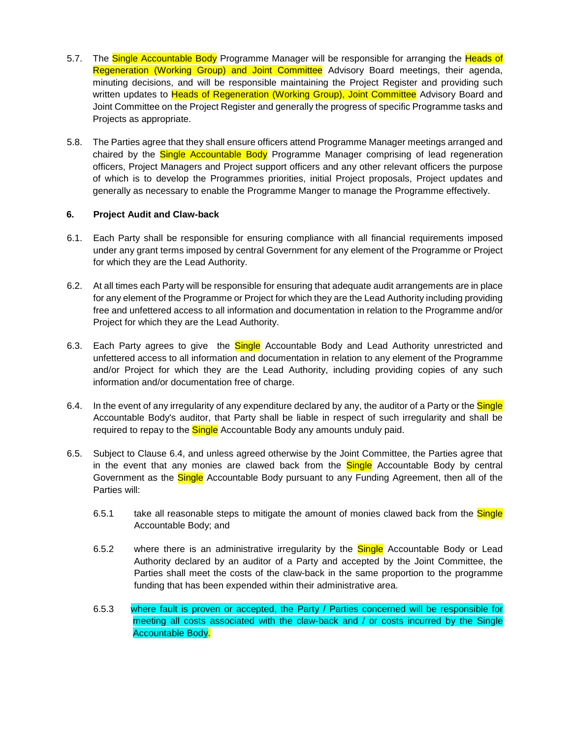5.7. The Single Accountable Body Programme Manager will be responsible for arranging the Heads of Regeneration (Working Group) and Joint Committee Advisory Board meetings, their agenda, minuting decisions, and will be responsible maintaining the Project Register and providing such written updates to Heads of Regeneration (Working Group), Joint Committee Advisory Board and Joint Committee on the Project Register and generally the progress of specific Programme tasks and Projects as appropriate.

5.8. The Parties agree that they shall ensure officers attend Programme Manager meetings arranged and chaired by the Single Accountable Body Programme Manager comprising of lead regeneration officers, Project Managers and Project support officers and any other relevant officers the purpose of which is to develop the Programmes priorities, initial Project proposals, Project updates and generally as necessary to enable the Programme Manger to manage the Programme effectively.

**6. Project Audit and Claw-back**

6.1. Each Party shall be responsible for ensuring compliance with all financial requirements imposed under any grant terms imposed by central Government for any element of the Programme or Project for which they are the Lead Authority.

6.2. At all times each Party will be responsible for ensuring that adequate audit arrangements are in place for any element of the Programme or Project for which they are the Lead Authority including providing free and unfettered access to all information and documentation in relation to the Programme and/or Project for which they are the Lead Authority.

6.3. Each Party agrees to give the Single Accountable Body and Lead Authority unrestricted and unfettered access to all information and documentation in relation to any element of the Programme and/or Project for which they are the Lead Authority, including providing copies of any such information and/or documentation free of charge.

6.4. In the event of any irregularity of any expenditure declared by any, the auditor of a Party or the Single Accountable Body's auditor, that Party shall be liable in respect of such irregularity and shall be required to repay to the Single Accountable Body any amounts unduly paid.

6.5. Subject to Clause 6.4, and unless agreed otherwise by the Joint Committee, the Parties agree that in the event that any monies are clawed back from the Single Accountable Body by central Government as the Single Accountable Body pursuant to any Funding Agreement, then all of the Parties will:

6.5.1 take all reasonable steps to mitigate the amount of monies clawed back from the Single Accountable Body; and

6.5.2 where there is an administrative irregularity by the Single Accountable Body or Lead Authority declared by an auditor of a Party and accepted by the Joint Committee, the Parties shall meet the costs of the claw-back in the same proportion to the programme funding that has been expended within their administrative area.

6.5.3 where fault is proven or accepted, the Party / Parties concerned will be responsible for meeting all costs associated with the claw-back and / or costs incurred by the Single Accountable Body.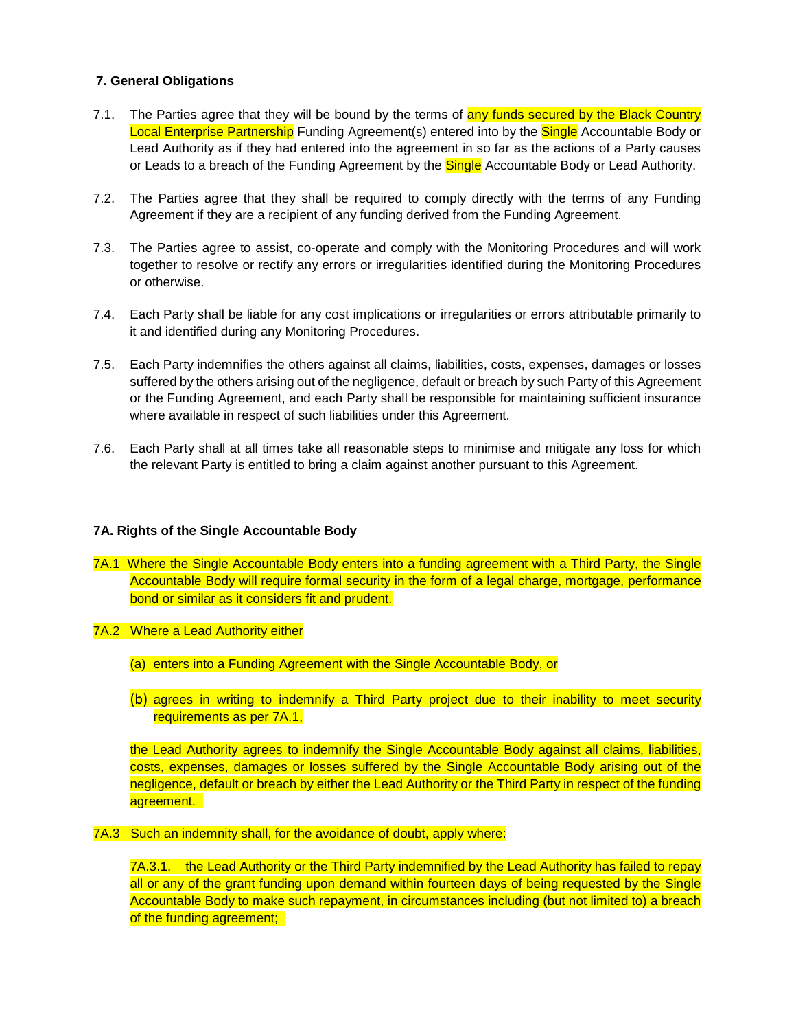### 7. General Obligations

7.1. The Parties agree that they will be bound by the terms of any funds secured by the Black Country Local Enterprise Partnership Funding Agreement(s) entered into by the Single Accountable Body or Lead Authority as if they had entered into the agreement in so far as the actions of a Party causes or Leads to a breach of the Funding Agreement by the Single Accountable Body or Lead Authority.

7.2. The Parties agree that they shall be required to comply directly with the terms of any Funding Agreement if they are a recipient of any funding derived from the Funding Agreement.

7.3. The Parties agree to assist, co-operate and comply with the Monitoring Procedures and will work together to resolve or rectify any errors or irregularities identified during the Monitoring Procedures or otherwise.

7.4. Each Party shall be liable for any cost implications or irregularities or errors attributable primarily to it and identified during any Monitoring Procedures.

7.5. Each Party indemnifies the others against all claims, liabilities, costs, expenses, damages or losses suffered by the others arising out of the negligence, default or breach by such Party of this Agreement or the Funding Agreement, and each Party shall be responsible for maintaining sufficient insurance where available in respect of such liabilities under this Agreement.

7.6. Each Party shall at all times take all reasonable steps to minimise and mitigate any loss for which the relevant Party is entitled to bring a claim against another pursuant to this Agreement.

### 7A. Rights of the Single Accountable Body

7A.1 Where the Single Accountable Body enters into a funding agreement with a Third Party, the Single Accountable Body will require formal security in the form of a legal charge, mortgage, performance bond or similar as it considers fit and prudent.

7A.2 Where a Lead Authority either

(a) enters into a Funding Agreement with the Single Accountable Body, or

(b) agrees in writing to indemnify a Third Party project due to their inability to meet security requirements as per 7A.1,

the Lead Authority agrees to indemnify the Single Accountable Body against all claims, liabilities, costs, expenses, damages or losses suffered by the Single Accountable Body arising out of the negligence, default or breach by either the Lead Authority or the Third Party in respect of the funding agreement.

7A.3 Such an indemnity shall, for the avoidance of doubt, apply where:

7A.3.1. the Lead Authority or the Third Party indemnified by the Lead Authority has failed to repay all or any of the grant funding upon demand within fourteen days of being requested by the Single Accountable Body to make such repayment, in circumstances including (but not limited to) a breach of the funding agreement;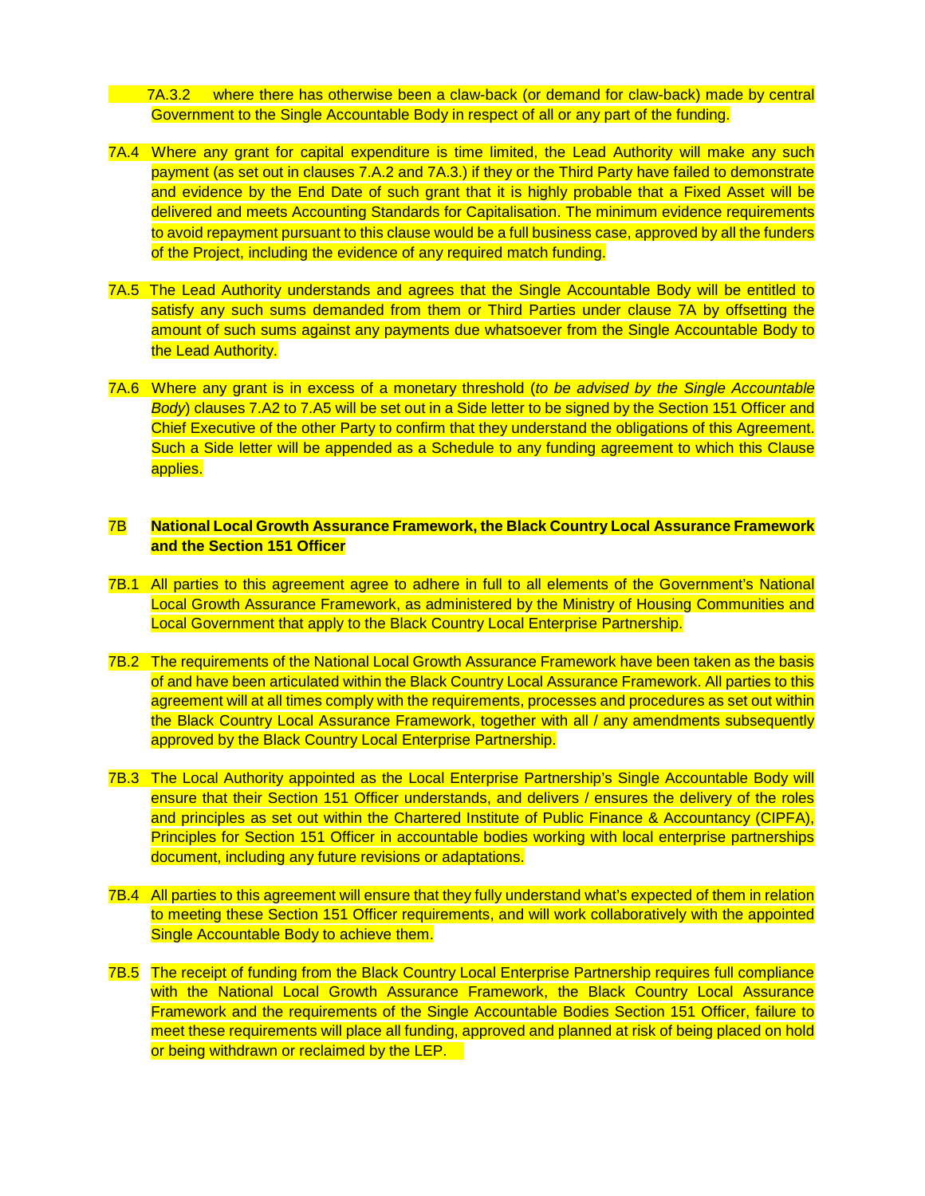7A.3.2 where there has otherwise been a claw-back (or demand for claw-back) made by central Government to the Single Accountable Body in respect of all or any part of the funding.

7A.4 Where any grant for capital expenditure is time limited, the Lead Authority will make any such payment (as set out in clauses 7.A.2 and 7A.3.) if they or the Third Party have failed to demonstrate and evidence by the End Date of such grant that it is highly probable that a Fixed Asset will be delivered and meets Accounting Standards for Capitalisation. The minimum evidence requirements to avoid repayment pursuant to this clause would be a full business case, approved by all the funders of the Project, including the evidence of any required match funding.

7A.5 The Lead Authority understands and agrees that the Single Accountable Body will be entitled to satisfy any such sums demanded from them or Third Parties under clause 7A by offsetting the amount of such sums against any payments due whatsoever from the Single Accountable Body to the Lead Authority.

7A.6 Where any grant is in excess of a monetary threshold (*to be advised by the Single Accountable Body*) clauses 7.A2 to 7.A5 will be set out in a Side letter to be signed by the Section 151 Officer and Chief Executive of the other Party to confirm that they understand the obligations of this Agreement. Such a Side letter will be appended as a Schedule to any funding agreement to which this Clause applies.

**7B National Local Growth Assurance Framework, the Black Country Local Assurance Framework and the Section 151 Officer**

7B.1 All parties to this agreement agree to adhere in full to all elements of the Government's National Local Growth Assurance Framework, as administered by the Ministry of Housing Communities and Local Government that apply to the Black Country Local Enterprise Partnership.

7B.2 The requirements of the National Local Growth Assurance Framework have been taken as the basis of and have been articulated within the Black Country Local Assurance Framework. All parties to this agreement will at all times comply with the requirements, processes and procedures as set out within the Black Country Local Assurance Framework, together with all / any amendments subsequently approved by the Black Country Local Enterprise Partnership.

7B.3 The Local Authority appointed as the Local Enterprise Partnership's Single Accountable Body will ensure that their Section 151 Officer understands, and delivers / ensures the delivery of the roles and principles as set out within the Chartered Institute of Public Finance & Accountancy (CIPFA), Principles for Section 151 Officer in accountable bodies working with local enterprise partnerships document, including any future revisions or adaptations.

7B.4 All parties to this agreement will ensure that they fully understand what's expected of them in relation to meeting these Section 151 Officer requirements, and will work collaboratively with the appointed Single Accountable Body to achieve them.

7B.5 The receipt of funding from the Black Country Local Enterprise Partnership requires full compliance with the National Local Growth Assurance Framework, the Black Country Local Assurance Framework and the requirements of the Single Accountable Bodies Section 151 Officer, failure to meet these requirements will place all funding, approved and planned at risk of being placed on hold or being withdrawn or reclaimed by the LEP.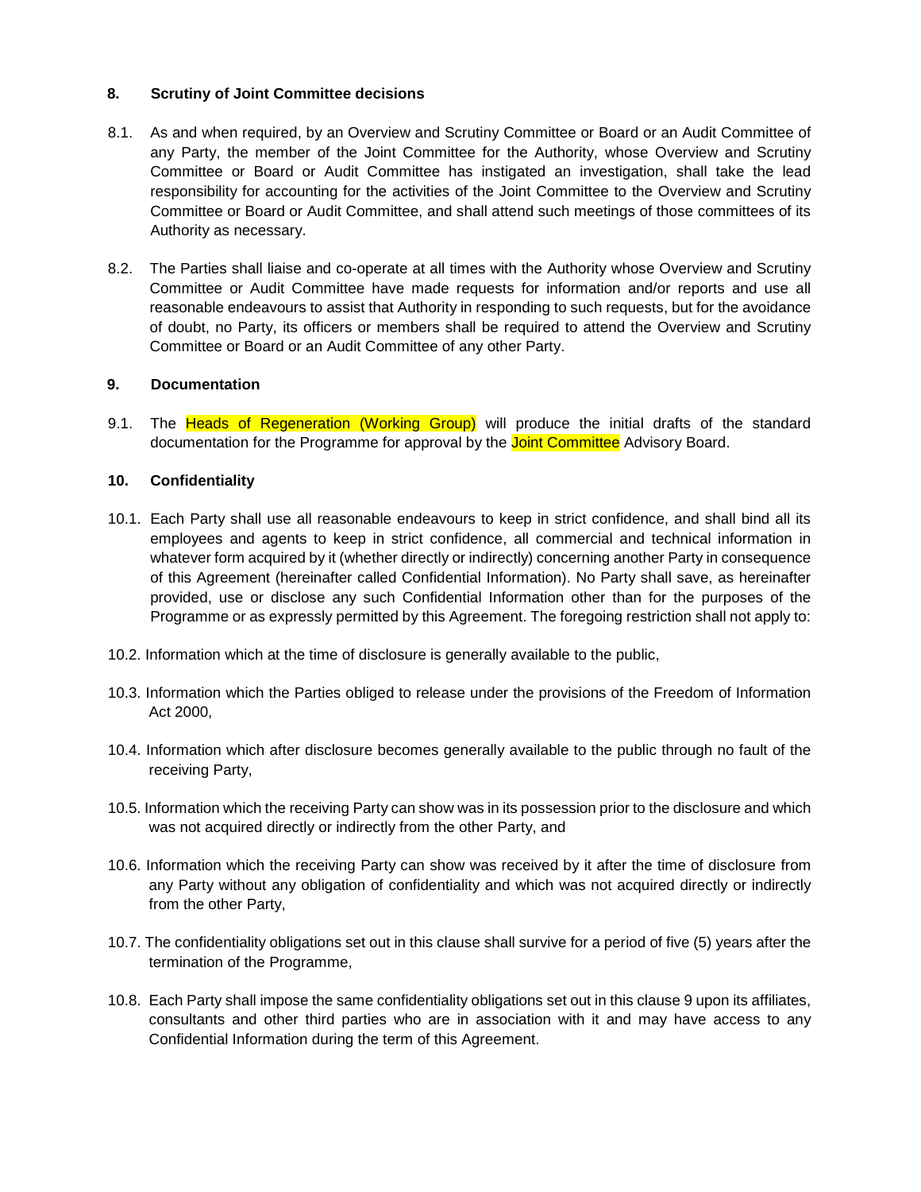**8. Scrutiny of Joint Committee decisions**

8.1. As and when required, by an Overview and Scrutiny Committee or Board or an Audit Committee of any Party, the member of the Joint Committee for the Authority, whose Overview and Scrutiny Committee or Board or Audit Committee has instigated an investigation, shall take the lead responsibility for accounting for the activities of the Joint Committee to the Overview and Scrutiny Committee or Board or Audit Committee, and shall attend such meetings of those committees of its Authority as necessary.

8.2. The Parties shall liaise and co-operate at all times with the Authority whose Overview and Scrutiny Committee or Audit Committee have made requests for information and/or reports and use all reasonable endeavours to assist that Authority in responding to such requests, but for the avoidance of doubt, no Party, its officers or members shall be required to attend the Overview and Scrutiny Committee or Board or an Audit Committee of any other Party.

**9. Documentation**

9.1. The Heads of Regeneration (Working Group) will produce the initial drafts of the standard documentation for the Programme for approval by the Joint Committee Advisory Board.

**10. Confidentiality**

10.1. Each Party shall use all reasonable endeavours to keep in strict confidence, and shall bind all its employees and agents to keep in strict confidence, all commercial and technical information in whatever form acquired by it (whether directly or indirectly) concerning another Party in consequence of this Agreement (hereinafter called Confidential Information). No Party shall save, as hereinafter provided, use or disclose any such Confidential Information other than for the purposes of the Programme or as expressly permitted by this Agreement. The foregoing restriction shall not apply to:

10.2. Information which at the time of disclosure is generally available to the public,

10.3. Information which the Parties obliged to release under the provisions of the Freedom of Information Act 2000,

10.4. Information which after disclosure becomes generally available to the public through no fault of the receiving Party,

10.5. Information which the receiving Party can show was in its possession prior to the disclosure and which was not acquired directly or indirectly from the other Party, and

10.6. Information which the receiving Party can show was received by it after the time of disclosure from any Party without any obligation of confidentiality and which was not acquired directly or indirectly from the other Party,

10.7. The confidentiality obligations set out in this clause shall survive for a period of five (5) years after the termination of the Programme,

10.8. Each Party shall impose the same confidentiality obligations set out in this clause 9 upon its affiliates, consultants and other third parties who are in association with it and may have access to any Confidential Information during the term of this Agreement.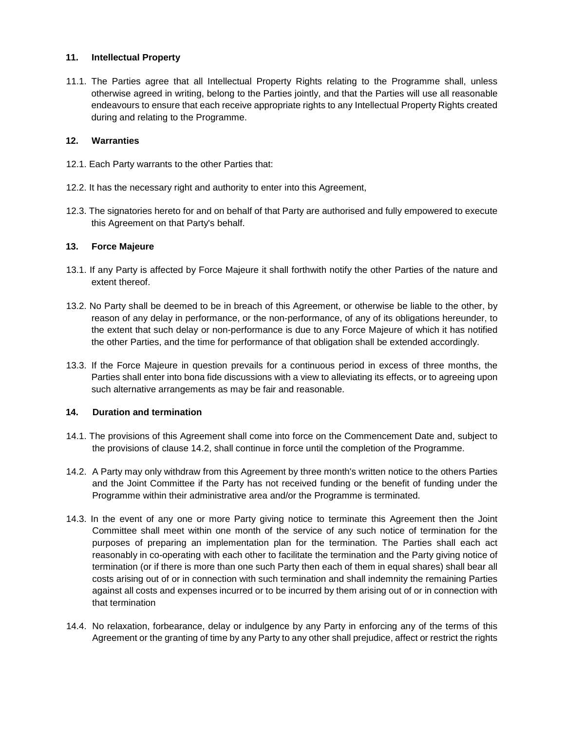## 11. Intellectual Property

11.1. The Parties agree that all Intellectual Property Rights relating to the Programme shall, unless otherwise agreed in writing, belong to the Parties jointly, and that the Parties will use all reasonable endeavours to ensure that each receive appropriate rights to any Intellectual Property Rights created during and relating to the Programme.

## 12. Warranties

12.1. Each Party warrants to the other Parties that:

12.2. It has the necessary right and authority to enter into this Agreement,

12.3. The signatories hereto for and on behalf of that Party are authorised and fully empowered to execute this Agreement on that Party's behalf.

## 13. Force Majeure

13.1. If any Party is affected by Force Majeure it shall forthwith notify the other Parties of the nature and extent thereof.

13.2. No Party shall be deemed to be in breach of this Agreement, or otherwise be liable to the other, by reason of any delay in performance, or the non-performance, of any of its obligations hereunder, to the extent that such delay or non-performance is due to any Force Majeure of which it has notified the other Parties, and the time for performance of that obligation shall be extended accordingly.

13.3. If the Force Majeure in question prevails for a continuous period in excess of three months, the Parties shall enter into bona fide discussions with a view to alleviating its effects, or to agreeing upon such alternative arrangements as may be fair and reasonable.

## 14. Duration and termination

14.1. The provisions of this Agreement shall come into force on the Commencement Date and, subject to the provisions of clause 14.2, shall continue in force until the completion of the Programme.

14.2. A Party may only withdraw from this Agreement by three month's written notice to the others Parties and the Joint Committee if the Party has not received funding or the benefit of funding under the Programme within their administrative area and/or the Programme is terminated.

14.3. In the event of any one or more Party giving notice to terminate this Agreement then the Joint Committee shall meet within one month of the service of any such notice of termination for the purposes of preparing an implementation plan for the termination. The Parties shall each act reasonably in co-operating with each other to facilitate the termination and the Party giving notice of termination (or if there is more than one such Party then each of them in equal shares) shall bear all costs arising out of or in connection with such termination and shall indemnity the remaining Parties against all costs and expenses incurred or to be incurred by them arising out of or in connection with that termination

14.4. No relaxation, forbearance, delay or indulgence by any Party in enforcing any of the terms of this Agreement or the granting of time by any Party to any other shall prejudice, affect or restrict the rights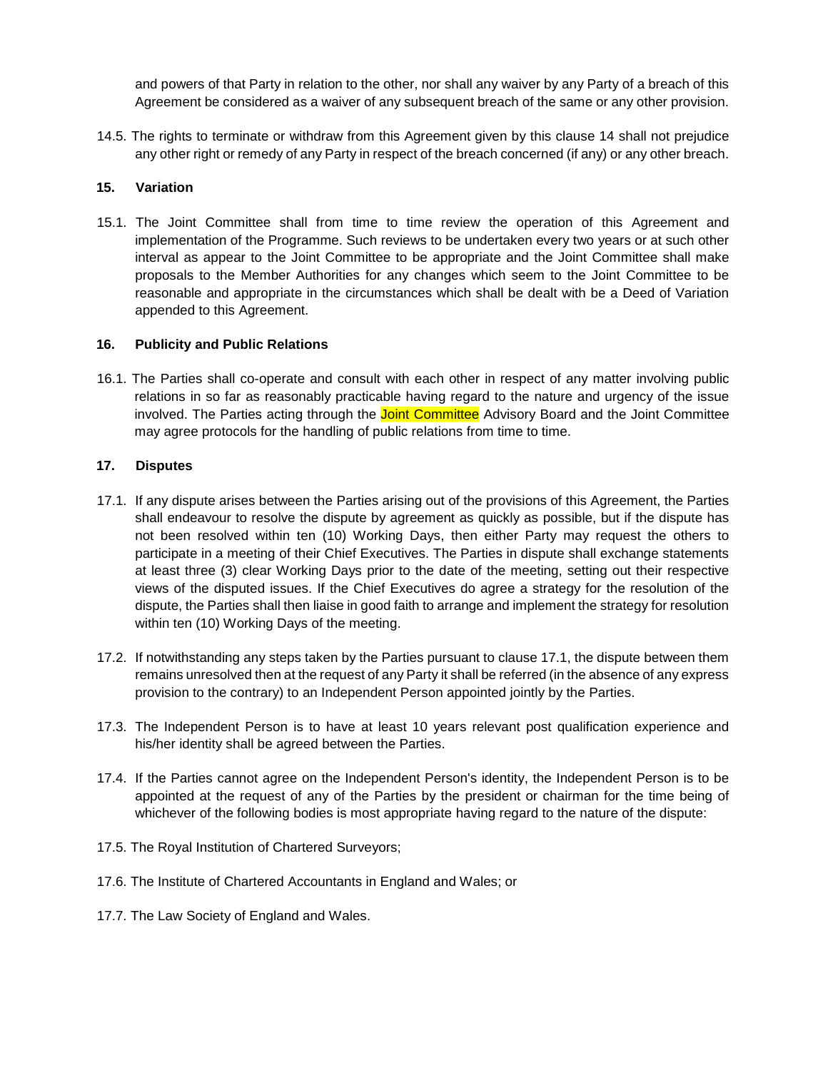and powers of that Party in relation to the other, nor shall any waiver by any Party of a breach of this Agreement be considered as a waiver of any subsequent breach of the same or any other provision.

14.5. The rights to terminate or withdraw from this Agreement given by this clause 14 shall not prejudice any other right or remedy of any Party in respect of the breach concerned (if any) or any other breach.

### 15. Variation

15.1. The Joint Committee shall from time to time review the operation of this Agreement and implementation of the Programme. Such reviews to be undertaken every two years or at such other interval as appear to the Joint Committee to be appropriate and the Joint Committee shall make proposals to the Member Authorities for any changes which seem to the Joint Committee to be reasonable and appropriate in the circumstances which shall be dealt with be a Deed of Variation appended to this Agreement.

### 16. Publicity and Public Relations

16.1. The Parties shall co-operate and consult with each other in respect of any matter involving public relations in so far as reasonably practicable having regard to the nature and urgency of the issue involved. The Parties acting through the Joint Committee Advisory Board and the Joint Committee may agree protocols for the handling of public relations from time to time.

### 17. Disputes

17.1. If any dispute arises between the Parties arising out of the provisions of this Agreement, the Parties shall endeavour to resolve the dispute by agreement as quickly as possible, but if the dispute has not been resolved within ten (10) Working Days, then either Party may request the others to participate in a meeting of their Chief Executives. The Parties in dispute shall exchange statements at least three (3) clear Working Days prior to the date of the meeting, setting out their respective views of the disputed issues. If the Chief Executives do agree a strategy for the resolution of the dispute, the Parties shall then liaise in good faith to arrange and implement the strategy for resolution within ten (10) Working Days of the meeting.

17.2. If notwithstanding any steps taken by the Parties pursuant to clause 17.1, the dispute between them remains unresolved then at the request of any Party it shall be referred (in the absence of any express provision to the contrary) to an Independent Person appointed jointly by the Parties.

17.3. The Independent Person is to have at least 10 years relevant post qualification experience and his/her identity shall be agreed between the Parties.

17.4. If the Parties cannot agree on the Independent Person's identity, the Independent Person is to be appointed at the request of any of the Parties by the president or chairman for the time being of whichever of the following bodies is most appropriate having regard to the nature of the dispute:

17.5. The Royal Institution of Chartered Surveyors;

17.6. The Institute of Chartered Accountants in England and Wales; or

17.7. The Law Society of England and Wales.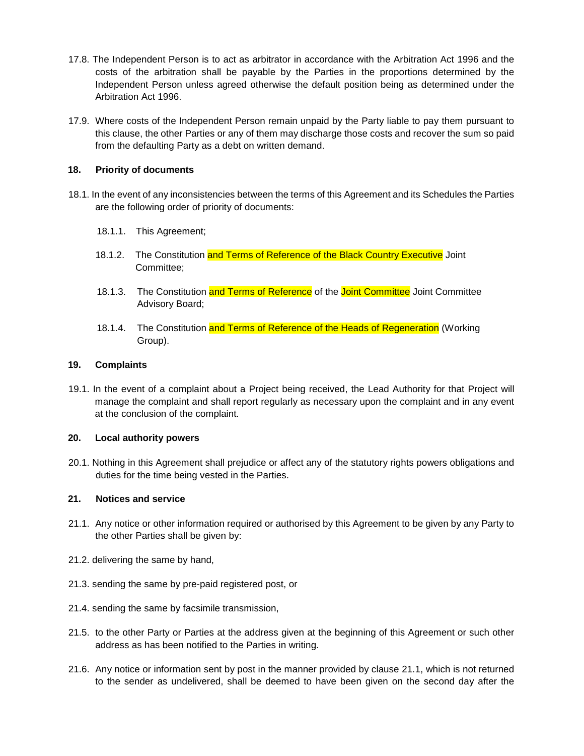17.8. The Independent Person is to act as arbitrator in accordance with the Arbitration Act 1996 and the costs of the arbitration shall be payable by the Parties in the proportions determined by the Independent Person unless agreed otherwise the default position being as determined under the Arbitration Act 1996.

17.9. Where costs of the Independent Person remain unpaid by the Party liable to pay them pursuant to this clause, the other Parties or any of them may discharge those costs and recover the sum so paid from the defaulting Party as a debt on written demand.

**18. Priority of documents**

18.1. In the event of any inconsistencies between the terms of this Agreement and its Schedules the Parties are the following order of priority of documents:

18.1.1. This Agreement;

18.1.2. The Constitution and Terms of Reference of the Black Country Executive Joint Committee;

18.1.3. The Constitution and Terms of Reference of the Joint Committee Joint Committee Advisory Board;

18.1.4. The Constitution and Terms of Reference of the Heads of Regeneration (Working Group).

**19. Complaints**

19.1. In the event of a complaint about a Project being received, the Lead Authority for that Project will manage the complaint and shall report regularly as necessary upon the complaint and in any event at the conclusion of the complaint.

**20. Local authority powers**

20.1. Nothing in this Agreement shall prejudice or affect any of the statutory rights powers obligations and duties for the time being vested in the Parties.

**21. Notices and service**

21.1. Any notice or other information required or authorised by this Agreement to be given by any Party to the other Parties shall be given by:

21.2. delivering the same by hand,

21.3. sending the same by pre-paid registered post, or

21.4. sending the same by facsimile transmission,

21.5. to the other Party or Parties at the address given at the beginning of this Agreement or such other address as has been notified to the Parties in writing.

21.6. Any notice or information sent by post in the manner provided by clause 21.1, which is not returned to the sender as undelivered, shall be deemed to have been given on the second day after the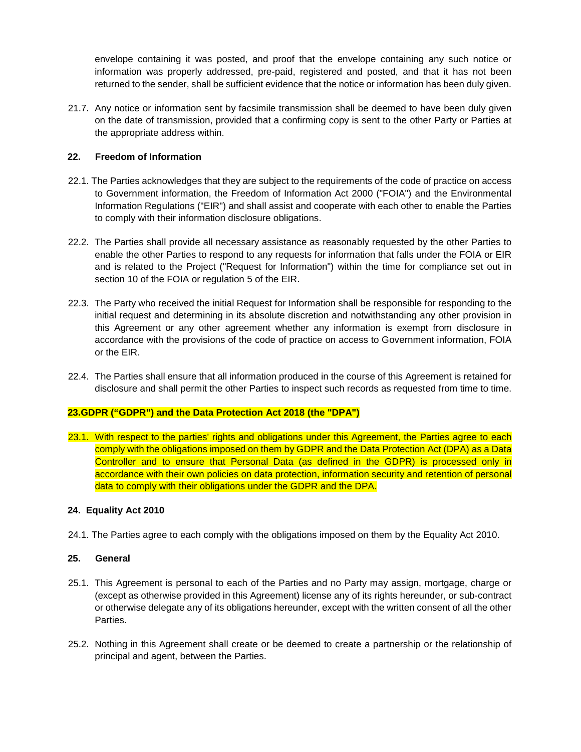envelope containing it was posted, and proof that the envelope containing any such notice or information was properly addressed, pre-paid, registered and posted, and that it has not been returned to the sender, shall be sufficient evidence that the notice or information has been duly given.

21.7. Any notice or information sent by facsimile transmission shall be deemed to have been duly given on the date of transmission, provided that a confirming copy is sent to the other Party or Parties at the appropriate address within.

**22. Freedom of Information**

22.1. The Parties acknowledges that they are subject to the requirements of the code of practice on access to Government information, the Freedom of Information Act 2000 ("FOIA") and the Environmental Information Regulations ("EIR") and shall assist and cooperate with each other to enable the Parties to comply with their information disclosure obligations.

22.2. The Parties shall provide all necessary assistance as reasonably requested by the other Parties to enable the other Parties to respond to any requests for information that falls under the FOIA or EIR and is related to the Project ("Request for Information") within the time for compliance set out in section 10 of the FOIA or regulation 5 of the EIR.

22.3. The Party who received the initial Request for Information shall be responsible for responding to the initial request and determining in its absolute discretion and notwithstanding any other provision in this Agreement or any other agreement whether any information is exempt from disclosure in accordance with the provisions of the code of practice on access to Government information, FOIA or the EIR.

22.4. The Parties shall ensure that all information produced in the course of this Agreement is retained for disclosure and shall permit the other Parties to inspect such records as requested from time to time.

**23.GDPR ("GDPR") and the Data Protection Act 2018 (the "DPA")**

23.1. With respect to the parties' rights and obligations under this Agreement, the Parties agree to each comply with the obligations imposed on them by GDPR and the Data Protection Act (DPA) as a Data Controller and to ensure that Personal Data (as defined in the GDPR) is processed only in accordance with their own policies on data protection, information security and retention of personal data to comply with their obligations under the GDPR and the DPA.

**24. Equality Act 2010**

24.1. The Parties agree to each comply with the obligations imposed on them by the Equality Act 2010.

**25. General**

25.1. This Agreement is personal to each of the Parties and no Party may assign, mortgage, charge or (except as otherwise provided in this Agreement) license any of its rights hereunder, or sub-contract or otherwise delegate any of its obligations hereunder, except with the written consent of all the other Parties.

25.2. Nothing in this Agreement shall create or be deemed to create a partnership or the relationship of principal and agent, between the Parties.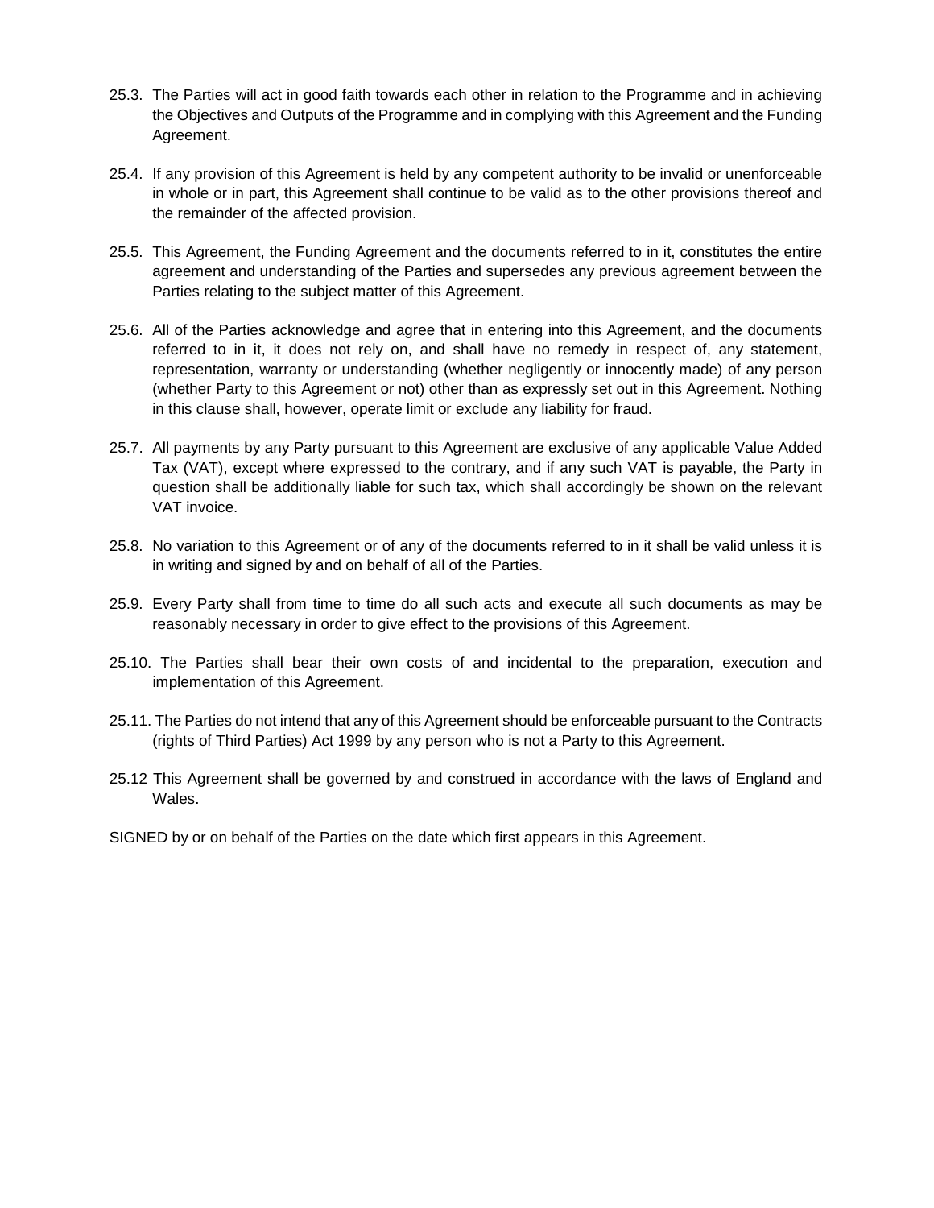25.3. The Parties will act in good faith towards each other in relation to the Programme and in achieving the Objectives and Outputs of the Programme and in complying with this Agreement and the Funding Agreement.

25.4. If any provision of this Agreement is held by any competent authority to be invalid or unenforceable in whole or in part, this Agreement shall continue to be valid as to the other provisions thereof and the remainder of the affected provision.

25.5. This Agreement, the Funding Agreement and the documents referred to in it, constitutes the entire agreement and understanding of the Parties and supersedes any previous agreement between the Parties relating to the subject matter of this Agreement.

25.6. All of the Parties acknowledge and agree that in entering into this Agreement, and the documents referred to in it, it does not rely on, and shall have no remedy in respect of, any statement, representation, warranty or understanding (whether negligently or innocently made) of any person (whether Party to this Agreement or not) other than as expressly set out in this Agreement. Nothing in this clause shall, however, operate limit or exclude any liability for fraud.

25.7. All payments by any Party pursuant to this Agreement are exclusive of any applicable Value Added Tax (VAT), except where expressed to the contrary, and if any such VAT is payable, the Party in question shall be additionally liable for such tax, which shall accordingly be shown on the relevant VAT invoice.

25.8. No variation to this Agreement or of any of the documents referred to in it shall be valid unless it is in writing and signed by and on behalf of all of the Parties.

25.9. Every Party shall from time to time do all such acts and execute all such documents as may be reasonably necessary in order to give effect to the provisions of this Agreement.

25.10. The Parties shall bear their own costs of and incidental to the preparation, execution and implementation of this Agreement.

25.11. The Parties do not intend that any of this Agreement should be enforceable pursuant to the Contracts (rights of Third Parties) Act 1999 by any person who is not a Party to this Agreement.

25.12 This Agreement shall be governed by and construed in accordance with the laws of England and Wales.

SIGNED by or on behalf of the Parties on the date which first appears in this Agreement.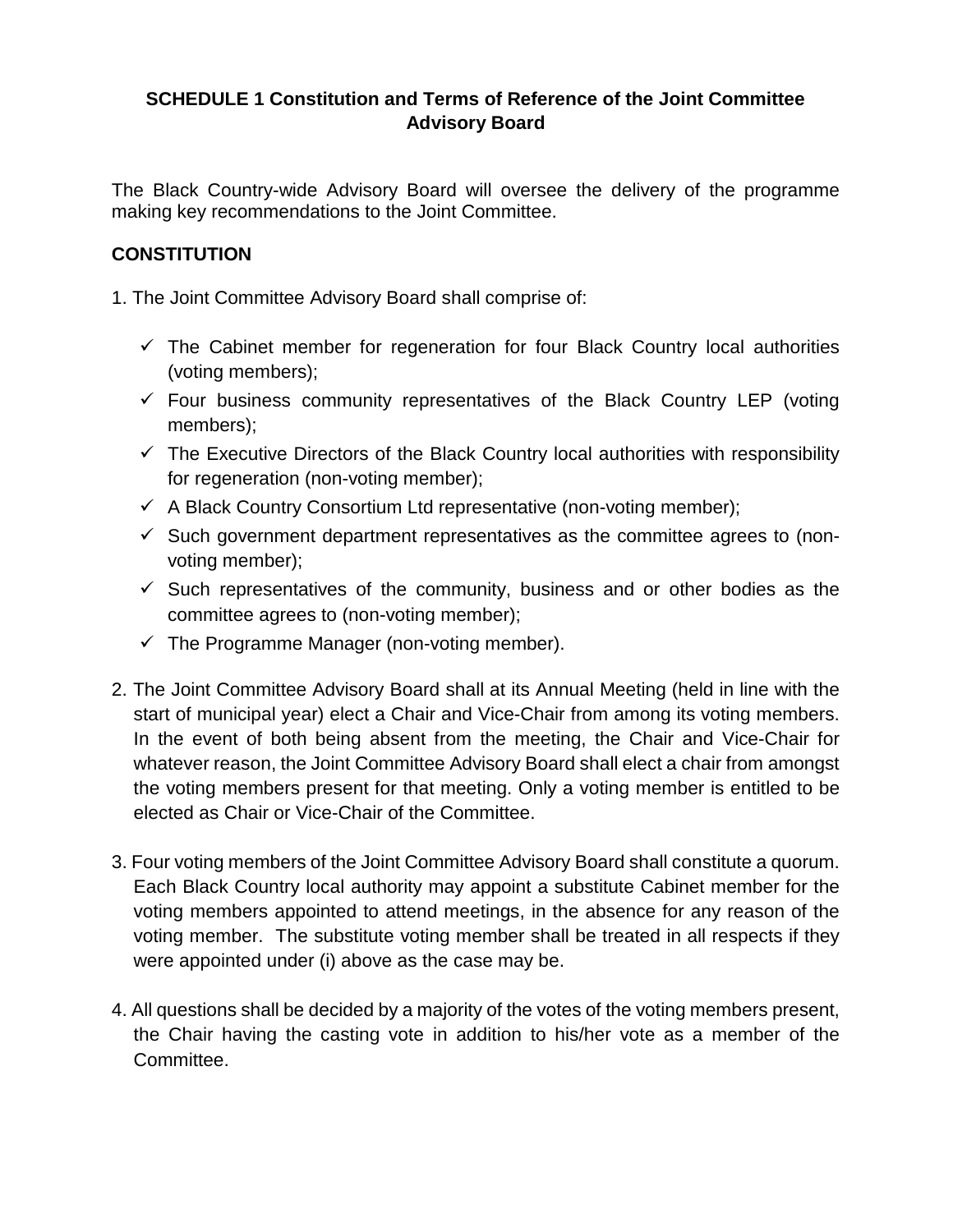**SCHEDULE 1 Constitution and Terms of Reference of the Joint Committee Advisory Board**

The Black Country-wide Advisory Board will oversee the delivery of the programme making key recommendations to the Joint Committee.

**CONSTITUTION**

1. The Joint Committee Advisory Board shall comprise of:

   - ✓ The Cabinet member for regeneration for four Black Country local authorities (voting members);
   - ✓ Four business community representatives of the Black Country LEP (voting members);
   - ✓ The Executive Directors of the Black Country local authorities with responsibility for regeneration (non-voting member);
   - ✓ A Black Country Consortium Ltd representative (non-voting member);
   - ✓ Such government department representatives as the committee agrees to (non-voting member);
   - ✓ Such representatives of the community, business and or other bodies as the committee agrees to (non-voting member);
   - ✓ The Programme Manager (non-voting member).

2. The Joint Committee Advisory Board shall at its Annual Meeting (held in line with the start of municipal year) elect a Chair and Vice-Chair from among its voting members. In the event of both being absent from the meeting, the Chair and Vice-Chair for whatever reason, the Joint Committee Advisory Board shall elect a chair from amongst the voting members present for that meeting. Only a voting member is entitled to be elected as Chair or Vice-Chair of the Committee.

3. Four voting members of the Joint Committee Advisory Board shall constitute a quorum. Each Black Country local authority may appoint a substitute Cabinet member for the voting members appointed to attend meetings, in the absence for any reason of the voting member. The substitute voting member shall be treated in all respects if they were appointed under (i) above as the case may be.

4. All questions shall be decided by a majority of the votes of the voting members present, the Chair having the casting vote in addition to his/her vote as a member of the Committee.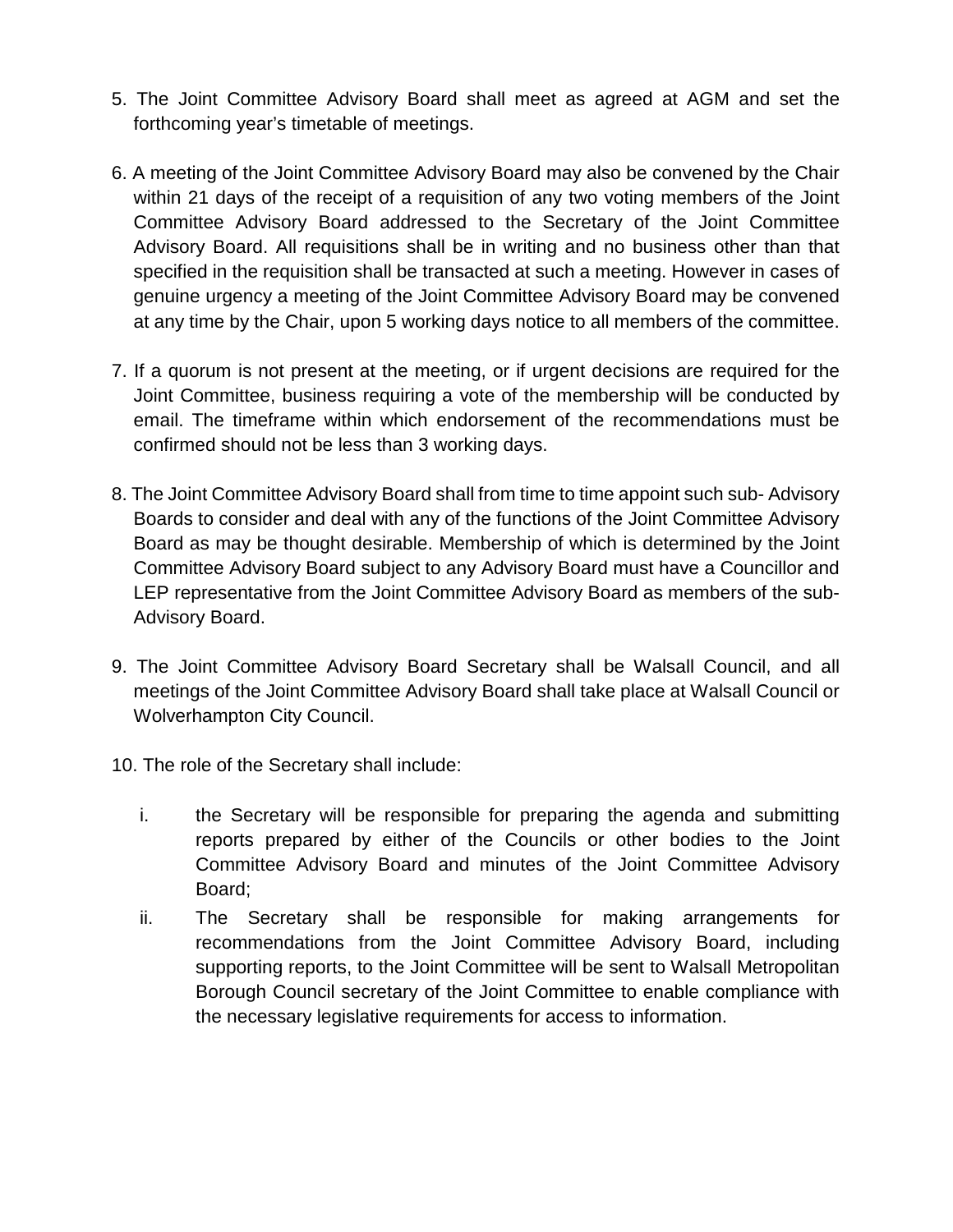5. The Joint Committee Advisory Board shall meet as agreed at AGM and set the forthcoming year's timetable of meetings.

6. A meeting of the Joint Committee Advisory Board may also be convened by the Chair within 21 days of the receipt of a requisition of any two voting members of the Joint Committee Advisory Board addressed to the Secretary of the Joint Committee Advisory Board. All requisitions shall be in writing and no business other than that specified in the requisition shall be transacted at such a meeting. However in cases of genuine urgency a meeting of the Joint Committee Advisory Board may be convened at any time by the Chair, upon 5 working days notice to all members of the committee.

7. If a quorum is not present at the meeting, or if urgent decisions are required for the Joint Committee, business requiring a vote of the membership will be conducted by email. The timeframe within which endorsement of the recommendations must be confirmed should not be less than 3 working days.

8. The Joint Committee Advisory Board shall from time to time appoint such sub- Advisory Boards to consider and deal with any of the functions of the Joint Committee Advisory Board as may be thought desirable. Membership of which is determined by the Joint Committee Advisory Board subject to any Advisory Board must have a Councillor and LEP representative from the Joint Committee Advisory Board as members of the sub-Advisory Board.

9. The Joint Committee Advisory Board Secretary shall be Walsall Council, and all meetings of the Joint Committee Advisory Board shall take place at Walsall Council or Wolverhampton City Council.

10. The role of the Secretary shall include:

   i. the Secretary will be responsible for preparing the agenda and submitting reports prepared by either of the Councils or other bodies to the Joint Committee Advisory Board and minutes of the Joint Committee Advisory Board;

   ii. The Secretary shall be responsible for making arrangements for recommendations from the Joint Committee Advisory Board, including supporting reports, to the Joint Committee will be sent to Walsall Metropolitan Borough Council secretary of the Joint Committee to enable compliance with the necessary legislative requirements for access to information.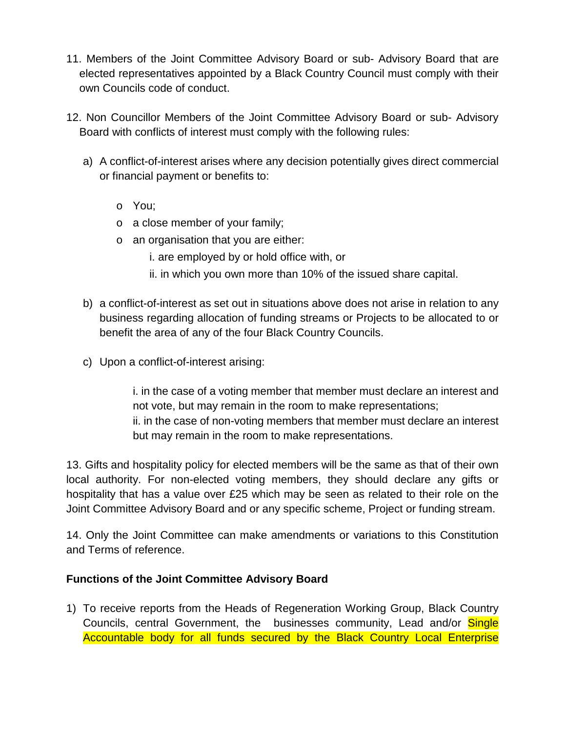11. Members of the Joint Committee Advisory Board or sub- Advisory Board that are elected representatives appointed by a Black Country Council must comply with their own Councils code of conduct.

12. Non Councillor Members of the Joint Committee Advisory Board or sub- Advisory Board with conflicts of interest must comply with the following rules:

    a) A conflict-of-interest arises where any decision potentially gives direct commercial or financial payment or benefits to:

        - You;
        - a close member of your family;
        - an organisation that you are either:
            i. are employed by or hold office with, or
            ii. in which you own more than 10% of the issued share capital.

    b) a conflict-of-interest as set out in situations above does not arise in relation to any business regarding allocation of funding streams or Projects to be allocated to or benefit the area of any of the four Black Country Councils.

    c) Upon a conflict-of-interest arising:

        i. in the case of a voting member that member must declare an interest and not vote, but may remain in the room to make representations;
        ii. in the case of non-voting members that member must declare an interest but may remain in the room to make representations.

13. Gifts and hospitality policy for elected members will be the same as that of their own local authority. For non-elected voting members, they should declare any gifts or hospitality that has a value over £25 which may be seen as related to their role on the Joint Committee Advisory Board and or any specific scheme, Project or funding stream.

14. Only the Joint Committee can make amendments or variations to this Constitution and Terms of reference.

**Functions of the Joint Committee Advisory Board**

1) To receive reports from the Heads of Regeneration Working Group, Black Country Councils, central Government, the businesses community, Lead and/or Single Accountable body for all funds secured by the Black Country Local Enterprise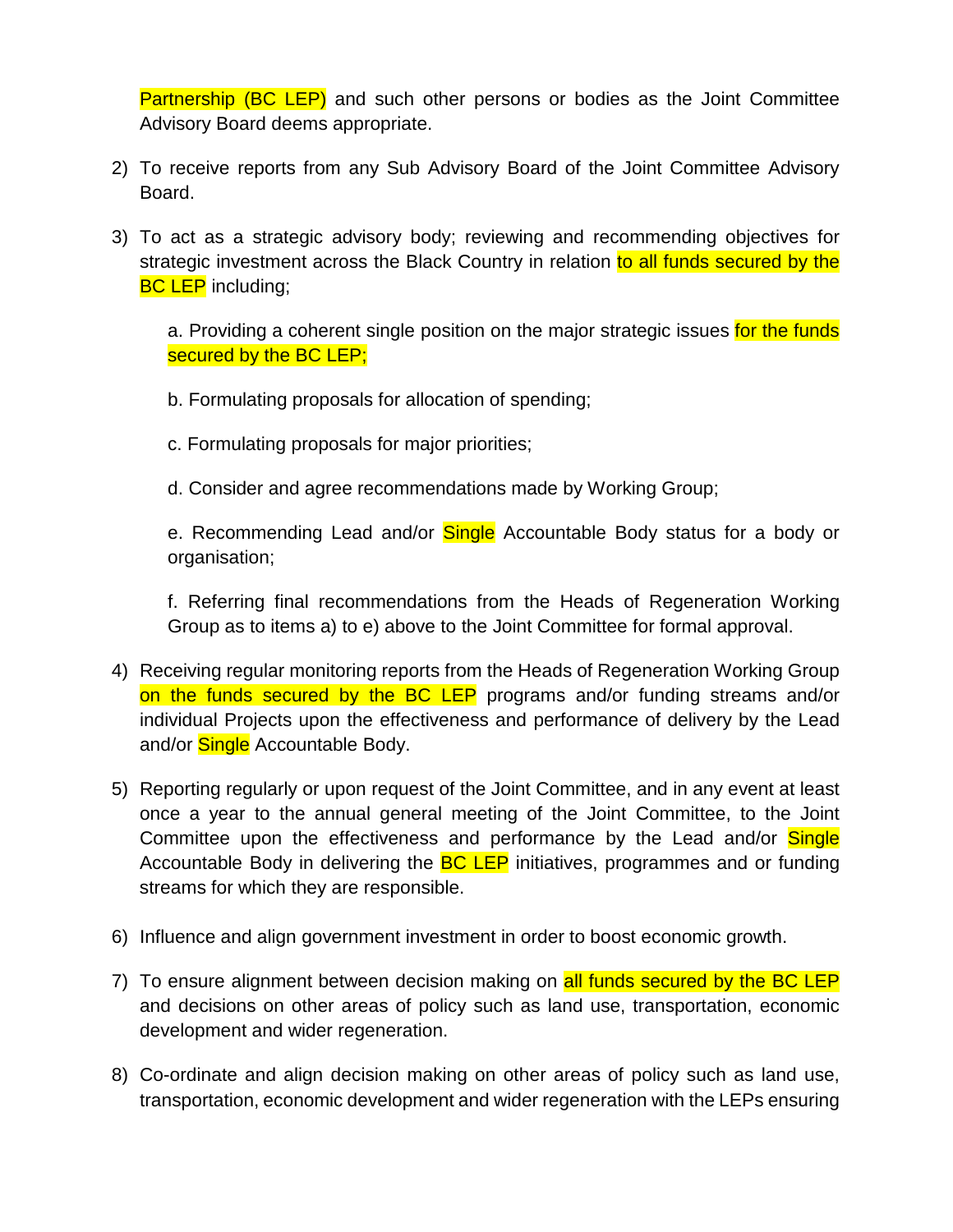Partnership (BC LEP) and such other persons or bodies as the Joint Committee Advisory Board deems appropriate.

2) To receive reports from any Sub Advisory Board of the Joint Committee Advisory Board.

3) To act as a strategic advisory body; reviewing and recommending objectives for strategic investment across the Black Country in relation to all funds secured by the BC LEP including;

   a. Providing a coherent single position on the major strategic issues for the funds secured by the BC LEP;

   b. Formulating proposals for allocation of spending;

   c. Formulating proposals for major priorities;

   d. Consider and agree recommendations made by Working Group;

   e. Recommending Lead and/or Single Accountable Body status for a body or organisation;

   f. Referring final recommendations from the Heads of Regeneration Working Group as to items a) to e) above to the Joint Committee for formal approval.

4) Receiving regular monitoring reports from the Heads of Regeneration Working Group on the funds secured by the BC LEP programs and/or funding streams and/or individual Projects upon the effectiveness and performance of delivery by the Lead and/or Single Accountable Body.

5) Reporting regularly or upon request of the Joint Committee, and in any event at least once a year to the annual general meeting of the Joint Committee, to the Joint Committee upon the effectiveness and performance by the Lead and/or Single Accountable Body in delivering the BC LEP initiatives, programmes and or funding streams for which they are responsible.

6) Influence and align government investment in order to boost economic growth.

7) To ensure alignment between decision making on all funds secured by the BC LEP and decisions on other areas of policy such as land use, transportation, economic development and wider regeneration.

8) Co-ordinate and align decision making on other areas of policy such as land use, transportation, economic development and wider regeneration with the LEPs ensuring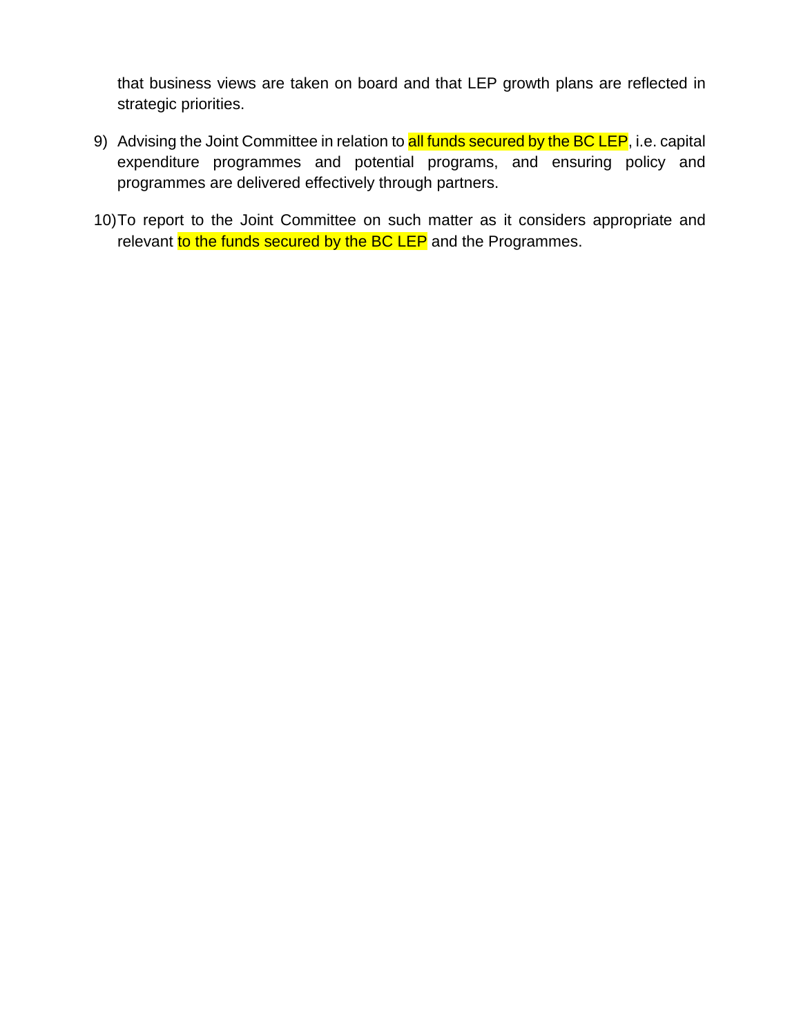that business views are taken on board and that LEP growth plans are reflected in strategic priorities.

9) Advising the Joint Committee in relation to all funds secured by the BC LEP, i.e. capital expenditure programmes and potential programs, and ensuring policy and programmes are delivered effectively through partners.

10) To report to the Joint Committee on such matter as it considers appropriate and relevant to the funds secured by the BC LEP and the Programmes.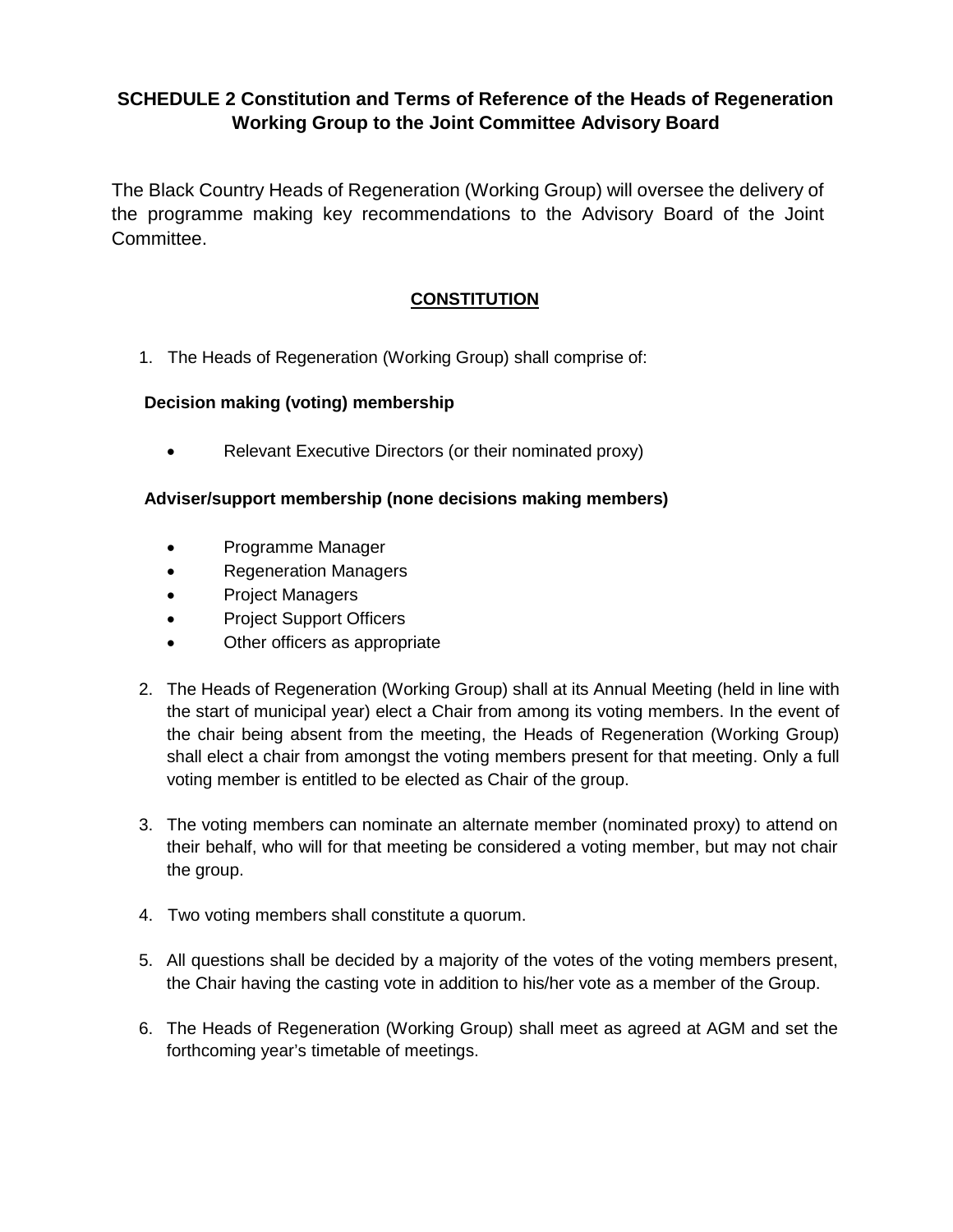## SCHEDULE 2 Constitution and Terms of Reference of the Heads of Regeneration Working Group to the Joint Committee Advisory Board

The Black Country Heads of Regeneration (Working Group) will oversee the delivery of the programme making key recommendations to the Advisory Board of the Joint Committee.

### CONSTITUTION

1. The Heads of Regeneration (Working Group) shall comprise of:

   **Decision making (voting) membership**

   - Relevant Executive Directors (or their nominated proxy)

   **Adviser/support membership (none decisions making members)**

   - Programme Manager
   - Regeneration Managers
   - Project Managers
   - Project Support Officers
   - Other officers as appropriate

2. The Heads of Regeneration (Working Group) shall at its Annual Meeting (held in line with the start of municipal year) elect a Chair from among its voting members. In the event of the chair being absent from the meeting, the Heads of Regeneration (Working Group) shall elect a chair from amongst the voting members present for that meeting. Only a full voting member is entitled to be elected as Chair of the group.

3. The voting members can nominate an alternate member (nominated proxy) to attend on their behalf, who will for that meeting be considered a voting member, but may not chair the group.

4. Two voting members shall constitute a quorum.

5. All questions shall be decided by a majority of the votes of the voting members present, the Chair having the casting vote in addition to his/her vote as a member of the Group.

6. The Heads of Regeneration (Working Group) shall meet as agreed at AGM and set the forthcoming year's timetable of meetings.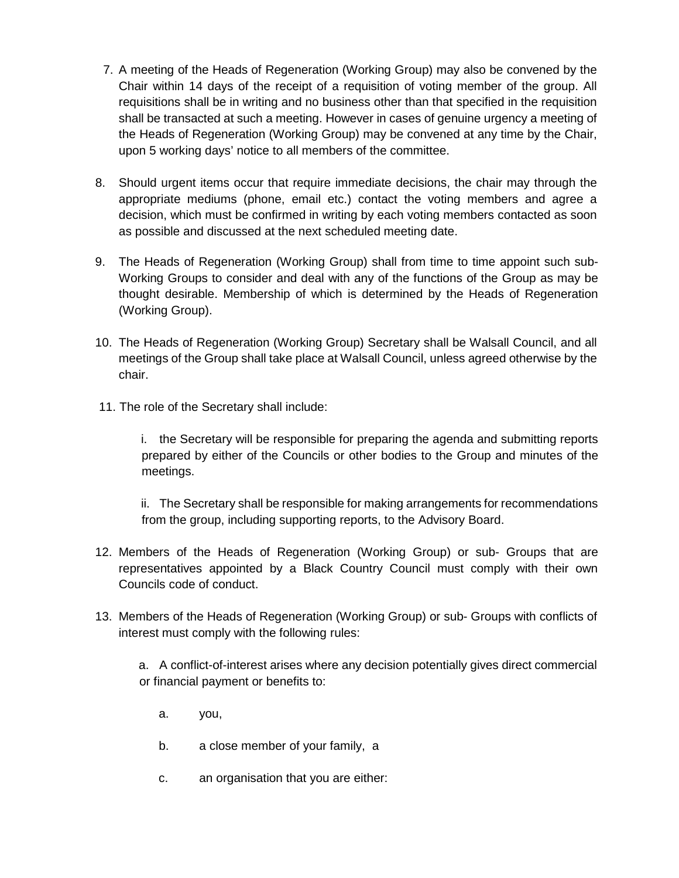7. A meeting of the Heads of Regeneration (Working Group) may also be convened by the Chair within 14 days of the receipt of a requisition of voting member of the group. All requisitions shall be in writing and no business other than that specified in the requisition shall be transacted at such a meeting. However in cases of genuine urgency a meeting of the Heads of Regeneration (Working Group) may be convened at any time by the Chair, upon 5 working days' notice to all members of the committee.

8. Should urgent items occur that require immediate decisions, the chair may through the appropriate mediums (phone, email etc.) contact the voting members and agree a decision, which must be confirmed in writing by each voting members contacted as soon as possible and discussed at the next scheduled meeting date.

9. The Heads of Regeneration (Working Group) shall from time to time appoint such sub-Working Groups to consider and deal with any of the functions of the Group as may be thought desirable. Membership of which is determined by the Heads of Regeneration (Working Group).

10. The Heads of Regeneration (Working Group) Secretary shall be Walsall Council, and all meetings of the Group shall take place at Walsall Council, unless agreed otherwise by the chair.

11. The role of the Secretary shall include:

    i. the Secretary will be responsible for preparing the agenda and submitting reports prepared by either of the Councils or other bodies to the Group and minutes of the meetings.

    ii. The Secretary shall be responsible for making arrangements for recommendations from the group, including supporting reports, to the Advisory Board.

12. Members of the Heads of Regeneration (Working Group) or sub- Groups that are representatives appointed by a Black Country Council must comply with their own Councils code of conduct.

13. Members of the Heads of Regeneration (Working Group) or sub- Groups with conflicts of interest must comply with the following rules:

    a. A conflict-of-interest arises where any decision potentially gives direct commercial or financial payment or benefits to:

        a. you,

        b. a close member of your family, a

        c. an organisation that you are either: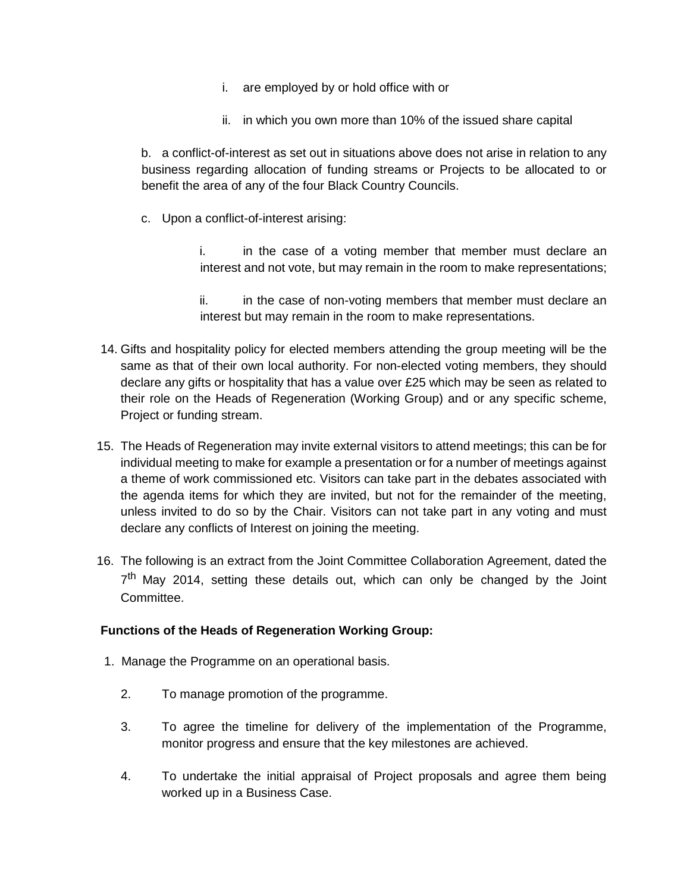i. are employed by or hold office with or

   ii. in which you own more than 10% of the issued share capital

   b. a conflict-of-interest as set out in situations above does not arise in relation to any business regarding allocation of funding streams or Projects to be allocated to or benefit the area of any of the four Black Country Councils.

   c. Upon a conflict-of-interest arising:

      i. in the case of a voting member that member must declare an interest and not vote, but may remain in the room to make representations;

      ii. in the case of non-voting members that member must declare an interest but may remain in the room to make representations.

14. Gifts and hospitality policy for elected members attending the group meeting will be the same as that of their own local authority. For non-elected voting members, they should declare any gifts or hospitality that has a value over £25 which may be seen as related to their role on the Heads of Regeneration (Working Group) and or any specific scheme, Project or funding stream.

15. The Heads of Regeneration may invite external visitors to attend meetings; this can be for individual meeting to make for example a presentation or for a number of meetings against a theme of work commissioned etc. Visitors can take part in the debates associated with the agenda items for which they are invited, but not for the remainder of the meeting, unless invited to do so by the Chair. Visitors can not take part in any voting and must declare any conflicts of Interest on joining the meeting.

16. The following is an extract from the Joint Committee Collaboration Agreement, dated the 7th May 2014, setting these details out, which can only be changed by the Joint Committee.

**Functions of the Heads of Regeneration Working Group:**

1. Manage the Programme on an operational basis.
2. To manage promotion of the programme.
3. To agree the timeline for delivery of the implementation of the Programme, monitor progress and ensure that the key milestones are achieved.
4. To undertake the initial appraisal of Project proposals and agree them being worked up in a Business Case.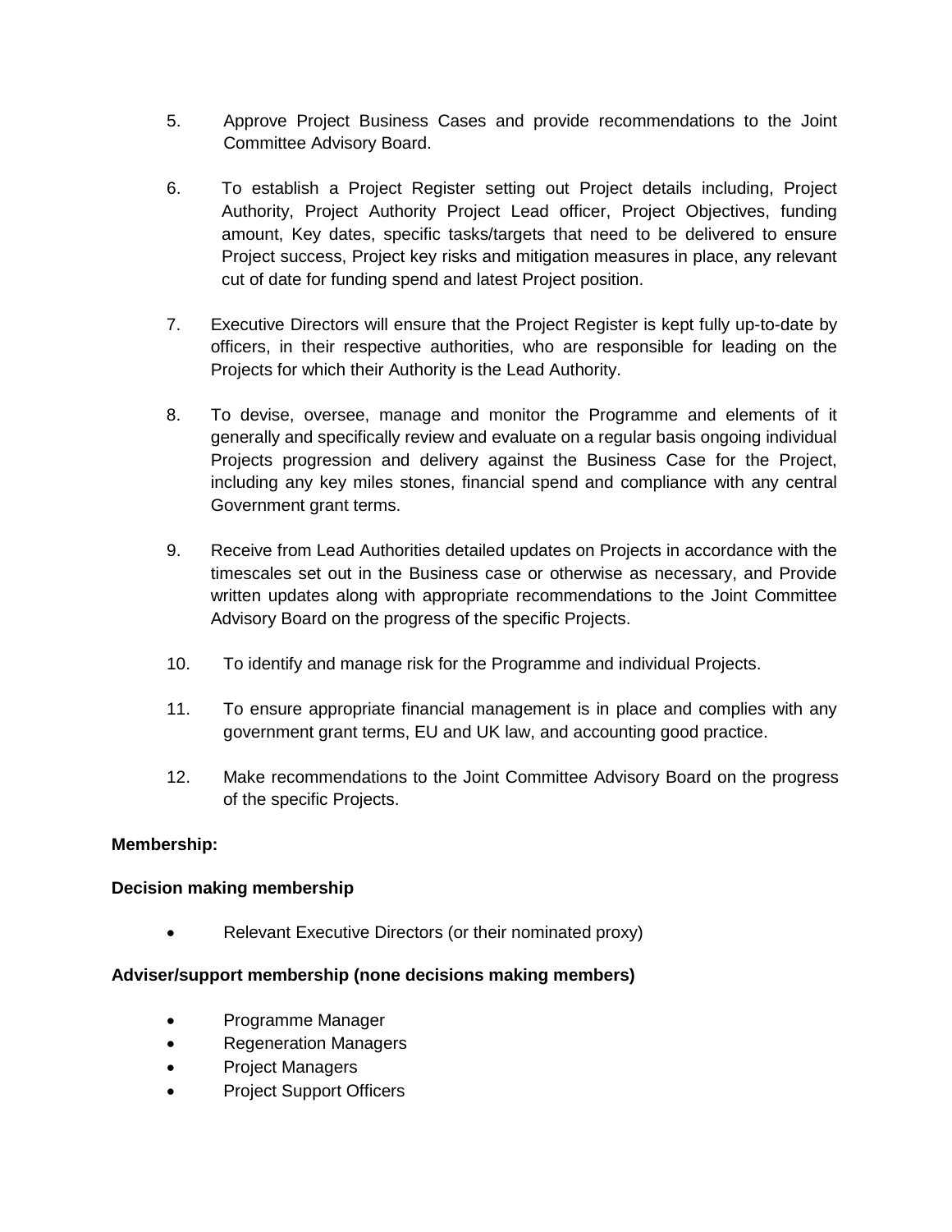5. Approve Project Business Cases and provide recommendations to the Joint Committee Advisory Board.

6. To establish a Project Register setting out Project details including, Project Authority, Project Authority Project Lead officer, Project Objectives, funding amount, Key dates, specific tasks/targets that need to be delivered to ensure Project success, Project key risks and mitigation measures in place, any relevant cut of date for funding spend and latest Project position.

7. Executive Directors will ensure that the Project Register is kept fully up-to-date by officers, in their respective authorities, who are responsible for leading on the Projects for which their Authority is the Lead Authority.

8. To devise, oversee, manage and monitor the Programme and elements of it generally and specifically review and evaluate on a regular basis ongoing individual Projects progression and delivery against the Business Case for the Project, including any key miles stones, financial spend and compliance with any central Government grant terms.

9. Receive from Lead Authorities detailed updates on Projects in accordance with the timescales set out in the Business case or otherwise as necessary, and Provide written updates along with appropriate recommendations to the Joint Committee Advisory Board on the progress of the specific Projects.

10. To identify and manage risk for the Programme and individual Projects.

11. To ensure appropriate financial management is in place and complies with any government grant terms, EU and UK law, and accounting good practice.

12. Make recommendations to the Joint Committee Advisory Board on the progress of the specific Projects.

**Membership:**

**Decision making membership**

- Relevant Executive Directors (or their nominated proxy)

**Adviser/support membership (none decisions making members)**

- Programme Manager
- Regeneration Managers
- Project Managers
- Project Support Officers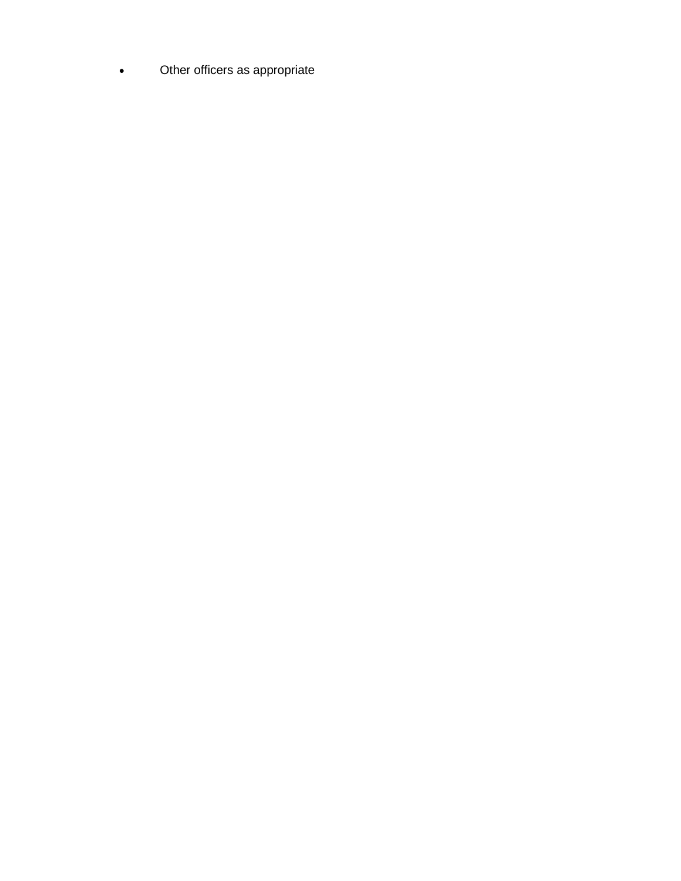- Other officers as appropriate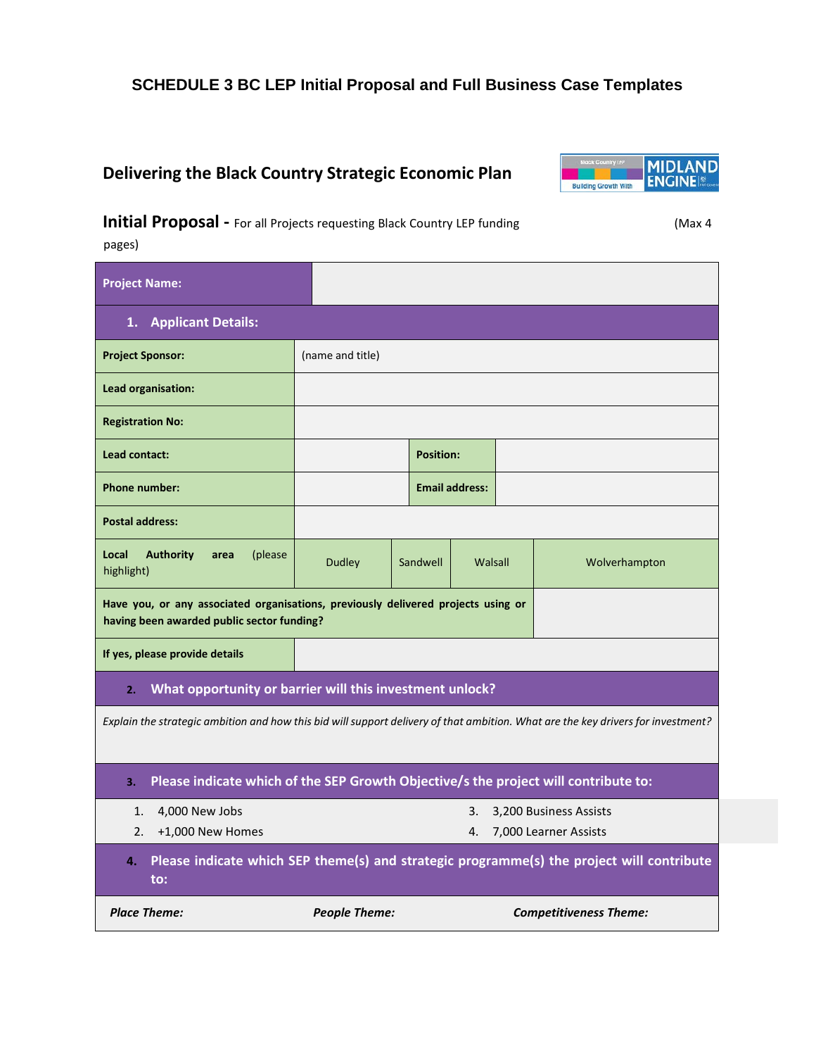# SCHEDULE 3 BC LEP Initial Proposal and Full Business Case Templates

## Delivering the Black Country Strategic Economic Plan

**Initial Proposal -** For all Projects requesting Black Country LEP funding (Max 4 pages)

| **Project Name:** | | | | |
|---|---|---|---|---|
| **1. Applicant Details:** | | | | |
| **Project Sponsor:** | (name and title) | | | |
| **Lead organisation:** | | | | |
| **Registration No:** | | | | |
| **Lead contact:** | | **Position:** | | |
| **Phone number:** | | **Email address:** | | |
| **Postal address:** | | | | |
| **Local Authority area** (please highlight) | Dudley | Sandwell | Walsall | Wolverhampton |
| **Have you, or any associated organisations, previously delivered projects using or having been awarded public sector funding?** | | | | |
| **If yes, please provide details** | | | | |
| **2. What opportunity or barrier will this investment unlock?** | | | | |
| *Explain the strategic ambition and how this bid will support delivery of that ambition. What are the key drivers for investment?* | | | | |
| **3. Please indicate which of the SEP Growth Objective/s the project will contribute to:** | | | | |
| 1. 4,000 New Jobs<br>2. +1,000 New Homes | | 3. 3,200 Business Assists<br>4. 7,000 Learner Assists | | |
| **4. Please indicate which SEP theme(s) and strategic programme(s) the project will contribute to:** | | | | |
| ***Place Theme:*** | ***People Theme:*** | ***Competitiveness Theme:*** | | |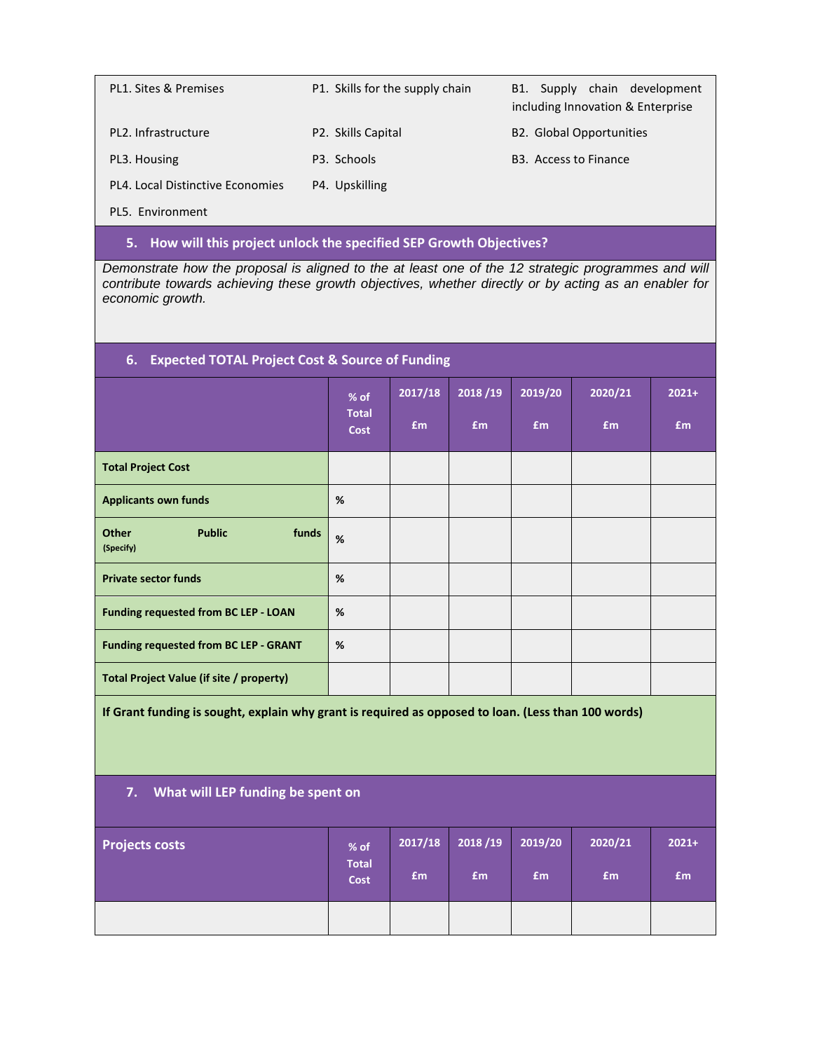| | | |
|---|---|---|
| PL1. Sites & Premises | P1. Skills for the supply chain | B1. Supply chain development including Innovation & Enterprise |
| PL2. Infrastructure | P2. Skills Capital | B2. Global Opportunities |
| PL3. Housing | P3. Schools | B3. Access to Finance |
| PL4. Local Distinctive Economies | P4. Upskilling | |
| PL5. Environment | | |

## 5. How will this project unlock the specified SEP Growth Objectives?

*Demonstrate how the proposal is aligned to the at least one of the 12 strategic programmes and will contribute towards achieving these growth objectives, whether directly or by acting as an enabler for economic growth.*

## 6. Expected TOTAL Project Cost & Source of Funding

| | % of Total Cost | 2017/18 £m | 2018 /19 £m | 2019/20 £m | 2020/21 £m | 2021+ £m |
|---|---|---|---|---|---|---|
| **Total Project Cost** | | | | | | |
| **Applicants own funds** | % | | | | | |
| **Other Public funds (Specify)** | % | | | | | |
| **Private sector funds** | % | | | | | |
| **Funding requested from BC LEP - LOAN** | % | | | | | |
| **Funding requested from BC LEP - GRANT** | % | | | | | |
| **Total Project Value (if site / property)** | | | | | | |

**If Grant funding is sought, explain why grant is required as opposed to loan. (Less than 100 words)**

## 7. What will LEP funding be spent on

| Projects costs | % of Total Cost | 2017/18 £m | 2018 /19 £m | 2019/20 £m | 2020/21 £m | 2021+ £m |
|---|---|---|---|---|---|---|
| | | | | | | |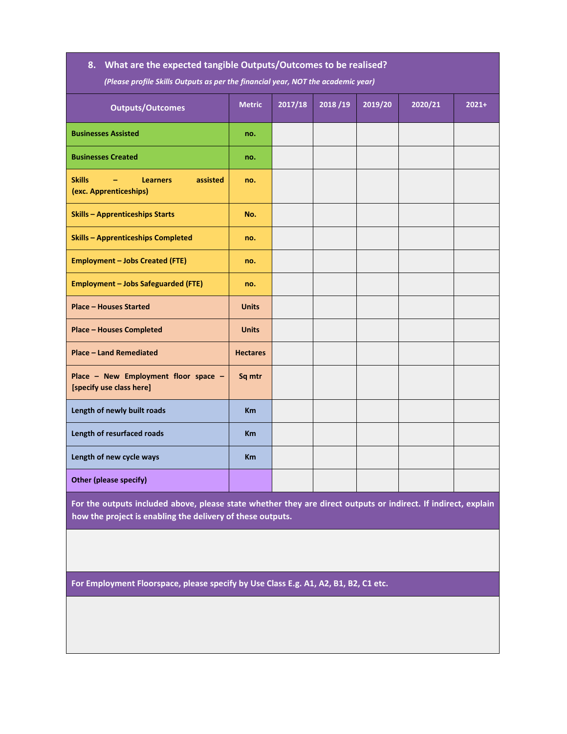## 8. What are the expected tangible Outputs/Outcomes to be realised?

*(Please profile Skills Outputs as per the financial year, NOT the academic year)*

| Outputs/Outcomes | Metric | 2017/18 | 2018 /19 | 2019/20 | 2020/21 | 2021+ |
|---|---|---|---|---|---|---|
| **Businesses Assisted** | **no.** | | | | | |
| **Businesses Created** | **no.** | | | | | |
| **Skills – Learners assisted (exc. Apprenticeships)** | **no.** | | | | | |
| **Skills – Apprenticeships Starts** | **No.** | | | | | |
| **Skills – Apprenticeships Completed** | **no.** | | | | | |
| **Employment – Jobs Created (FTE)** | **no.** | | | | | |
| **Employment – Jobs Safeguarded (FTE)** | **no.** | | | | | |
| **Place – Houses Started** | **Units** | | | | | |
| **Place – Houses Completed** | **Units** | | | | | |
| **Place – Land Remediated** | **Hectares** | | | | | |
| **Place – New Employment floor space – [specify use class here]** | **Sq mtr** | | | | | |
| **Length of newly built roads** | **Km** | | | | | |
| **Length of resurfaced roads** | **Km** | | | | | |
| **Length of new cycle ways** | **Km** | | | | | |
| **Other (please specify)** | | | | | | |

**For the outputs included above, please state whether they are direct outputs or indirect. If indirect, explain how the project is enabling the delivery of these outputs.**

**For Employment Floorspace, please specify by Use Class E.g. A1, A2, B1, B2, C1 etc.**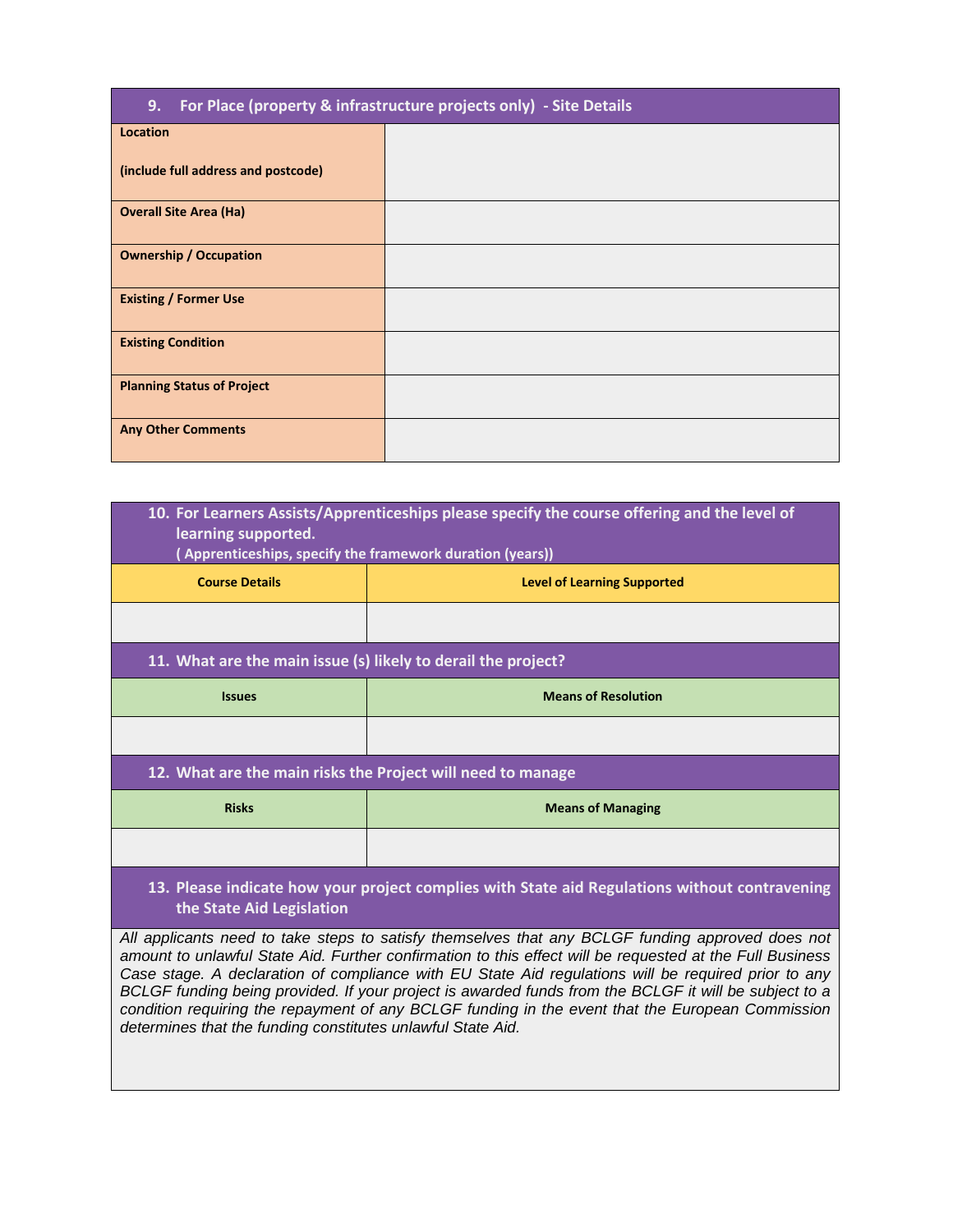| 9. For Place (property & infrastructure projects only) - Site Details | |
|---|---|
| **Location**<br><br>**(include full address and postcode)** | |
| **Overall Site Area (Ha)** | |
| **Ownership / Occupation** | |
| **Existing / Former Use** | |
| **Existing Condition** | |
| **Planning Status of Project** | |
| **Any Other Comments** | |

**10. For Learners Assists/Apprenticeships please specify the course offering and the level of learning supported.**
**( Apprenticeships, specify the framework duration (years))**

| Course Details | Level of Learning Supported |
|---|---|
| | |

**11. What are the main issue (s) likely to derail the project?**

| Issues | Means of Resolution |
|---|---|
| | |

**12. What are the main risks the Project will need to manage**

| Risks | Means of Managing |
|---|---|
| | |

**13. Please indicate how your project complies with State aid Regulations without contravening the State Aid Legislation**

*All applicants need to take steps to satisfy themselves that any BCLGF funding approved does not amount to unlawful State Aid. Further confirmation to this effect will be requested at the Full Business Case stage. A declaration of compliance with EU State Aid regulations will be required prior to any BCLGF funding being provided. If your project is awarded funds from the BCLGF it will be subject to a condition requiring the repayment of any BCLGF funding in the event that the European Commission determines that the funding constitutes unlawful State Aid.*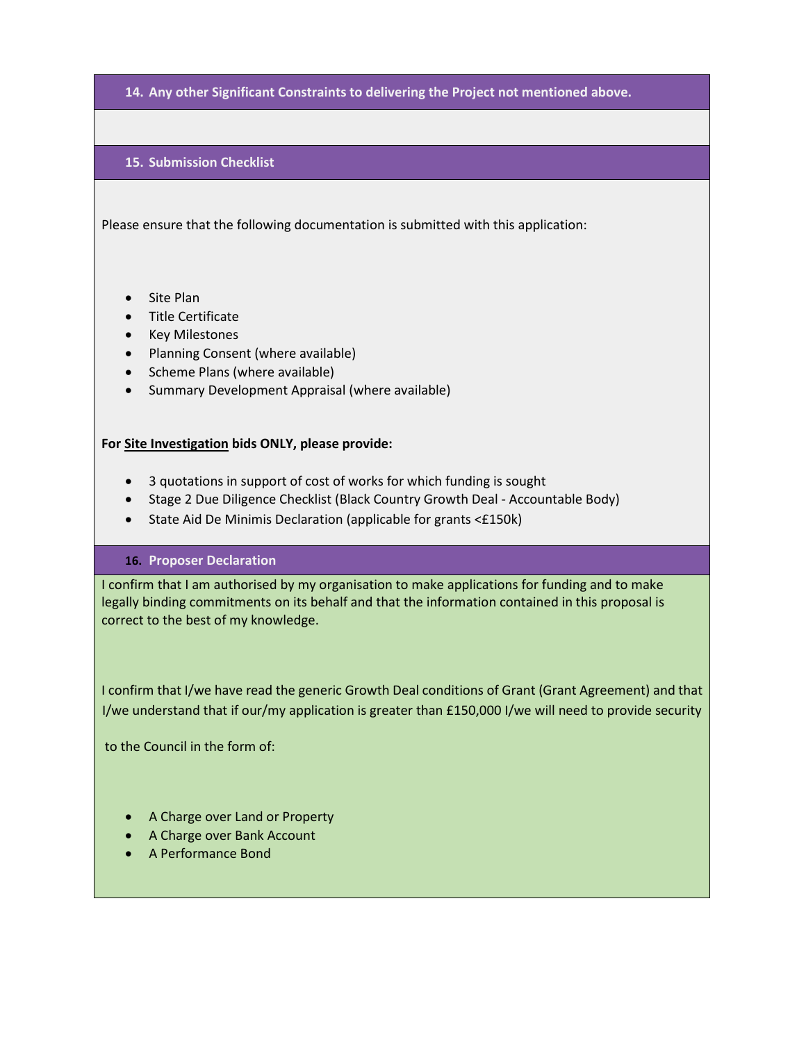## 14. Any other Significant Constraints to delivering the Project not mentioned above.

## 15. Submission Checklist

Please ensure that the following documentation is submitted with this application:

- Site Plan
- Title Certificate
- Key Milestones
- Planning Consent (where available)
- Scheme Plans (where available)
- Summary Development Appraisal (where available)

**For Site Investigation bids ONLY, please provide:**

- 3 quotations in support of cost of works for which funding is sought
- Stage 2 Due Diligence Checklist (Black Country Growth Deal - Accountable Body)
- State Aid De Minimis Declaration (applicable for grants <£150k)

## 16. Proposer Declaration

I confirm that I am authorised by my organisation to make applications for funding and to make legally binding commitments on its behalf and that the information contained in this proposal is correct to the best of my knowledge.

I confirm that I/we have read the generic Growth Deal conditions of Grant (Grant Agreement) and that I/we understand that if our/my application is greater than £150,000 I/we will need to provide security to the Council in the form of:

- A Charge over Land or Property
- A Charge over Bank Account
- A Performance Bond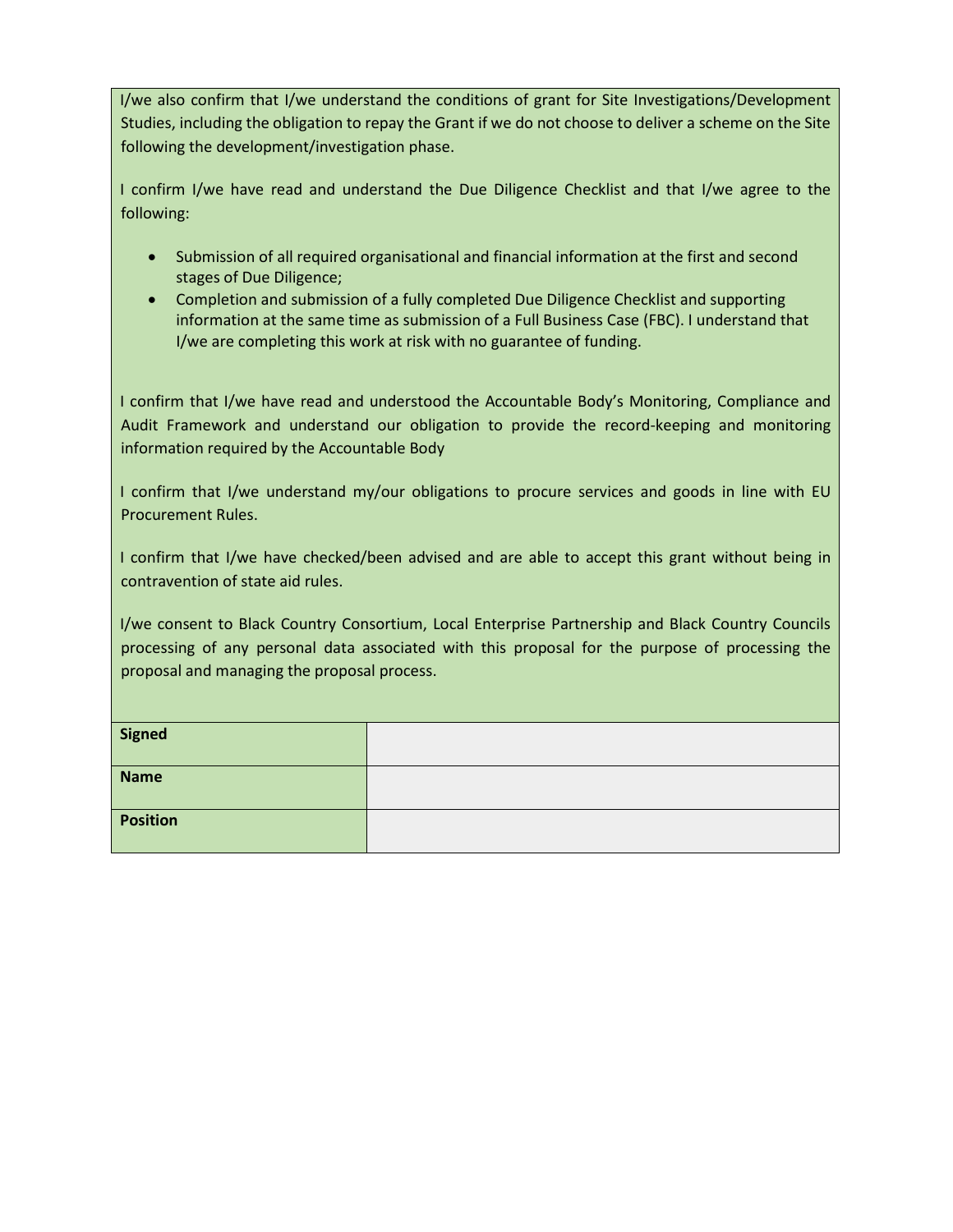I/we also confirm that I/we understand the conditions of grant for Site Investigations/Development Studies, including the obligation to repay the Grant if we do not choose to deliver a scheme on the Site following the development/investigation phase.

I confirm I/we have read and understand the Due Diligence Checklist and that I/we agree to the following:

- Submission of all required organisational and financial information at the first and second stages of Due Diligence;
- Completion and submission of a fully completed Due Diligence Checklist and supporting information at the same time as submission of a Full Business Case (FBC). I understand that I/we are completing this work at risk with no guarantee of funding.

I confirm that I/we have read and understood the Accountable Body's Monitoring, Compliance and Audit Framework and understand our obligation to provide the record-keeping and monitoring information required by the Accountable Body

I confirm that I/we understand my/our obligations to procure services and goods in line with EU Procurement Rules.

I confirm that I/we have checked/been advised and are able to accept this grant without being in contravention of state aid rules.

I/we consent to Black Country Consortium, Local Enterprise Partnership and Black Country Councils processing of any personal data associated with this proposal for the purpose of processing the proposal and managing the proposal process.

| | |
|---|---|
| **Signed** | |
| **Name** | |
| **Position** | |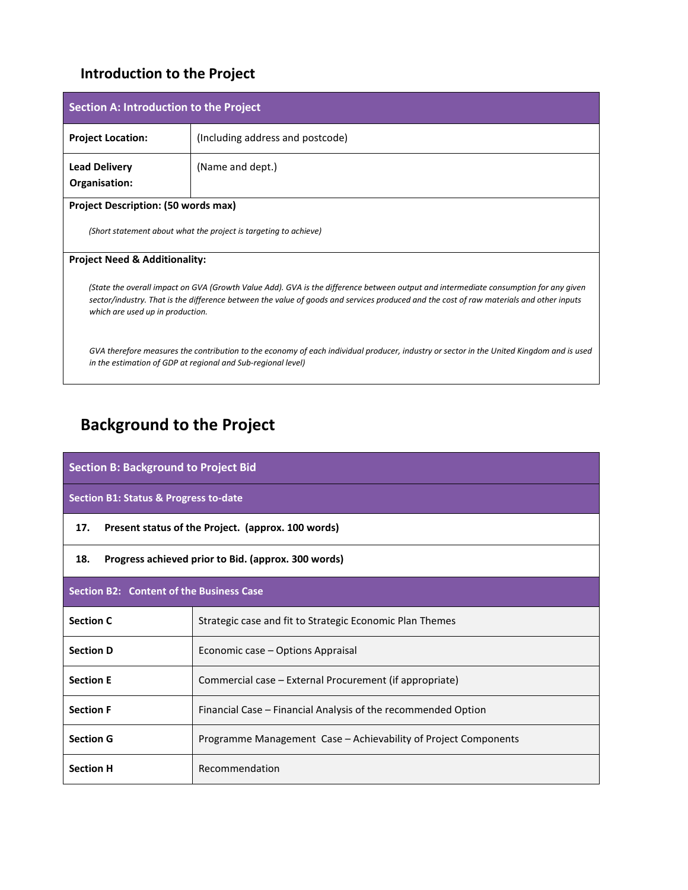## Introduction to the Project

| Section A: Introduction to the Project | |
|---|---|
| **Project Location:** | (Including address and postcode) |
| **Lead Delivery Organisation:** | (Name and dept.) |

**Project Description: (50 words max)**

*(Short statement about what the project is targeting to achieve)*

**Project Need & Additionality:**

*(State the overall impact on GVA (Growth Value Add). GVA is the difference between output and intermediate consumption for any given sector/industry. That is the difference between the value of goods and services produced and the cost of raw materials and other inputs which are used up in production.*

*GVA therefore measures the contribution to the economy of each individual producer, industry or sector in the United Kingdom and is used in the estimation of GDP at regional and Sub-regional level)*

## Background to the Project

**Section B: Background to Project Bid**

**Section B1: Status & Progress to-date**

17. **Present status of the Project. (approx. 100 words)**
18. **Progress achieved prior to Bid. (approx. 300 words)**

| Section B2: Content of the Business Case | |
|---|---|
| **Section C** | Strategic case and fit to Strategic Economic Plan Themes |
| **Section D** | Economic case – Options Appraisal |
| **Section E** | Commercial case – External Procurement (if appropriate) |
| **Section F** | Financial Case – Financial Analysis of the recommended Option |
| **Section G** | Programme Management Case – Achievability of Project Components |
| **Section H** | Recommendation |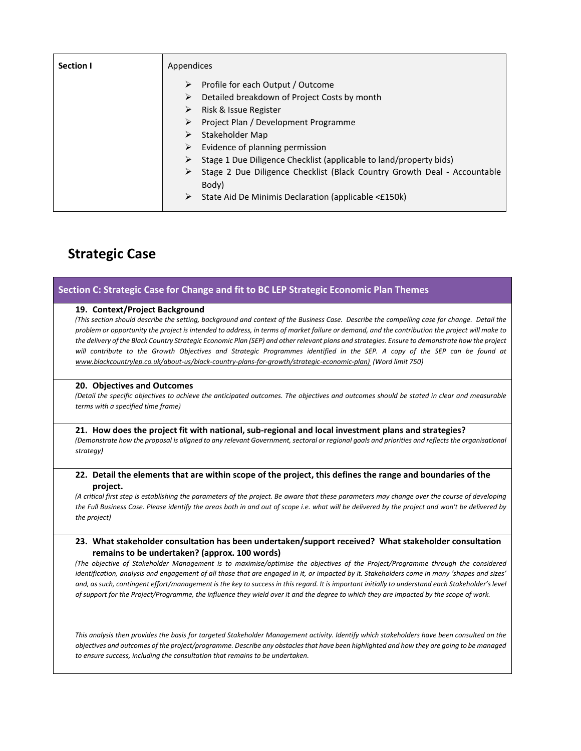| Section I | Appendices |
|---|---|
| | - Profile for each Output / Outcome<br>- Detailed breakdown of Project Costs by month<br>- Risk & Issue Register<br>- Project Plan / Development Programme<br>- Stakeholder Map<br>- Evidence of planning permission<br>- Stage 1 Due Diligence Checklist (applicable to land/property bids)<br>- Stage 2 Due Diligence Checklist (Black Country Growth Deal - Accountable Body)<br>- State Aid De Minimis Declaration (applicable <£150k) |

# Strategic Case

## Section C: Strategic Case for Change and fit to BC LEP Strategic Economic Plan Themes

**19. Context/Project Background**

*(This section should describe the setting, background and context of the Business Case. Describe the compelling case for change. Detail the problem or opportunity the project is intended to address, in terms of market failure or demand, and the contribution the project will make to the delivery of the Black Country Strategic Economic Plan (SEP) and other relevant plans and strategies. Ensure to demonstrate how the project will contribute to the Growth Objectives and Strategic Programmes identified in the SEP. A copy of the SEP can be found at www.blackcountrylep.co.uk/about-us/black-country-plans-for-growth/strategic-economic-plan) (Word limit 750)*

**20. Objectives and Outcomes**

*(Detail the specific objectives to achieve the anticipated outcomes. The objectives and outcomes should be stated in clear and measurable terms with a specified time frame)*

**21. How does the project fit with national, sub-regional and local investment plans and strategies?**

*(Demonstrate how the proposal is aligned to any relevant Government, sectoral or regional goals and priorities and reflects the organisational strategy)*

**22. Detail the elements that are within scope of the project, this defines the range and boundaries of the project.**

*(A critical first step is establishing the parameters of the project. Be aware that these parameters may change over the course of developing the Full Business Case. Please identify the areas both in and out of scope i.e. what will be delivered by the project and won't be delivered by the project)*

**23. What stakeholder consultation has been undertaken/support received? What stakeholder consultation remains to be undertaken? (approx. 100 words)**

*(The objective of Stakeholder Management is to maximise/optimise the objectives of the Project/Programme through the considered identification, analysis and engagement of all those that are engaged in it, or impacted by it. Stakeholders come in many 'shapes and sizes' and, as such, contingent effort/management is the key to success in this regard. It is important initially to understand each Stakeholder's level of support for the Project/Programme, the influence they wield over it and the degree to which they are impacted by the scope of work.*

*This analysis then provides the basis for targeted Stakeholder Management activity. Identify which stakeholders have been consulted on the objectives and outcomes of the project/programme. Describe any obstacles that have been highlighted and how they are going to be managed to ensure success, including the consultation that remains to be undertaken.*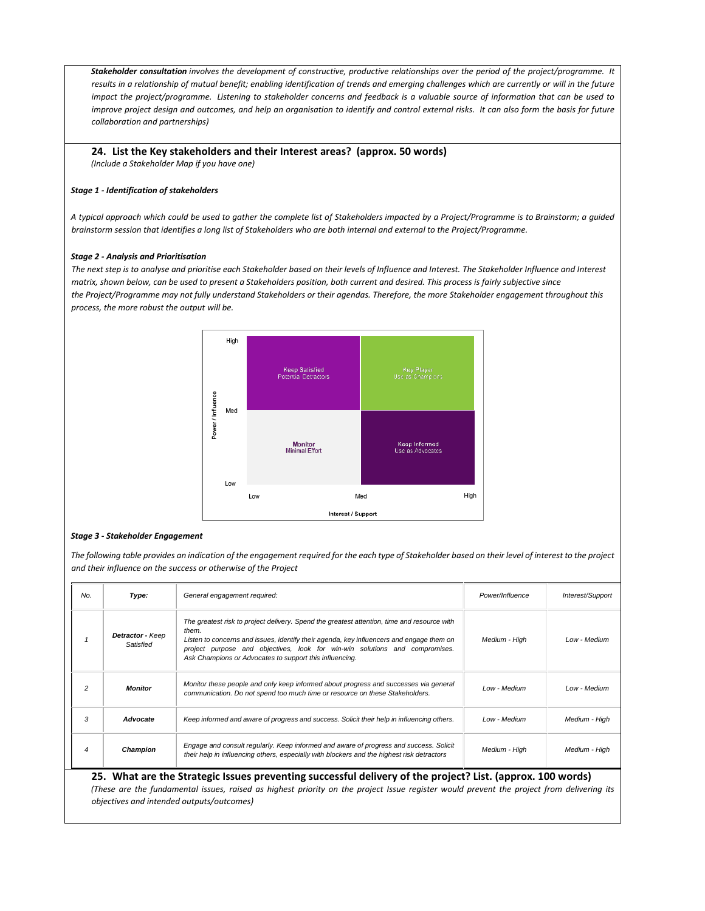*__Stakeholder consultation__ involves the development of constructive, productive relationships over the period of the project/programme. It results in a relationship of mutual benefit; enabling identification of trends and emerging challenges which are currently or will in the future impact the project/programme. Listening to stakeholder concerns and feedback is a valuable source of information that can be used to improve project design and outcomes, and help an organisation to identify and control external risks. It can also form the basis for future collaboration and partnerships)*

## 24. List the Key stakeholders and their Interest areas? (approx. 50 words)

*(Include a Stakeholder Map if you have one)*

***Stage 1 - Identification of stakeholders***

*A typical approach which could be used to gather the complete list of Stakeholders impacted by a Project/Programme is to Brainstorm; a guided brainstorm session that identifies a long list of Stakeholders who are both internal and external to the Project/Programme.*

***Stage 2 - Analysis and Prioritisation***

*The next step is to analyse and prioritise each Stakeholder based on their levels of Influence and Interest. The Stakeholder Influence and Interest matrix, shown below, can be used to present a Stakeholders position, both current and desired. This process is fairly subjective since the Project/Programme may not fully understand Stakeholders or their agendas. Therefore, the more Stakeholder engagement throughout this process, the more robust the output will be.*

| Power / Influence | Low Interest / Support | High Interest / Support |
|---|---|---|
| High | Keep Satisfied – Potential Detractors | Key Player – Use as Champions |
| Low | Monitor – Minimal Effort | Keep Informed – Use as Advocates |

***Stage 3 - Stakeholder Engagement***

*The following table provides an indication of the engagement required for the each type of Stakeholder based on their level of interest to the project and their influence on the success or otherwise of the Project*

| *No.* | ***Type:*** | *General engagement required:* | *Power/Influence* | *Interest/Support* |
|---|---|---|---|---|
| *1* | ***Detractor** - Keep Satisfied* | *The greatest risk to project delivery. Spend the greatest attention, time and resource with them. Listen to concerns and issues, identify their agenda, key influencers and engage them on project purpose and objectives, look for win-win solutions and compromises. Ask Champions or Advocates to support this influencing.* | *Medium - High* | *Low - Medium* |
| *2* | ***Monitor*** | *Monitor these people and only keep informed about progress and successes via general communication. Do not spend too much time or resource on these Stakeholders.* | *Low - Medium* | *Low - Medium* |
| *3* | ***Advocate*** | *Keep informed and aware of progress and success. Solicit their help in influencing others.* | *Low - Medium* | *Medium - High* |
| *4* | ***Champion*** | *Engage and consult regularly. Keep informed and aware of progress and success. Solicit their help in influencing others, especially with blockers and the highest risk detractors* | *Medium - High* | *Medium - High* |

## 25. What are the Strategic Issues preventing successful delivery of the project? List. (approx. 100 words)

*(These are the fundamental issues, raised as highest priority on the project Issue register would prevent the project from delivering its objectives and intended outputs/outcomes)*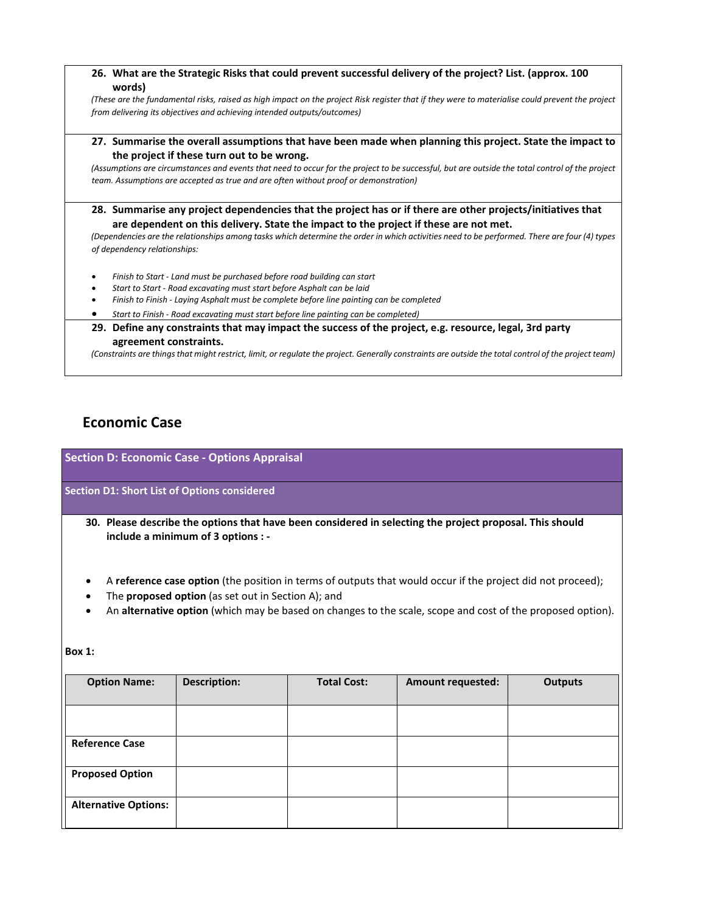**26. What are the Strategic Risks that could prevent successful delivery of the project? List. (approx. 100 words)**

*(These are the fundamental risks, raised as high impact on the project Risk register that if they were to materialise could prevent the project from delivering its objectives and achieving intended outputs/outcomes)*

**27. Summarise the overall assumptions that have been made when planning this project. State the impact to the project if these turn out to be wrong.**

*(Assumptions are circumstances and events that need to occur for the project to be successful, but are outside the total control of the project team. Assumptions are accepted as true and are often without proof or demonstration)*

**28. Summarise any project dependencies that the project has or if there are other projects/initiatives that are dependent on this delivery. State the impact to the project if these are not met.**

*(Dependencies are the relationships among tasks which determine the order in which activities need to be performed. There are four (4) types of dependency relationships:*

- *Finish to Start - Land must be purchased before road building can start*
- *Start to Start - Road excavating must start before Asphalt can be laid*
- *Finish to Finish - Laying Asphalt must be complete before line painting can be completed*
- *Start to Finish - Road excavating must start before line painting can be completed)*

**29. Define any constraints that may impact the success of the project, e.g. resource, legal, 3rd party agreement constraints.**

*(Constraints are things that might restrict, limit, or regulate the project. Generally constraints are outside the total control of the project team)*

## Economic Case

### Section D: Economic Case - Options Appraisal

#### Section D1: Short List of Options considered

**30. Please describe the options that have been considered in selecting the project proposal. This should include a minimum of 3 options : -**

- A **reference case option** (the position in terms of outputs that would occur if the project did not proceed);
- The **proposed option** (as set out in Section A); and
- An **alternative option** (which may be based on changes to the scale, scope and cost of the proposed option).

**Box 1:**

| Option Name: | Description: | Total Cost: | Amount requested: | Outputs |
|---|---|---|---|---|
| | | | | |
| **Reference Case** | | | | |
| **Proposed Option** | | | | |
| **Alternative Options:** | | | | |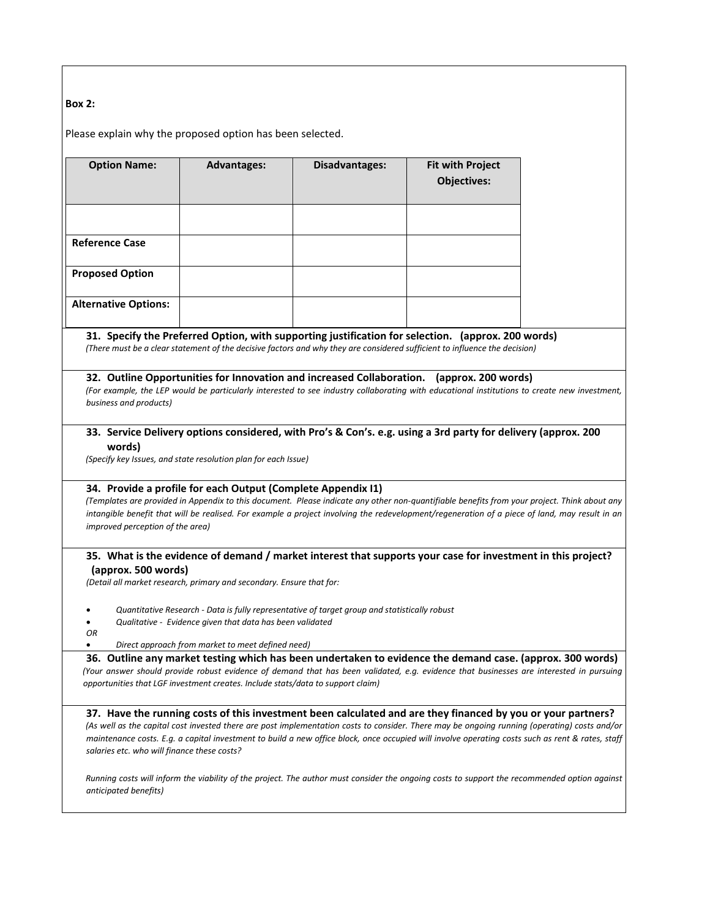**Box 2:**

Please explain why the proposed option has been selected.

| Option Name: | Advantages: | Disadvantages: | Fit with Project Objectives: |
|---|---|---|---|
| | | | |
| **Reference Case** | | | |
| **Proposed Option** | | | |
| **Alternative Options:** | | | |

**31. Specify the Preferred Option, with supporting justification for selection. (approx. 200 words)**
*(There must be a clear statement of the decisive factors and why they are considered sufficient to influence the decision)*

**32. Outline Opportunities for Innovation and increased Collaboration. (approx. 200 words)**
*(For example, the LEP would be particularly interested to see industry collaborating with educational institutions to create new investment, business and products)*

**33. Service Delivery options considered, with Pro's & Con's. e.g. using a 3rd party for delivery (approx. 200 words)**
*(Specify key Issues, and state resolution plan for each Issue)*

**34. Provide a profile for each Output (Complete Appendix I1)**
*(Templates are provided in Appendix to this document. Please indicate any other non-quantifiable benefits from your project. Think about any intangible benefit that will be realised. For example a project involving the redevelopment/regeneration of a piece of land, may result in an improved perception of the area)*

**35. What is the evidence of demand / market interest that supports your case for investment in this project? (approx. 500 words)**
*(Detail all market research, primary and secondary. Ensure that for:*

- *Quantitative Research - Data is fully representative of target group and statistically robust*
- *Qualitative - Evidence given that data has been validated*

*OR*

- *Direct approach from market to meet defined need)*

**36. Outline any market testing which has been undertaken to evidence the demand case. (approx. 300 words)**
*(Your answer should provide robust evidence of demand that has been validated, e.g. evidence that businesses are interested in pursuing opportunities that LGF investment creates. Include stats/data to support claim)*

**37. Have the running costs of this investment been calculated and are they financed by you or your partners?**
*(As well as the capital cost invested there are post implementation costs to consider. There may be ongoing running (operating) costs and/or maintenance costs. E.g. a capital investment to build a new office block, once occupied will involve operating costs such as rent & rates, staff salaries etc. who will finance these costs?*

*Running costs will inform the viability of the project. The author must consider the ongoing costs to support the recommended option against anticipated benefits)*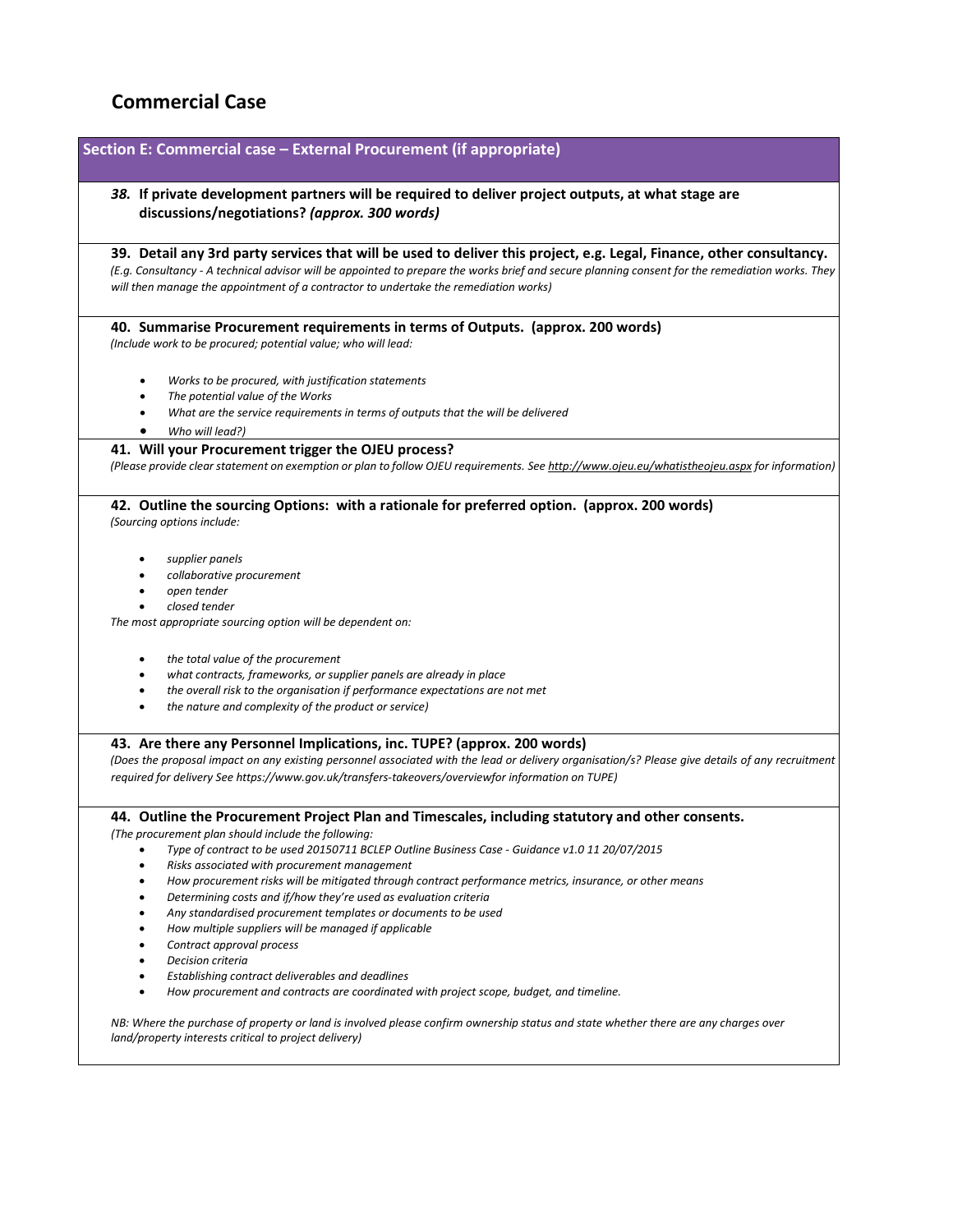# Commercial Case

## Section E: Commercial case – External Procurement (if appropriate)

***38.* If private development partners will be required to deliver project outputs, at what stage are discussions/negotiations? *(approx. 300 words)***

**39. Detail any 3rd party services that will be used to deliver this project, e.g. Legal, Finance, other consultancy.**
*(E.g. Consultancy - A technical advisor will be appointed to prepare the works brief and secure planning consent for the remediation works. They will then manage the appointment of a contractor to undertake the remediation works)*

**40. Summarise Procurement requirements in terms of Outputs. (approx. 200 words)**
*(Include work to be procured; potential value; who will lead:*

- *Works to be procured, with justification statements*
- *The potential value of the Works*
- *What are the service requirements in terms of outputs that the will be delivered*
- *Who will lead?)*

**41. Will your Procurement trigger the OJEU process?**
*(Please provide clear statement on exemption or plan to follow OJEU requirements. See http://www.ojeu.eu/whatistheojeu.aspx for information)*

**42. Outline the sourcing Options: with a rationale for preferred option. (approx. 200 words)**
*(Sourcing options include:*

- *supplier panels*
- *collaborative procurement*
- *open tender*
- *closed tender*

*The most appropriate sourcing option will be dependent on:*

- *the total value of the procurement*
- *what contracts, frameworks, or supplier panels are already in place*
- *the overall risk to the organisation if performance expectations are not met*
- *the nature and complexity of the product or service)*

**43. Are there any Personnel Implications, inc. TUPE? (approx. 200 words)**
*(Does the proposal impact on any existing personnel associated with the lead or delivery organisation/s? Please give details of any recruitment required for delivery See https://www.gov.uk/transfers-takeovers/overviewfor information on TUPE)*

**44. Outline the Procurement Project Plan and Timescales, including statutory and other consents.**
*(The procurement plan should include the following:*

- *Type of contract to be used 20150711 BCLEP Outline Business Case - Guidance v1.0 11 20/07/2015*
- *Risks associated with procurement management*
- *How procurement risks will be mitigated through contract performance metrics, insurance, or other means*
- *Determining costs and if/how they're used as evaluation criteria*
- *Any standardised procurement templates or documents to be used*
- *How multiple suppliers will be managed if applicable*
- *Contract approval process*
- *Decision criteria*
- *Establishing contract deliverables and deadlines*
- *How procurement and contracts are coordinated with project scope, budget, and timeline.*

*NB: Where the purchase of property or land is involved please confirm ownership status and state whether there are any charges over land/property interests critical to project delivery)*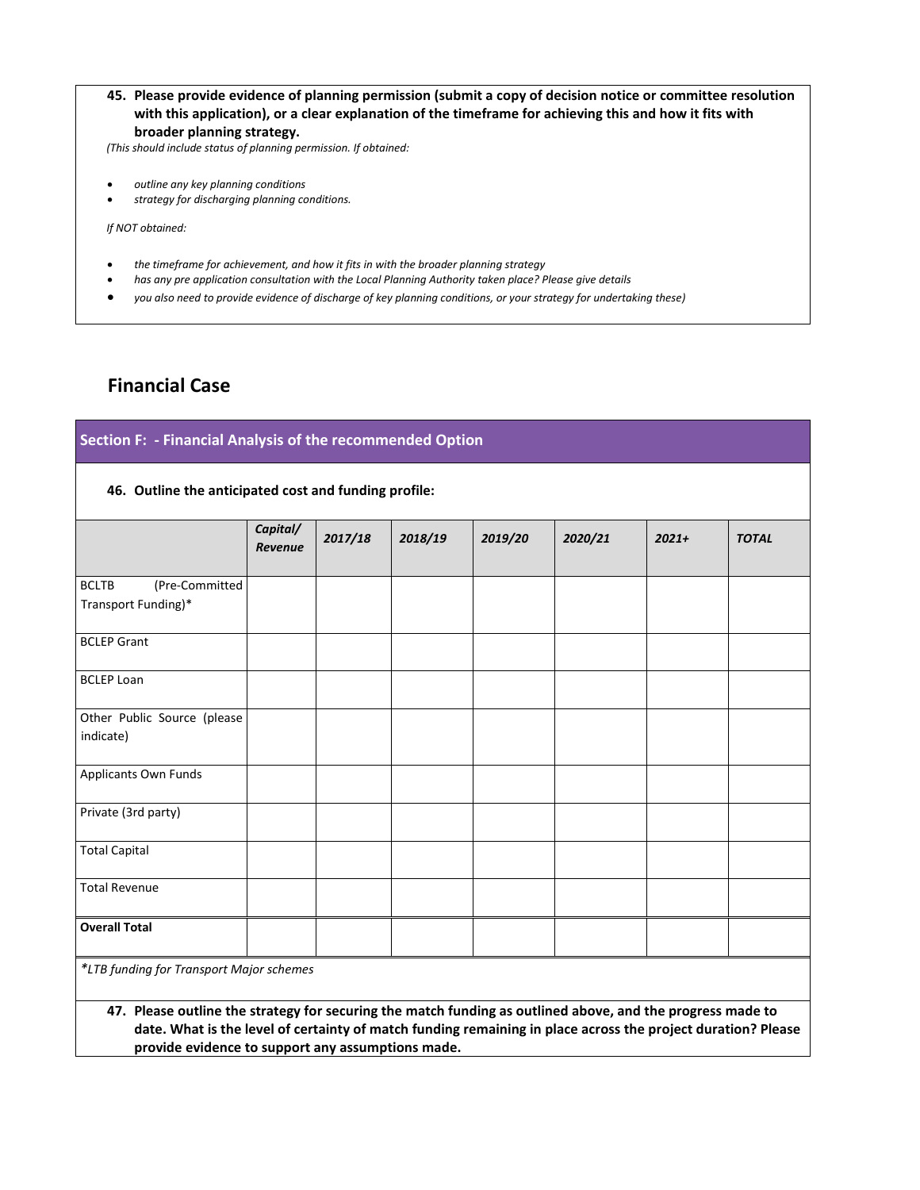**45. Please provide evidence of planning permission (submit a copy of decision notice or committee resolution with this application), or a clear explanation of the timeframe for achieving this and how it fits with broader planning strategy.**

*(This should include status of planning permission. If obtained:*

- *outline any key planning conditions*
- *strategy for discharging planning conditions.*

*If NOT obtained:*

- *the timeframe for achievement, and how it fits in with the broader planning strategy*
- *has any pre application consultation with the Local Planning Authority taken place? Please give details*
- *you also need to provide evidence of discharge of key planning conditions, or your strategy for undertaking these)*

## Financial Case

### Section F: - Financial Analysis of the recommended Option

**46. Outline the anticipated cost and funding profile:**

| | *Capital/ Revenue* | *2017/18* | *2018/19* | *2019/20* | *2020/21* | *2021+* | *TOTAL* |
|---|---|---|---|---|---|---|---|
| BCLTB (Pre-Committed Transport Funding)* | | | | | | | |
| BCLEP Grant | | | | | | | |
| BCLEP Loan | | | | | | | |
| Other Public Source (please indicate) | | | | | | | |
| Applicants Own Funds | | | | | | | |
| Private (3rd party) | | | | | | | |
| Total Capital | | | | | | | |
| Total Revenue | | | | | | | |
| **Overall Total** | | | | | | | |

*\*LTB funding for Transport Major schemes*

**47. Please outline the strategy for securing the match funding as outlined above, and the progress made to date. What is the level of certainty of match funding remaining in place across the project duration? Please provide evidence to support any assumptions made.**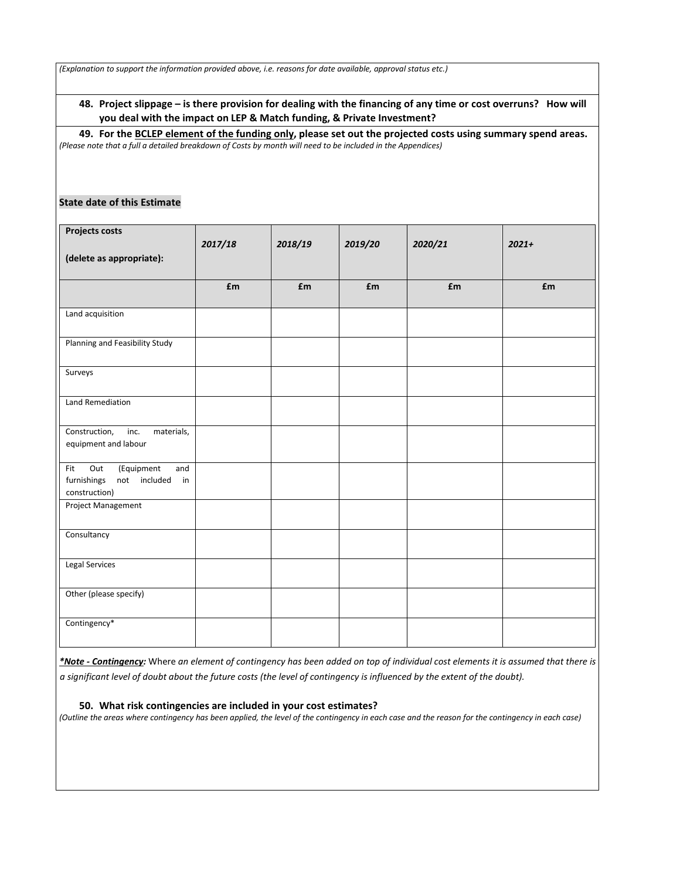*(Explanation to support the information provided above, i.e. reasons for date available, approval status etc.)*

**48. Project slippage – is there provision for dealing with the financing of any time or cost overruns? How will you deal with the impact on LEP & Match funding, & Private Investment?**

**49. For the BCLEP element of the funding only, please set out the projected costs using summary spend areas.**
*(Please note that a full a detailed breakdown of Costs by month will need to be included in the Appendices)*

**State date of this Estimate**

| **Projects costs (delete as appropriate):** | ***2017/18*** | ***2018/19*** | ***2019/20*** | ***2020/21*** | ***2021+*** |
|---|---|---|---|---|---|
| | **£m** | **£m** | **£m** | **£m** | **£m** |
| Land acquisition | | | | | |
| Planning and Feasibility Study | | | | | |
| Surveys | | | | | |
| Land Remediation | | | | | |
| Construction, inc. materials, equipment and labour | | | | | |
| Fit Out (Equipment and furnishings not included in construction) | | | | | |
| Project Management | | | | | |
| Consultancy | | | | | |
| Legal Services | | | | | |
| Other (please specify) | | | | | |
| Contingency* | | | | | |

***Note - Contingency:** Where *an element of contingency has been added on top of individual cost elements it is assumed that there is a significant level of doubt about the future costs (the level of contingency is influenced by the extent of the doubt).*

**50. What risk contingencies are included in your cost estimates?**
*(Outline the areas where contingency has been applied, the level of the contingency in each case and the reason for the contingency in each case)*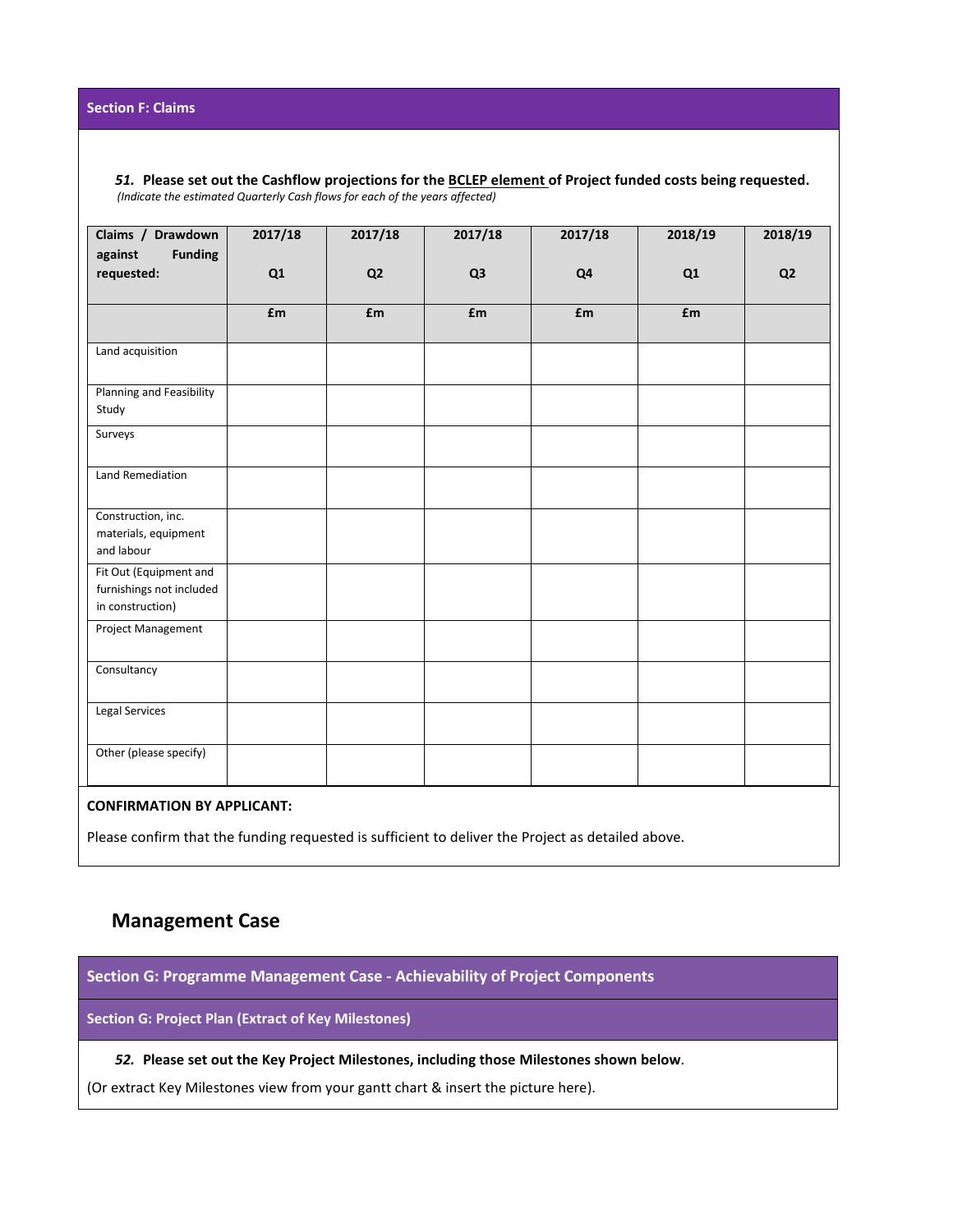## Section F: Claims

***51.*** **Please set out the Cashflow projections for the BCLEP element of Project funded costs being requested.**
*(Indicate the estimated Quarterly Cash flows for each of the years affected)*

| Claims / Drawdown against Funding requested: | 2017/18<br><br>Q1 | 2017/18<br><br>Q2 | 2017/18<br><br>Q3 | 2017/18<br><br>Q4 | 2018/19<br><br>Q1 | 2018/19<br><br>Q2 |
|---|---|---|---|---|---|---|
| | **£m** | **£m** | **£m** | **£m** | **£m** | |
| Land acquisition | | | | | | |
| Planning and Feasibility Study | | | | | | |
| Surveys | | | | | | |
| Land Remediation | | | | | | |
| Construction, inc. materials, equipment and labour | | | | | | |
| Fit Out (Equipment and furnishings not included in construction) | | | | | | |
| Project Management | | | | | | |
| Consultancy | | | | | | |
| Legal Services | | | | | | |
| Other (please specify) | | | | | | |

**CONFIRMATION BY APPLICANT:**

Please confirm that the funding requested is sufficient to deliver the Project as detailed above.

# Management Case

## Section G: Programme Management Case - Achievability of Project Components

### Section G: Project Plan (Extract of Key Milestones)

***52.*** **Please set out the Key Project Milestones, including those Milestones shown below**.

(Or extract Key Milestones view from your gantt chart & insert the picture here).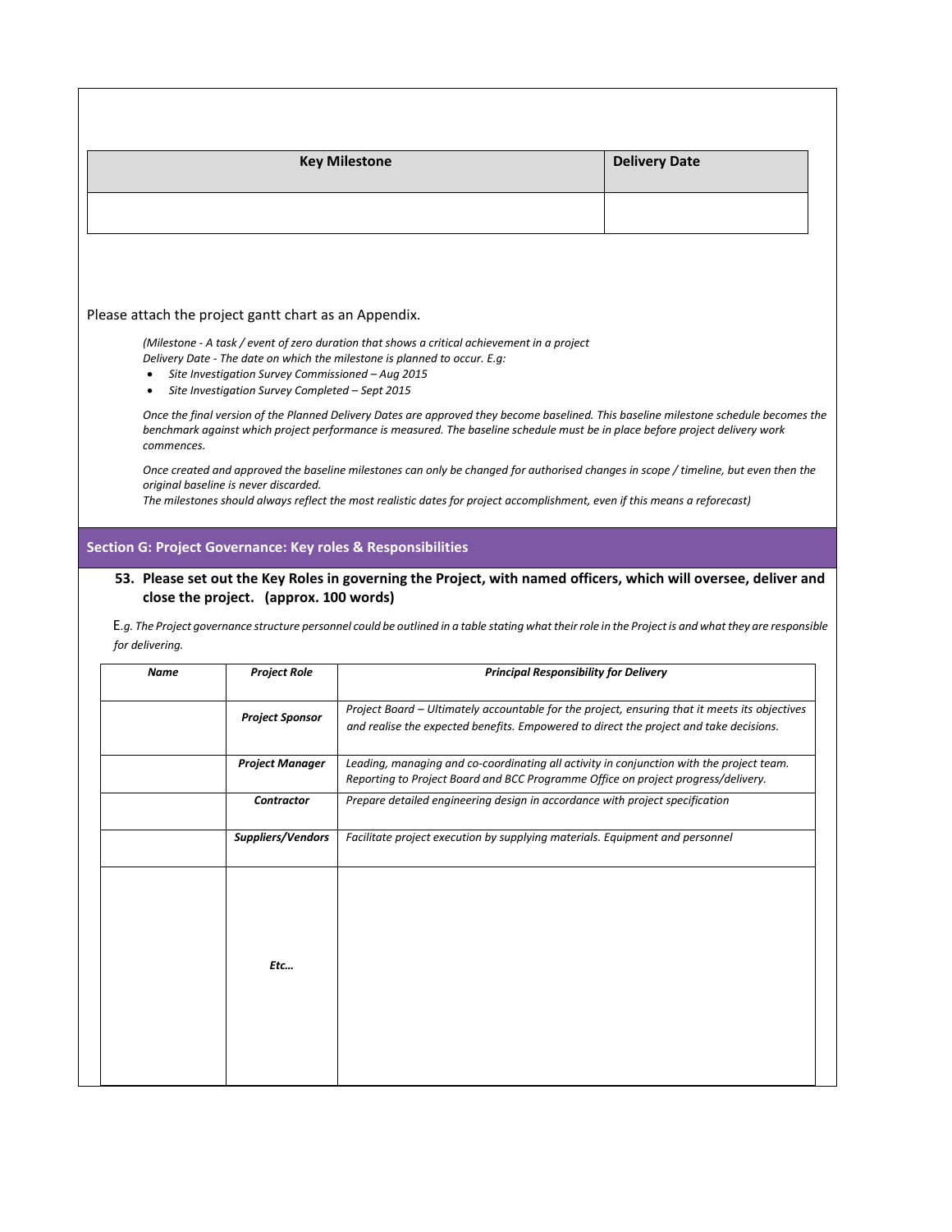| Key Milestone | Delivery Date |
|---|---|
| | |

Please attach the project gantt chart as an Appendix.

*(Milestone - A task / event of zero duration that shows a critical achievement in a project*
*Delivery Date - The date on which the milestone is planned to occur. E.g:*

- *Site Investigation Survey Commissioned – Aug 2015*
- *Site Investigation Survey Completed – Sept 2015*

*Once the final version of the Planned Delivery Dates are approved they become baselined. This baseline milestone schedule becomes the benchmark against which project performance is measured. The baseline schedule must be in place before project delivery work commences.*

*Once created and approved the baseline milestones can only be changed for authorised changes in scope / timeline, but even then the original baseline is never discarded.*
*The milestones should always reflect the most realistic dates for project accomplishment, even if this means a reforecast)*

## Section G: Project Governance: Key roles & Responsibilities

**53. Please set out the Key Roles in governing the Project, with named officers, which will oversee, deliver and close the project. (approx. 100 words)**

E*.g. The Project governance structure personnel could be outlined in a table stating what their role in the Project is and what they are responsible for delivering.*

| *Name* | *Project Role* | *Principal Responsibility for Delivery* |
|---|---|---|
| | ***Project Sponsor*** | *Project Board – Ultimately accountable for the project, ensuring that it meets its objectives and realise the expected benefits. Empowered to direct the project and take decisions.* |
| | ***Project Manager*** | *Leading, managing and co-coordinating all activity in conjunction with the project team. Reporting to Project Board and BCC Programme Office on project progress/delivery.* |
| | ***Contractor*** | *Prepare detailed engineering design in accordance with project specification* |
| | ***Suppliers/Vendors*** | *Facilitate project execution by supplying materials. Equipment and personnel* |
| | ***Etc…*** | |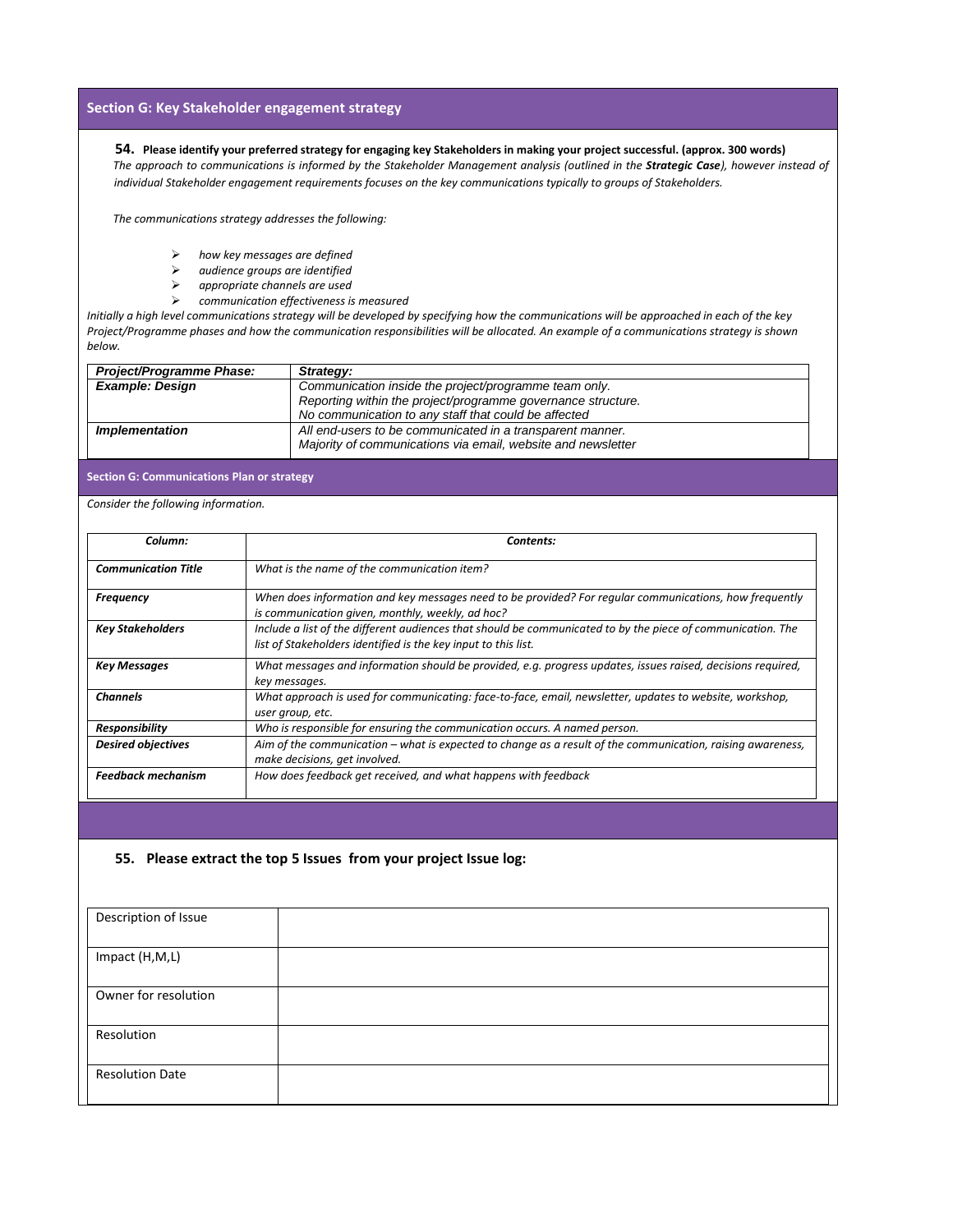## Section G: Key Stakeholder engagement strategy

**54. Please identify your preferred strategy for engaging key Stakeholders in making your project successful. (approx. 300 words)**

*The approach to communications is informed by the Stakeholder Management analysis (outlined in the **Strategic Case**), however instead of individual Stakeholder engagement requirements focuses on the key communications typically to groups of Stakeholders.*

*The communications strategy addresses the following:*

- *how key messages are defined*
- *audience groups are identified*
- *appropriate channels are used*
- *communication effectiveness is measured*

*Initially a high level communications strategy will be developed by specifying how the communications will be approached in each of the key Project/Programme phases and how the communication responsibilities will be allocated. An example of a communications strategy is shown below.*

| ***Project/Programme Phase:*** | ***Strategy:*** |
|---|---|
| ***Example: Design*** | *Communication inside the project/programme team only.*<br>*Reporting within the project/programme governance structure.*<br>*No communication to any staff that could be affected* |
| ***Implementation*** | *All end-users to be communicated in a transparent manner.*<br>*Majority of communications via email, website and newsletter* |

## Section G: Communications Plan or strategy

*Consider the following information.*

| ***Column:*** | ***Contents:*** |
|---|---|
| ***Communication Title*** | *What is the name of the communication item?* |
| ***Frequency*** | *When does information and key messages need to be provided? For regular communications, how frequently is communication given, monthly, weekly, ad hoc?* |
| ***Key Stakeholders*** | *Include a list of the different audiences that should be communicated to by the piece of communication. The list of Stakeholders identified is the key input to this list.* |
| ***Key Messages*** | *What messages and information should be provided, e.g. progress updates, issues raised, decisions required, key messages.* |
| ***Channels*** | *What approach is used for communicating: face-to-face, email, newsletter, updates to website, workshop, user group, etc.* |
| ***Responsibility*** | *Who is responsible for ensuring the communication occurs. A named person.* |
| ***Desired objectives*** | *Aim of the communication – what is expected to change as a result of the communication, raising awareness, make decisions, get involved.* |
| ***Feedback mechanism*** | *How does feedback get received, and what happens with feedback* |

**55. Please extract the top 5 Issues from your project Issue log:**

| Description of Issue | |
|---|---|
| Impact (H,M,L) | |
| Owner for resolution | |
| Resolution | |
| Resolution Date | |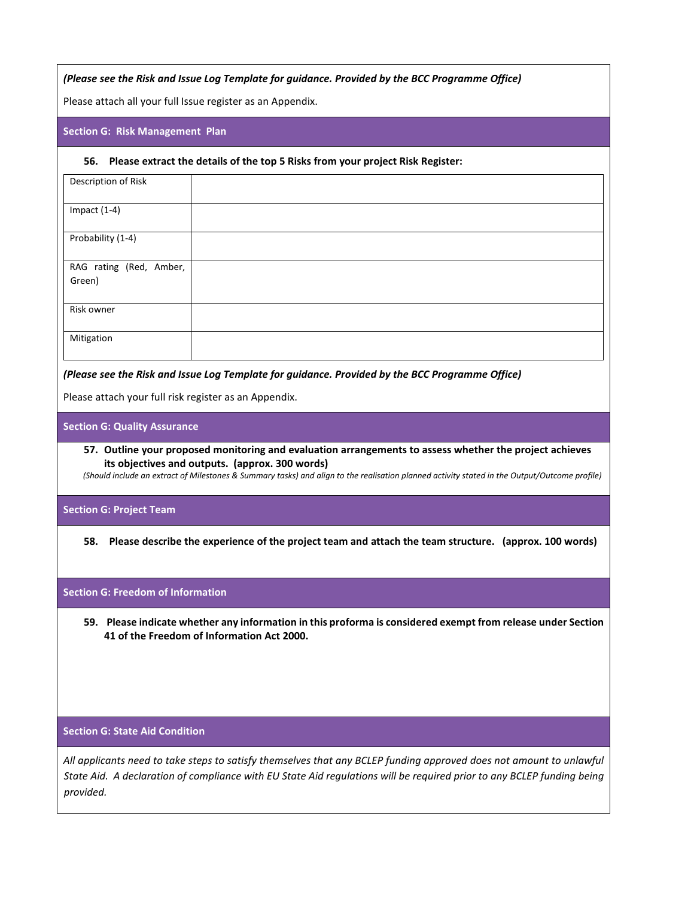*(Please see the Risk and Issue Log Template for guidance. Provided by the BCC Programme Office)*

Please attach all your full Issue register as an Appendix.

## Section G: Risk Management Plan

**56. Please extract the details of the top 5 Risks from your project Risk Register:**

| Description of Risk | |
|---|---|
| Impact (1-4) | |
| Probability (1-4) | |
| RAG rating (Red, Amber, Green) | |
| Risk owner | |
| Mitigation | |

*(Please see the Risk and Issue Log Template for guidance. Provided by the BCC Programme Office)*

Please attach your full risk register as an Appendix.

## Section G: Quality Assurance

**57. Outline your proposed monitoring and evaluation arrangements to assess whether the project achieves its objectives and outputs. (approx. 300 words)**

*(Should include an extract of Milestones & Summary tasks) and align to the realisation planned activity stated in the Output/Outcome profile)*

## Section G: Project Team

**58. Please describe the experience of the project team and attach the team structure. (approx. 100 words)**

## Section G: Freedom of Information

**59. Please indicate whether any information in this proforma is considered exempt from release under Section 41 of the Freedom of Information Act 2000.**

## Section G: State Aid Condition

*All applicants need to take steps to satisfy themselves that any BCLEP funding approved does not amount to unlawful State Aid. A declaration of compliance with EU State Aid regulations will be required prior to any BCLEP funding being provided.*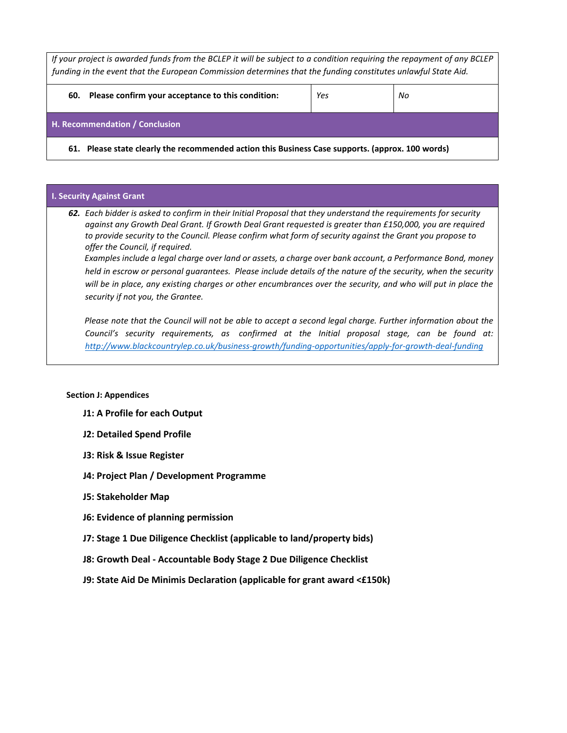*If your project is awarded funds from the BCLEP it will be subject to a condition requiring the repayment of any BCLEP funding in the event that the European Commission determines that the funding constitutes unlawful State Aid.*

| **60. Please confirm your acceptance to this condition:** | *Yes* | *No* |
|---|---|---|

## H. Recommendation / Conclusion

**61. Please state clearly the recommended action this Business Case supports. (approx. 100 words)**

## I. Security Against Grant

***62.*** *Each bidder is asked to confirm in their Initial Proposal that they understand the requirements for security against any Growth Deal Grant. If Growth Deal Grant requested is greater than £150,000, you are required to provide security to the Council. Please confirm what form of security against the Grant you propose to offer the Council, if required.*
*Examples include a legal charge over land or assets, a charge over bank account, a Performance Bond, money held in escrow or personal guarantees. Please include details of the nature of the security, when the security will be in place, any existing charges or other encumbrances over the security, and who will put in place the security if not you, the Grantee.*

*Please note that the Council will not be able to accept a second legal charge. Further information about the Council's security requirements, as confirmed at the Initial proposal stage, can be found at: [http://www.blackcountrylep.co.uk/business-growth/funding-opportunities/apply-for-growth-deal-funding](http://www.blackcountrylep.co.uk/business-growth/funding-opportunities/apply-for-growth-deal-funding)*

**Section J: Appendices**

**J1: A Profile for each Output**

**J2: Detailed Spend Profile**

**J3: Risk & Issue Register**

**J4: Project Plan / Development Programme**

**J5: Stakeholder Map**

**J6: Evidence of planning permission**

**J7: Stage 1 Due Diligence Checklist (applicable to land/property bids)**

**J8: Growth Deal - Accountable Body Stage 2 Due Diligence Checklist**

**J9: State Aid De Minimis Declaration (applicable for grant award <£150k)**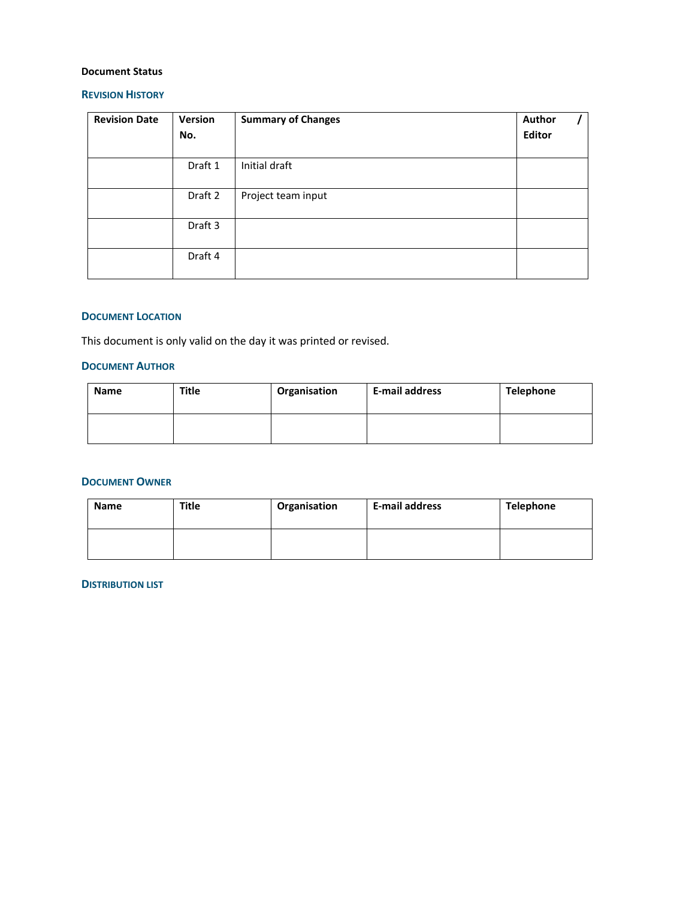**Document Status**

### Revision History

| Revision Date | Version No. | Summary of Changes | Author / Editor |
|---|---|---|---|
| | Draft 1 | Initial draft | |
| | Draft 2 | Project team input | |
| | Draft 3 | | |
| | Draft 4 | | |

### Document Location

This document is only valid on the day it was printed or revised.

### Document Author

| Name | Title | Organisation | E-mail address | Telephone |
|---|---|---|---|---|
| | | | | |

### Document Owner

| Name | Title | Organisation | E-mail address | Telephone |
|---|---|---|---|---|
| | | | | |

### Distribution list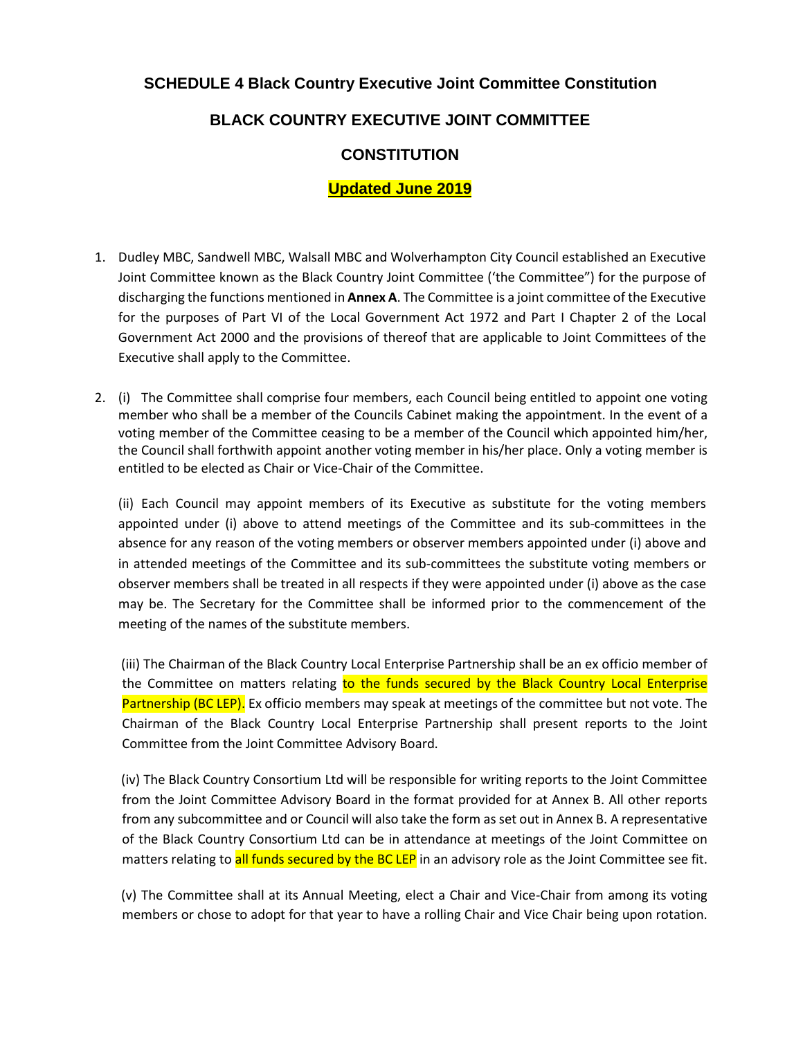## SCHEDULE 4 Black Country Executive Joint Committee Constitution

# BLACK COUNTRY EXECUTIVE JOINT COMMITTEE

# CONSTITUTION

**Updated June 2019**

1. Dudley MBC, Sandwell MBC, Walsall MBC and Wolverhampton City Council established an Executive Joint Committee known as the Black Country Joint Committee ('the Committee") for the purpose of discharging the functions mentioned in **Annex A**. The Committee is a joint committee of the Executive for the purposes of Part VI of the Local Government Act 1972 and Part I Chapter 2 of the Local Government Act 2000 and the provisions of thereof that are applicable to Joint Committees of the Executive shall apply to the Committee.

2. (i) The Committee shall comprise four members, each Council being entitled to appoint one voting member who shall be a member of the Councils Cabinet making the appointment. In the event of a voting member of the Committee ceasing to be a member of the Council which appointed him/her, the Council shall forthwith appoint another voting member in his/her place. Only a voting member is entitled to be elected as Chair or Vice-Chair of the Committee.

   (ii) Each Council may appoint members of its Executive as substitute for the voting members appointed under (i) above to attend meetings of the Committee and its sub-committees in the absence for any reason of the voting members or observer members appointed under (i) above and in attended meetings of the Committee and its sub-committees the substitute voting members or observer members shall be treated in all respects if they were appointed under (i) above as the case may be. The Secretary for the Committee shall be informed prior to the commencement of the meeting of the names of the substitute members.

   (iii) The Chairman of the Black Country Local Enterprise Partnership shall be an ex officio member of the Committee on matters relating to the funds secured by the Black Country Local Enterprise Partnership (BC LEP). Ex officio members may speak at meetings of the committee but not vote. The Chairman of the Black Country Local Enterprise Partnership shall present reports to the Joint Committee from the Joint Committee Advisory Board.

   (iv) The Black Country Consortium Ltd will be responsible for writing reports to the Joint Committee from the Joint Committee Advisory Board in the format provided for at Annex B. All other reports from any subcommittee and or Council will also take the form as set out in Annex B. A representative of the Black Country Consortium Ltd can be in attendance at meetings of the Joint Committee on matters relating to all funds secured by the BC LEP in an advisory role as the Joint Committee see fit.

   (v) The Committee shall at its Annual Meeting, elect a Chair and Vice-Chair from among its voting members or chose to adopt for that year to have a rolling Chair and Vice Chair being upon rotation.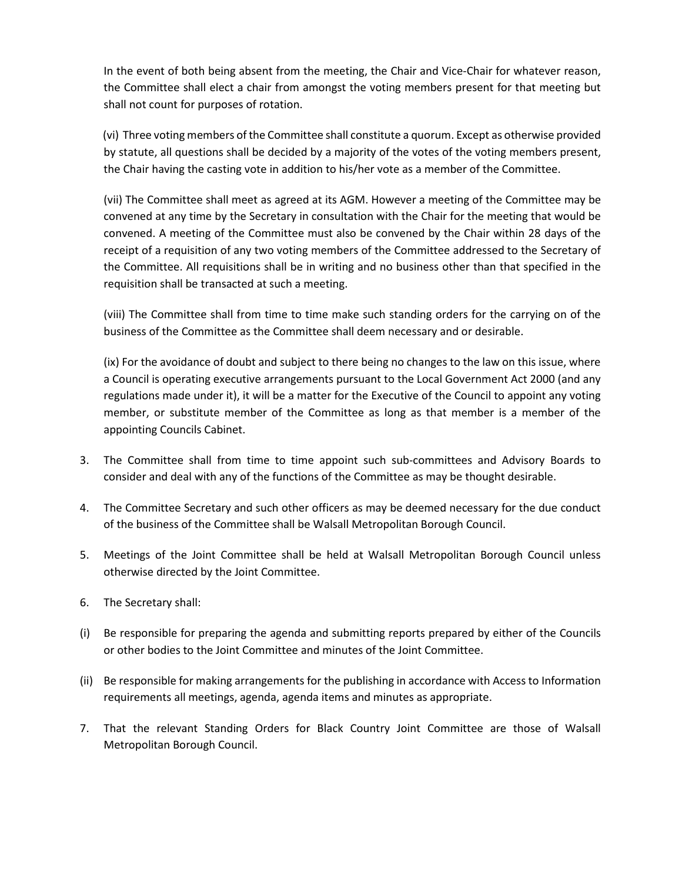In the event of both being absent from the meeting, the Chair and Vice-Chair for whatever reason, the Committee shall elect a chair from amongst the voting members present for that meeting but shall not count for purposes of rotation.

(vi) Three voting members of the Committee shall constitute a quorum. Except as otherwise provided by statute, all questions shall be decided by a majority of the votes of the voting members present, the Chair having the casting vote in addition to his/her vote as a member of the Committee.

(vii) The Committee shall meet as agreed at its AGM. However a meeting of the Committee may be convened at any time by the Secretary in consultation with the Chair for the meeting that would be convened. A meeting of the Committee must also be convened by the Chair within 28 days of the receipt of a requisition of any two voting members of the Committee addressed to the Secretary of the Committee. All requisitions shall be in writing and no business other than that specified in the requisition shall be transacted at such a meeting.

(viii) The Committee shall from time to time make such standing orders for the carrying on of the business of the Committee as the Committee shall deem necessary and or desirable.

(ix) For the avoidance of doubt and subject to there being no changes to the law on this issue, where a Council is operating executive arrangements pursuant to the Local Government Act 2000 (and any regulations made under it), it will be a matter for the Executive of the Council to appoint any voting member, or substitute member of the Committee as long as that member is a member of the appointing Councils Cabinet.

3. The Committee shall from time to time appoint such sub-committees and Advisory Boards to consider and deal with any of the functions of the Committee as may be thought desirable.

4. The Committee Secretary and such other officers as may be deemed necessary for the due conduct of the business of the Committee shall be Walsall Metropolitan Borough Council.

5. Meetings of the Joint Committee shall be held at Walsall Metropolitan Borough Council unless otherwise directed by the Joint Committee.

6. The Secretary shall:

(i) Be responsible for preparing the agenda and submitting reports prepared by either of the Councils or other bodies to the Joint Committee and minutes of the Joint Committee.

(ii) Be responsible for making arrangements for the publishing in accordance with Access to Information requirements all meetings, agenda, agenda items and minutes as appropriate.

7. That the relevant Standing Orders for Black Country Joint Committee are those of Walsall Metropolitan Borough Council.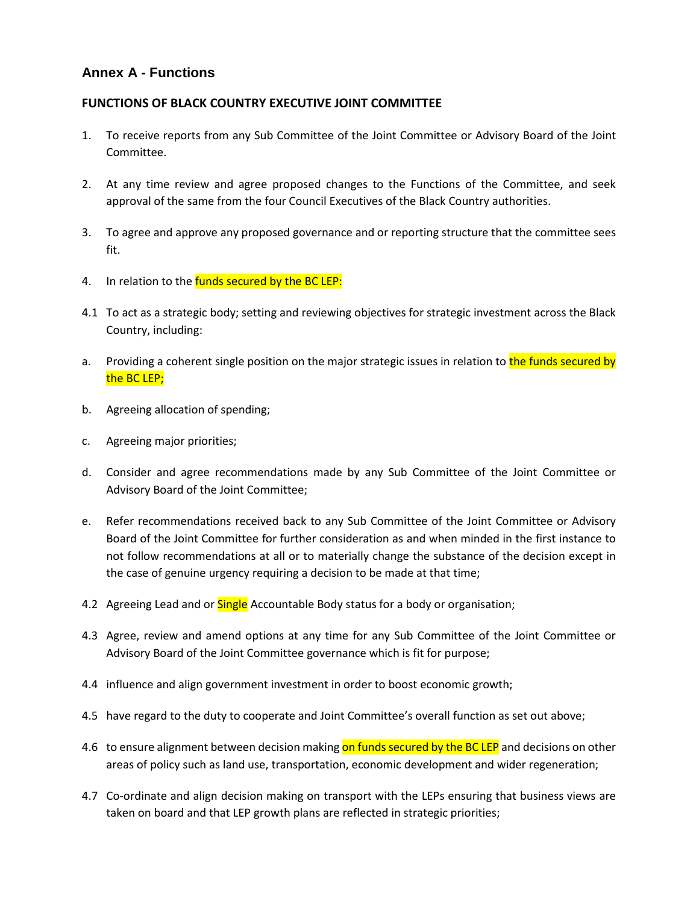## Annex A - Functions

### FUNCTIONS OF BLACK COUNTRY EXECUTIVE JOINT COMMITTEE

1. To receive reports from any Sub Committee of the Joint Committee or Advisory Board of the Joint Committee.

2. At any time review and agree proposed changes to the Functions of the Committee, and seek approval of the same from the four Council Executives of the Black Country authorities.

3. To agree and approve any proposed governance and or reporting structure that the committee sees fit.

4. In relation to the funds secured by the BC LEP:

4.1 To act as a strategic body; setting and reviewing objectives for strategic investment across the Black Country, including:

a. Providing a coherent single position on the major strategic issues in relation to the funds secured by the BC LEP;

b. Agreeing allocation of spending;

c. Agreeing major priorities;

d. Consider and agree recommendations made by any Sub Committee of the Joint Committee or Advisory Board of the Joint Committee;

e. Refer recommendations received back to any Sub Committee of the Joint Committee or Advisory Board of the Joint Committee for further consideration as and when minded in the first instance to not follow recommendations at all or to materially change the substance of the decision except in the case of genuine urgency requiring a decision to be made at that time;

4.2 Agreeing Lead and or Single Accountable Body status for a body or organisation;

4.3 Agree, review and amend options at any time for any Sub Committee of the Joint Committee or Advisory Board of the Joint Committee governance which is fit for purpose;

4.4 influence and align government investment in order to boost economic growth;

4.5 have regard to the duty to cooperate and Joint Committee's overall function as set out above;

4.6 to ensure alignment between decision making on funds secured by the BC LEP and decisions on other areas of policy such as land use, transportation, economic development and wider regeneration;

4.7 Co-ordinate and align decision making on transport with the LEPs ensuring that business views are taken on board and that LEP growth plans are reflected in strategic priorities;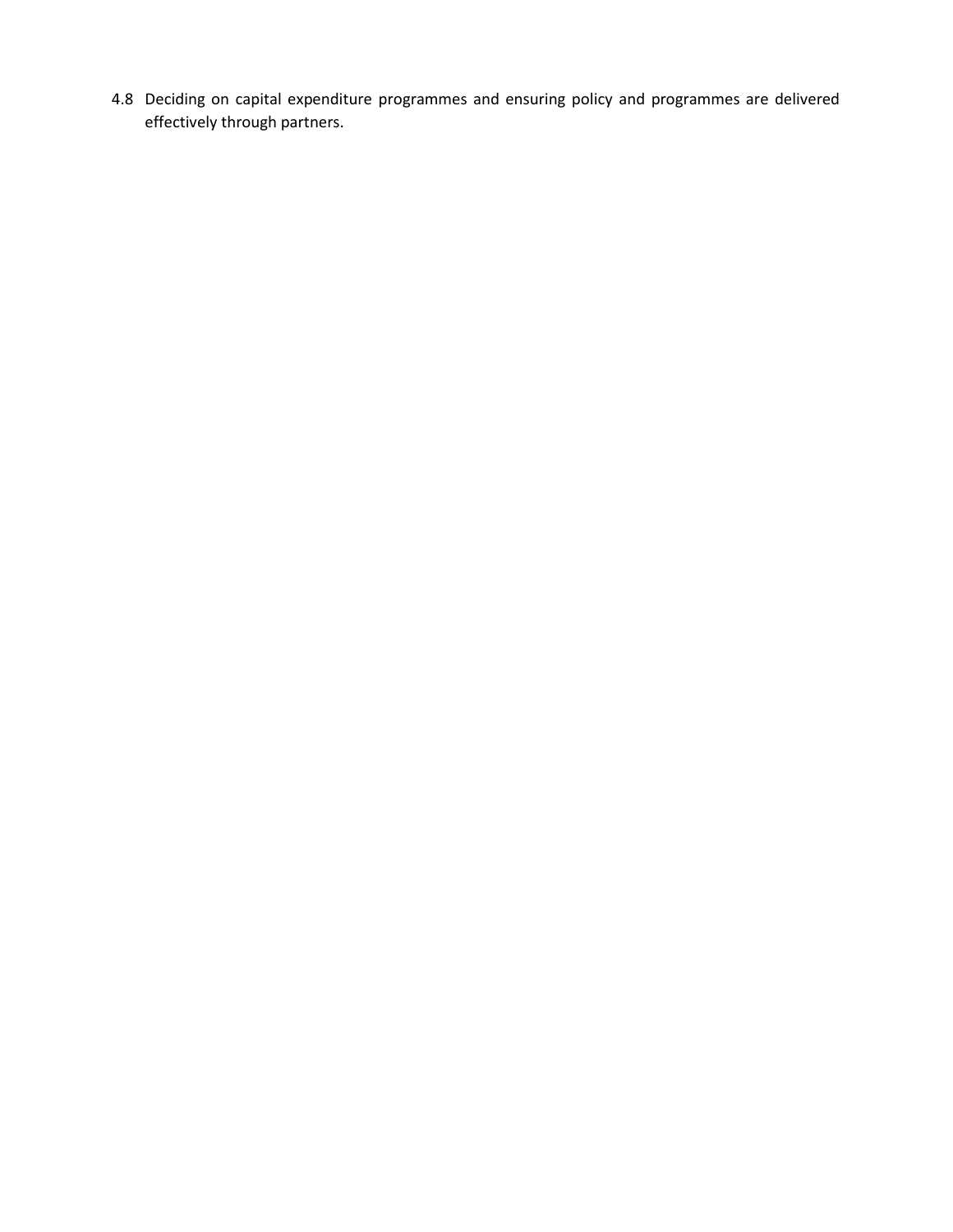4.8 Deciding on capital expenditure programmes and ensuring policy and programmes are delivered effectively through partners.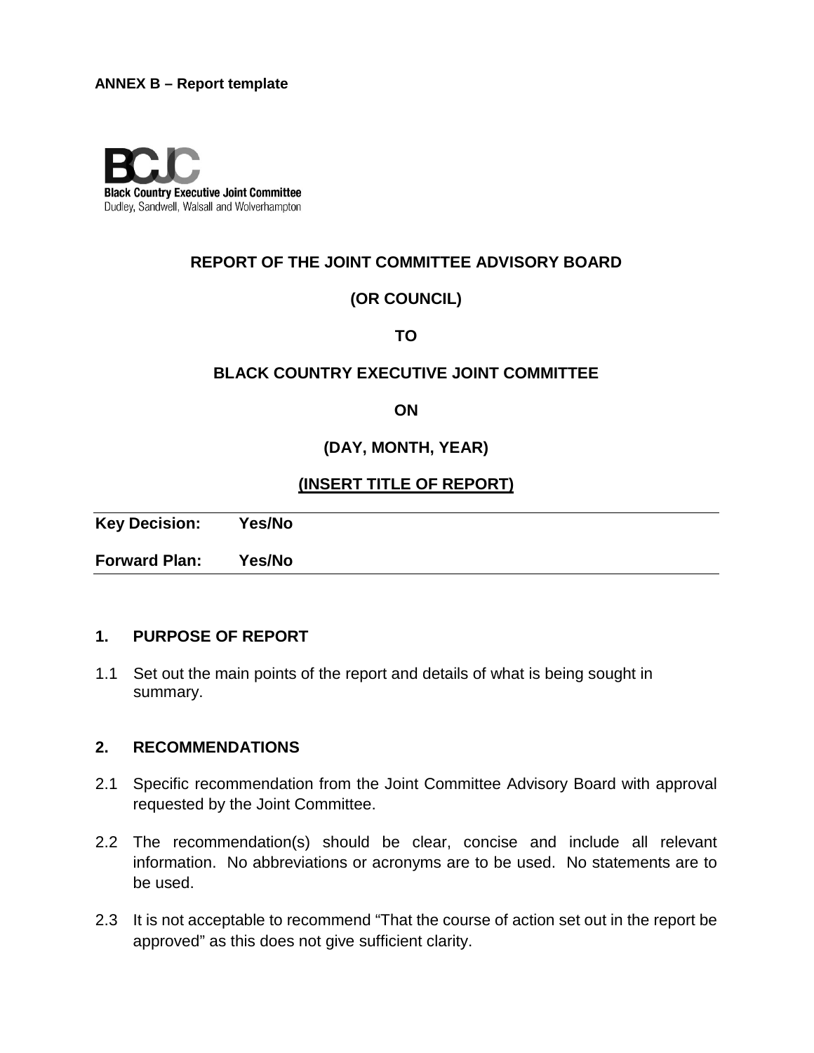**ANNEX B – Report template**

**BCJC**
**Black Country Executive Joint Committee**
Dudley, Sandwell, Walsall and Wolverhampton

**REPORT OF THE JOINT COMMITTEE ADVISORY BOARD**

**(OR COUNCIL)**

**TO**

**BLACK COUNTRY EXECUTIVE JOINT COMMITTEE**

**ON**

**(DAY, MONTH, YEAR)**

**(INSERT TITLE OF REPORT)**

---

**Key Decision:** **Yes/No**

**Forward Plan:** **Yes/No**

---

## 1. PURPOSE OF REPORT

1.1 Set out the main points of the report and details of what is being sought in summary.

## 2. RECOMMENDATIONS

2.1 Specific recommendation from the Joint Committee Advisory Board with approval requested by the Joint Committee.

2.2 The recommendation(s) should be clear, concise and include all relevant information. No abbreviations or acronyms are to be used. No statements are to be used.

2.3 It is not acceptable to recommend "That the course of action set out in the report be approved" as this does not give sufficient clarity.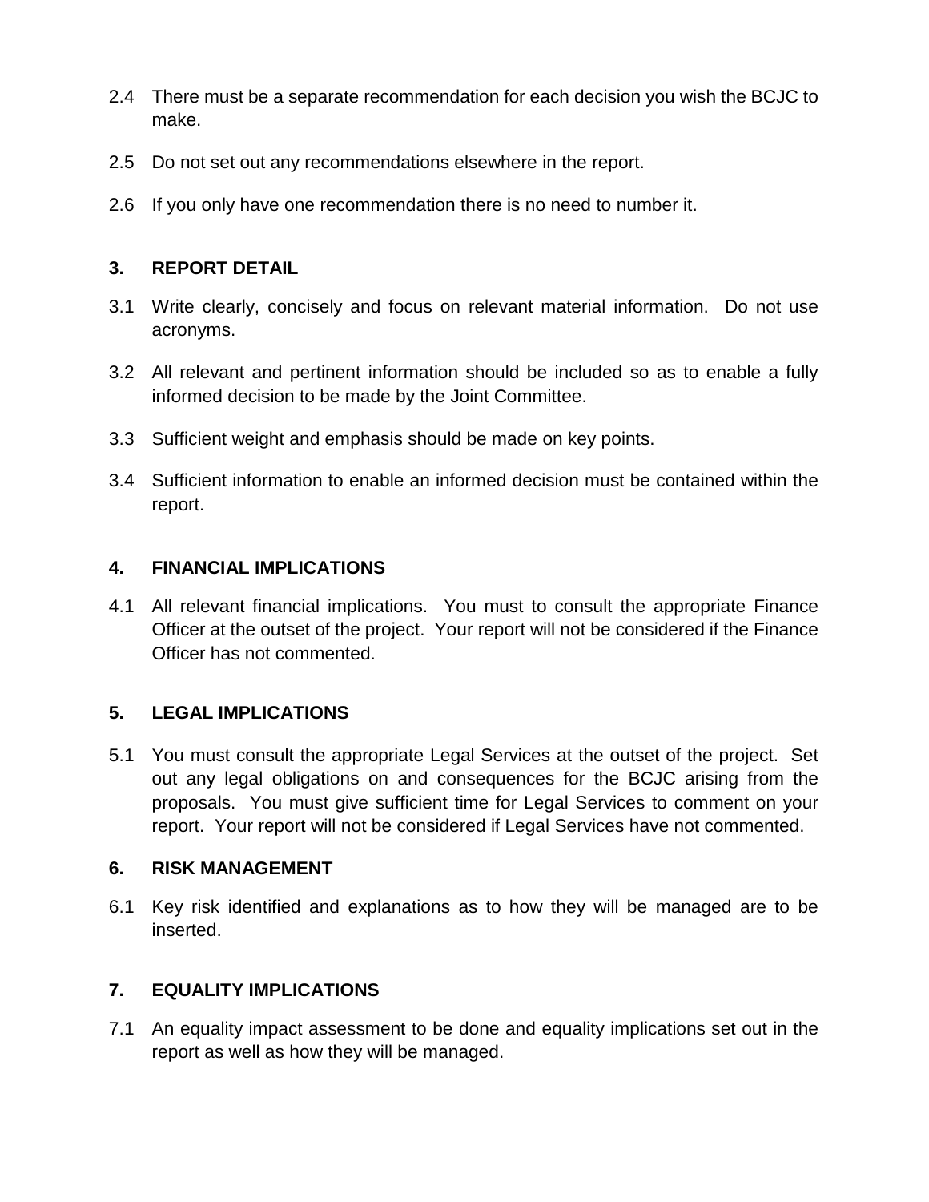2.4 There must be a separate recommendation for each decision you wish the BCJC to make.

2.5 Do not set out any recommendations elsewhere in the report.

2.6 If you only have one recommendation there is no need to number it.

## 3. REPORT DETAIL

3.1 Write clearly, concisely and focus on relevant material information. Do not use acronyms.

3.2 All relevant and pertinent information should be included so as to enable a fully informed decision to be made by the Joint Committee.

3.3 Sufficient weight and emphasis should be made on key points.

3.4 Sufficient information to enable an informed decision must be contained within the report.

## 4. FINANCIAL IMPLICATIONS

4.1 All relevant financial implications. You must to consult the appropriate Finance Officer at the outset of the project. Your report will not be considered if the Finance Officer has not commented.

## 5. LEGAL IMPLICATIONS

5.1 You must consult the appropriate Legal Services at the outset of the project. Set out any legal obligations on and consequences for the BCJC arising from the proposals. You must give sufficient time for Legal Services to comment on your report. Your report will not be considered if Legal Services have not commented.

## 6. RISK MANAGEMENT

6.1 Key risk identified and explanations as to how they will be managed are to be inserted.

## 7. EQUALITY IMPLICATIONS

7.1 An equality impact assessment to be done and equality implications set out in the report as well as how they will be managed.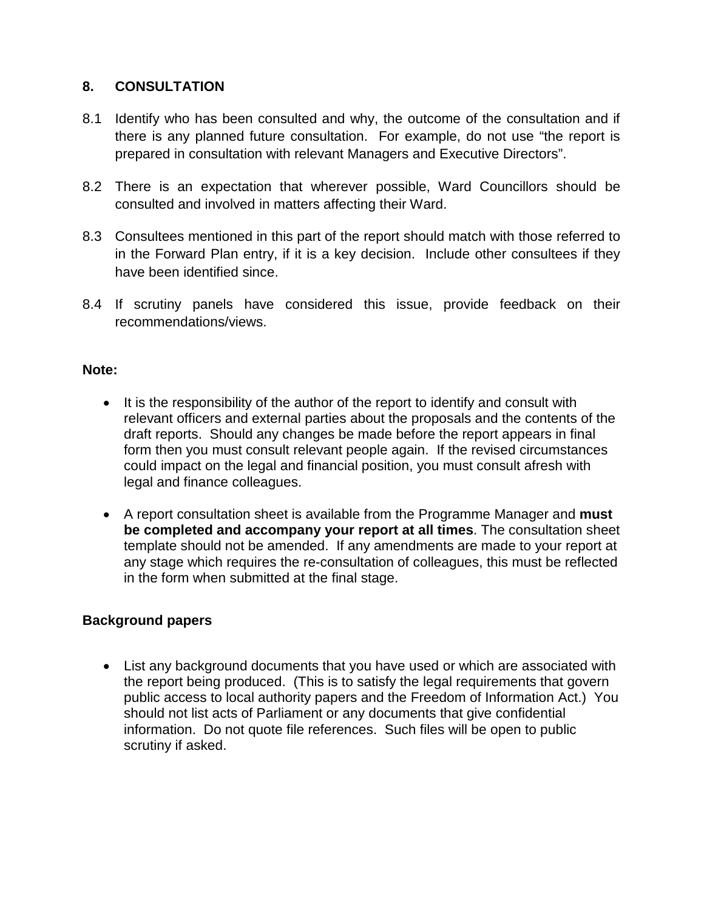## 8. CONSULTATION

8.1 Identify who has been consulted and why, the outcome of the consultation and if there is any planned future consultation. For example, do not use "the report is prepared in consultation with relevant Managers and Executive Directors".

8.2 There is an expectation that wherever possible, Ward Councillors should be consulted and involved in matters affecting their Ward.

8.3 Consultees mentioned in this part of the report should match with those referred to in the Forward Plan entry, if it is a key decision. Include other consultees if they have been identified since.

8.4 If scrutiny panels have considered this issue, provide feedback on their recommendations/views.

**Note:**

- It is the responsibility of the author of the report to identify and consult with relevant officers and external parties about the proposals and the contents of the draft reports. Should any changes be made before the report appears in final form then you must consult relevant people again. If the revised circumstances could impact on the legal and financial position, you must consult afresh with legal and finance colleagues.
- A report consultation sheet is available from the Programme Manager and **must be completed and accompany your report at all times**. The consultation sheet template should not be amended. If any amendments are made to your report at any stage which requires the re-consultation of colleagues, this must be reflected in the form when submitted at the final stage.

**Background papers**

- List any background documents that you have used or which are associated with the report being produced. (This is to satisfy the legal requirements that govern public access to local authority papers and the Freedom of Information Act.) You should not list acts of Parliament or any documents that give confidential information. Do not quote file references. Such files will be open to public scrutiny if asked.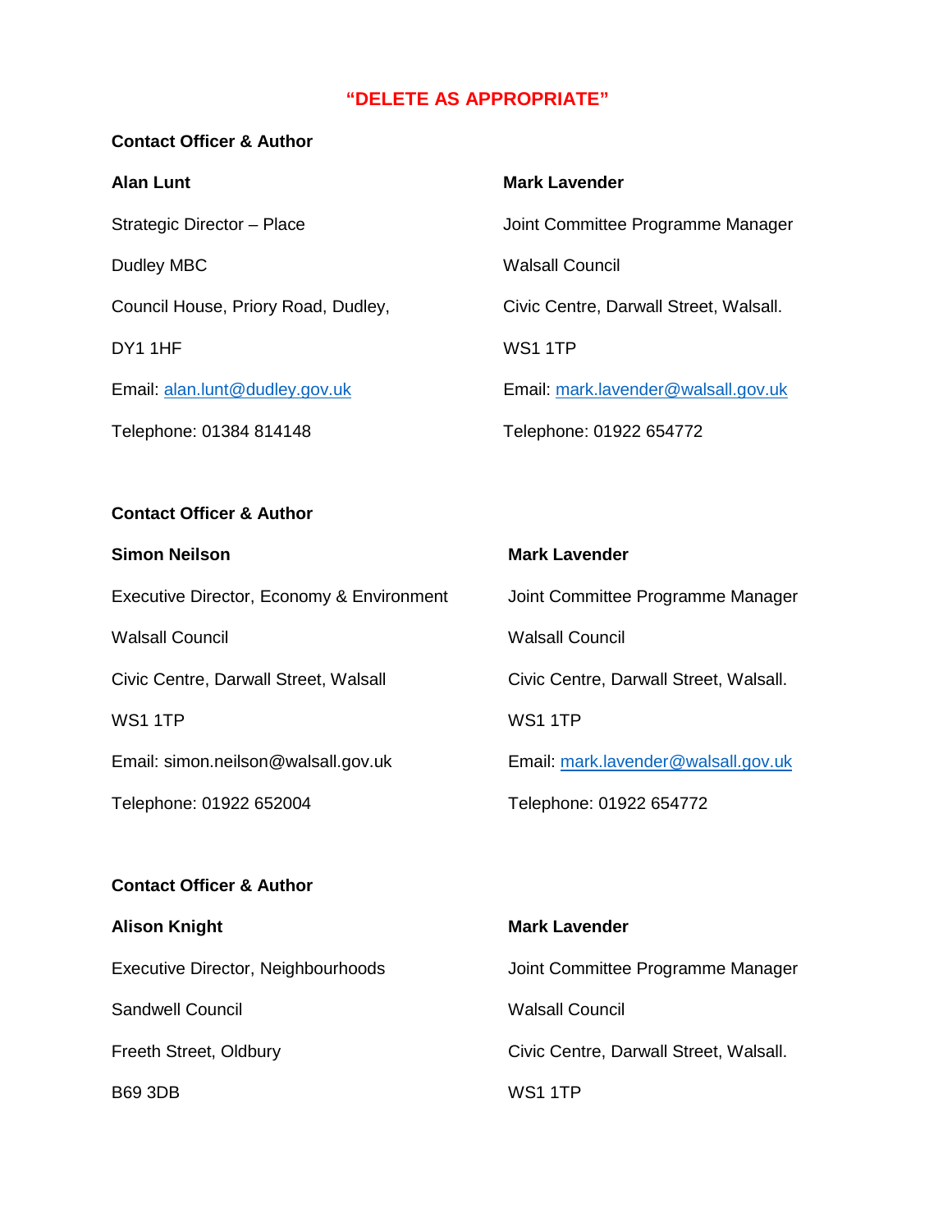**"DELETE AS APPROPRIATE"**

**Contact Officer & Author**

**Alan Lunt**

Strategic Director – Place

Dudley MBC

Council House, Priory Road, Dudley,

DY1 1HF

Email: alan.lunt@dudley.gov.uk

Telephone: 01384 814148

**Mark Lavender**

Joint Committee Programme Manager

Walsall Council

Civic Centre, Darwall Street, Walsall.

WS1 1TP

Email: mark.lavender@walsall.gov.uk

Telephone: 01922 654772

**Contact Officer & Author**

**Simon Neilson**

Executive Director, Economy & Environment

Walsall Council

Civic Centre, Darwall Street, Walsall

WS1 1TP

Email: simon.neilson@walsall.gov.uk

Telephone: 01922 652004

**Mark Lavender**

Joint Committee Programme Manager

Walsall Council

Civic Centre, Darwall Street, Walsall.

WS1 1TP

Email: mark.lavender@walsall.gov.uk

Telephone: 01922 654772

**Contact Officer & Author**

**Alison Knight**

Executive Director, Neighbourhoods

Sandwell Council

Freeth Street, Oldbury

B69 3DB

**Mark Lavender**

Joint Committee Programme Manager

Walsall Council

Civic Centre, Darwall Street, Walsall.

WS1 1TP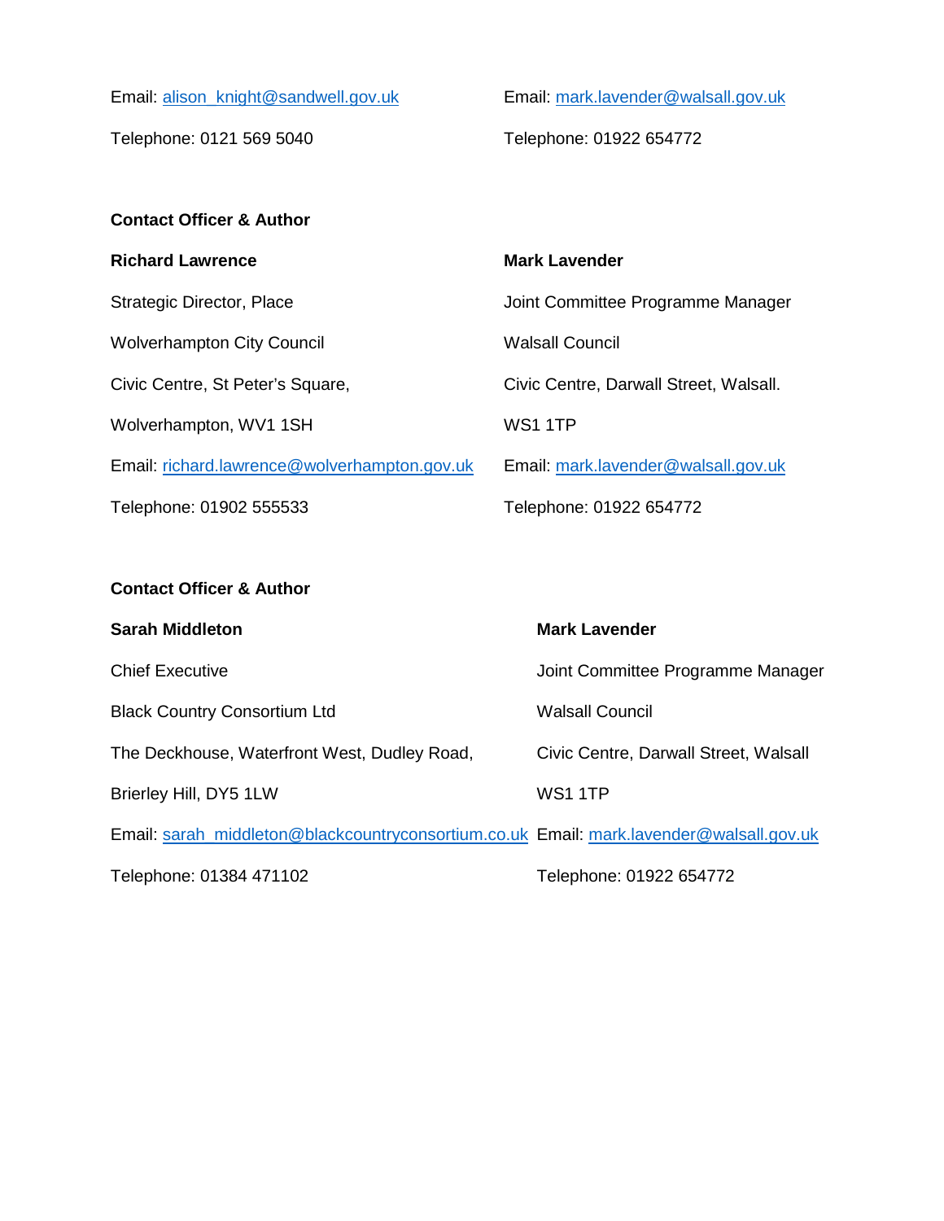Email: alison_knight@sandwell.gov.uk

Telephone: 0121 569 5040

Email: mark.lavender@walsall.gov.uk

Telephone: 01922 654772

**Contact Officer & Author**

**Richard Lawrence**

Strategic Director, Place

Wolverhampton City Council

Civic Centre, St Peter's Square,

Wolverhampton, WV1 1SH

Email: richard.lawrence@wolverhampton.gov.uk

Telephone: 01902 555533

**Mark Lavender**

Joint Committee Programme Manager

Walsall Council

Civic Centre, Darwall Street, Walsall.

WS1 1TP

Email: mark.lavender@walsall.gov.uk

Telephone: 01922 654772

**Contact Officer & Author**

**Sarah Middleton**

Chief Executive

Black Country Consortium Ltd

The Deckhouse, Waterfront West, Dudley Road,

Brierley Hill, DY5 1LW

Email: sarah_middleton@blackcountryconsortium.co.uk

Telephone: 01384 471102

**Mark Lavender**

Joint Committee Programme Manager

Walsall Council

Civic Centre, Darwall Street, Walsall

WS1 1TP

Email: mark.lavender@walsall.gov.uk

Telephone: 01922 654772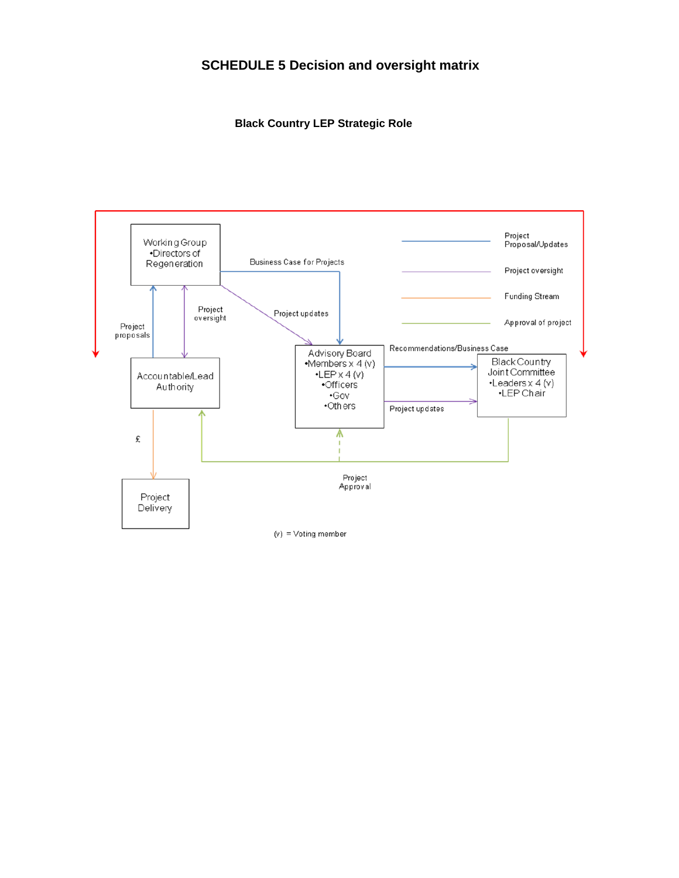# SCHEDULE 5 Decision and oversight matrix

**Black Country LEP Strategic Role**

Working Group
•Directors of Regeneration

Business Case for Projects

Project updates

Project oversight

Project proposals

Accountable/Lead Authority

£

Project Delivery

Advisory Board
•Members x 4 (v)
•LEP x 4 (v)
•Officers
•Gov
•Others

Recommendations/Business Case

Project updates

Black Country Joint Committee
•Leaders x 4 (v)
•LEP Chair

Project Approval

Project Proposal/Updates

Project oversight

Funding Stream

Approval of project

(v) = Voting member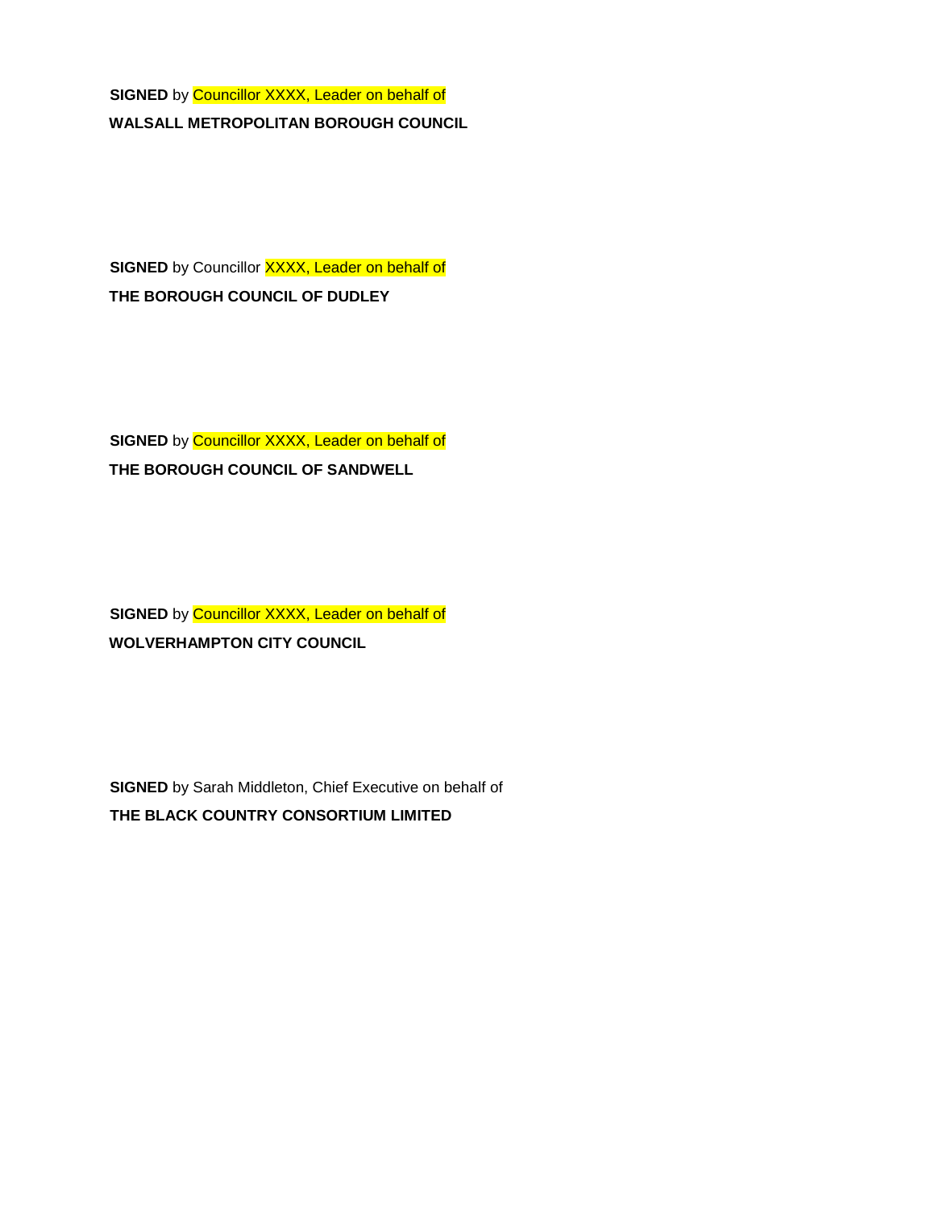**SIGNED** by Councillor XXXX, Leader on behalf of
**WALSALL METROPOLITAN BOROUGH COUNCIL**

**SIGNED** by Councillor XXXX, Leader on behalf of
**THE BOROUGH COUNCIL OF DUDLEY**

**SIGNED** by Councillor XXXX, Leader on behalf of
**THE BOROUGH COUNCIL OF SANDWELL**

**SIGNED** by Councillor XXXX, Leader on behalf of
**WOLVERHAMPTON CITY COUNCIL**

**SIGNED** by Sarah Middleton, Chief Executive on behalf of
**THE BLACK COUNTRY CONSORTIUM LIMITED**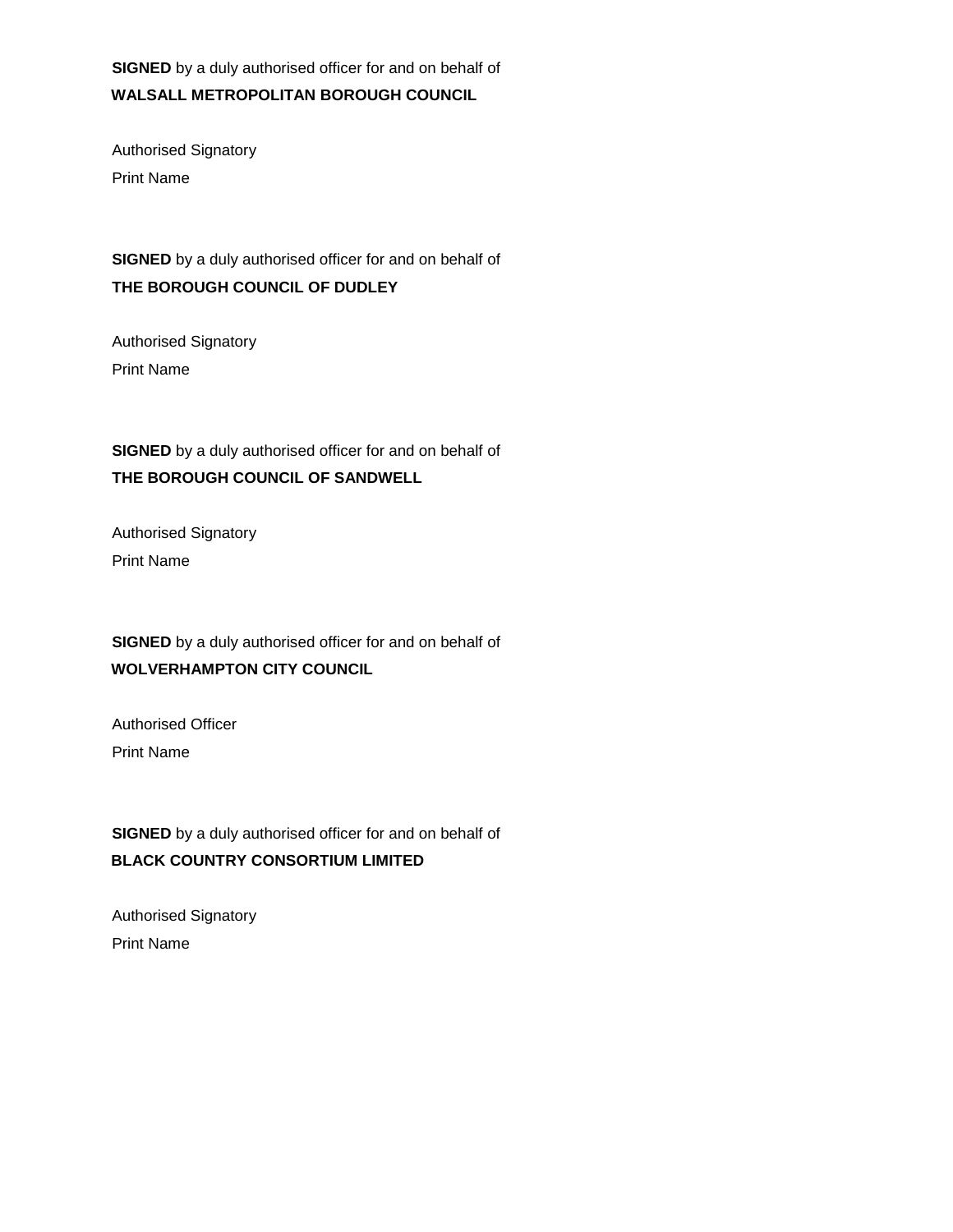**SIGNED** by a duly authorised officer for and on behalf of
**WALSALL METROPOLITAN BOROUGH COUNCIL**

Authorised Signatory
Print Name

**SIGNED** by a duly authorised officer for and on behalf of
**THE BOROUGH COUNCIL OF DUDLEY**

Authorised Signatory
Print Name

**SIGNED** by a duly authorised officer for and on behalf of
**THE BOROUGH COUNCIL OF SANDWELL**

Authorised Signatory
Print Name

**SIGNED** by a duly authorised officer for and on behalf of
**WOLVERHAMPTON CITY COUNCIL**

Authorised Officer
Print Name

**SIGNED** by a duly authorised officer for and on behalf of
**BLACK COUNTRY CONSORTIUM LIMITED**

Authorised Signatory
Print Name